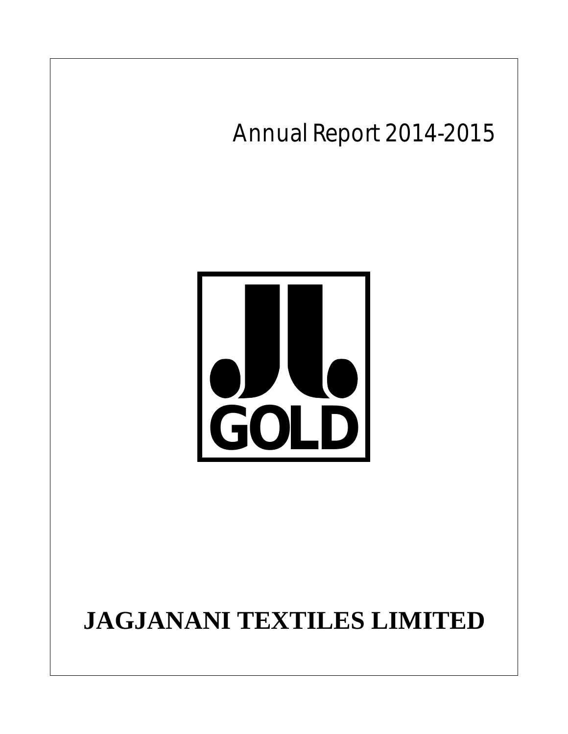Annual Report 2014-2015

GOLD

# JAGJANANI TEXTILES LIMITED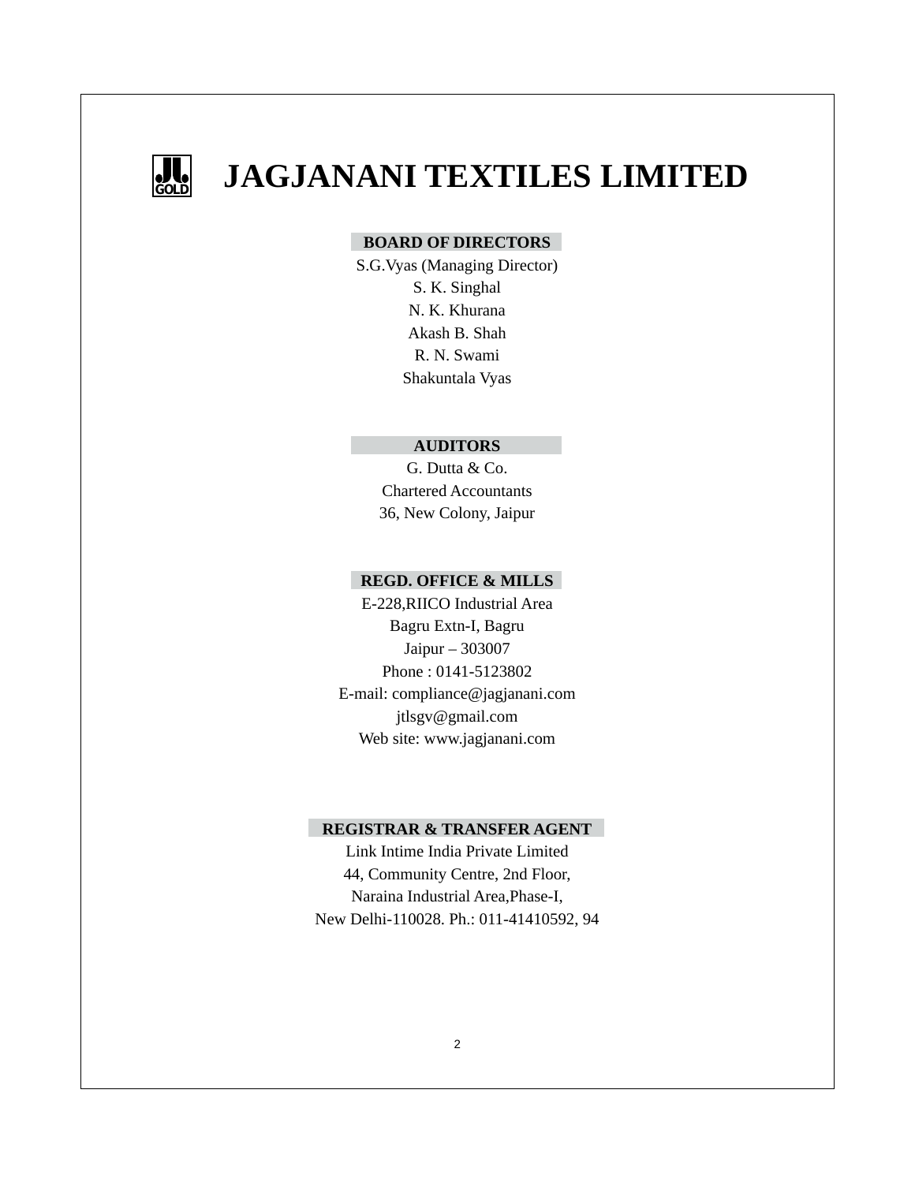# JAGJANANI TEXTILES LIMITED

## BOARD OF DIRECTORS

S.G.Vyas (Managing Director)
S. K. Singhal
N. K. Khurana
Akash B. Shah
R. N. Swami
Shakuntala Vyas

## AUDITORS

G. Dutta & Co.
Chartered Accountants
36, New Colony, Jaipur

## REGD. OFFICE & MILLS

E-228,RIICO Industrial Area
Bagru Extn-I, Bagru
Jaipur – 303007
Phone : 0141-5123802
E-mail: compliance@jagjanani.com
jtlsgv@gmail.com
Web site: www.jagjanani.com

## REGISTRAR & TRANSFER AGENT

Link Intime India Private Limited
44, Community Centre, 2nd Floor,
Naraina Industrial Area,Phase-I,
New Delhi-110028. Ph.: 011-41410592, 94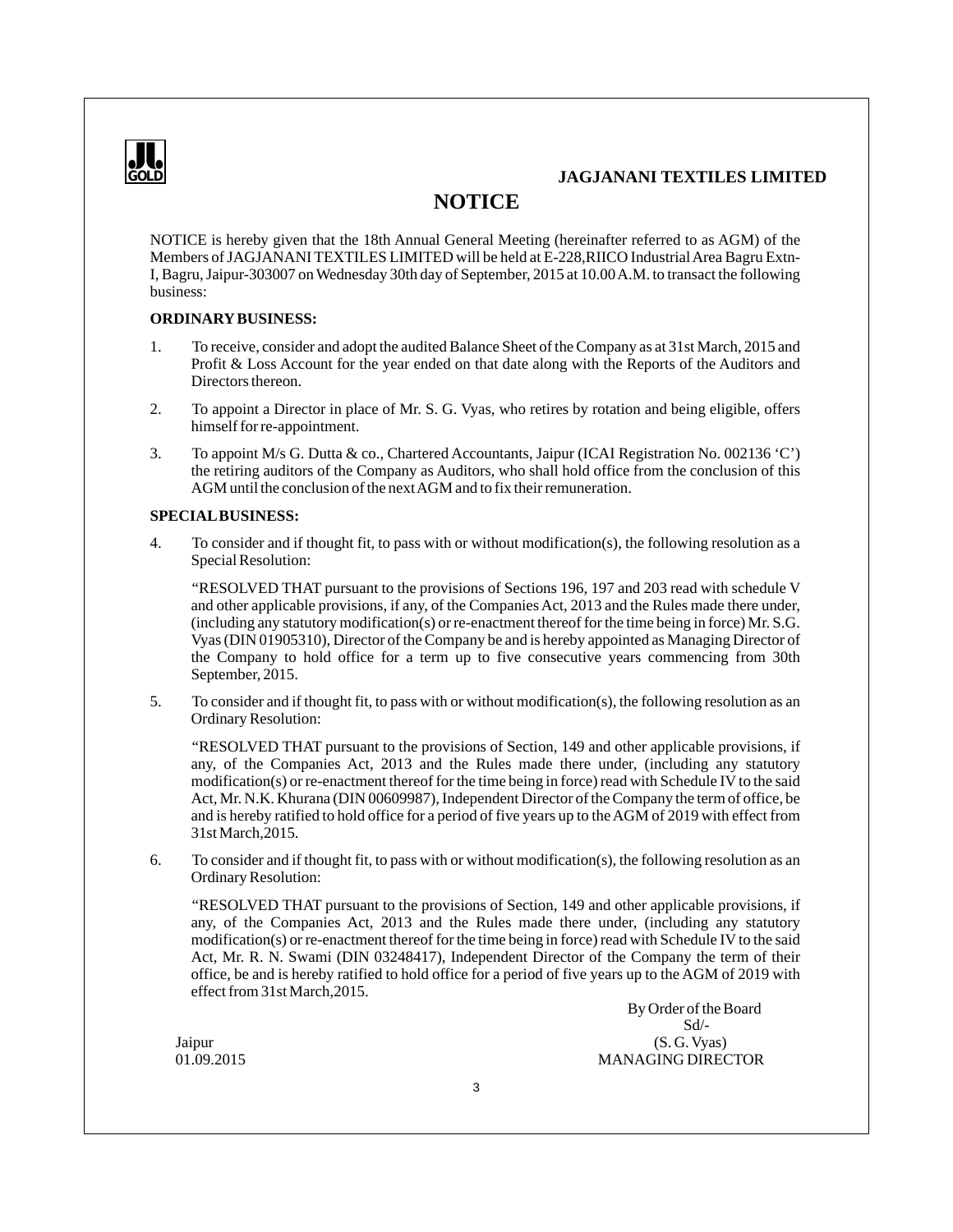**JAGJANANI TEXTILES LIMITED**

# NOTICE

NOTICE is hereby given that the 18th Annual General Meeting (hereinafter referred to as AGM) of the Members of JAGJANANI TEXTILES LIMITED will be held at E-228,RIICO Industrial Area Bagru Extn-I, Bagru, Jaipur-303007 on Wednesday 30th day of September, 2015 at 10.00 A.M. to transact the following business:

**ORDINARY BUSINESS:**

1. To receive, consider and adopt the audited Balance Sheet of the Company as at 31st March, 2015 and Profit & Loss Account for the year ended on that date along with the Reports of the Auditors and Directors thereon.

2. To appoint a Director in place of Mr. S. G. Vyas, who retires by rotation and being eligible, offers himself for re-appointment.

3. To appoint M/s G. Dutta & co., Chartered Accountants, Jaipur (ICAI Registration No. 002136 'C') the retiring auditors of the Company as Auditors, who shall hold office from the conclusion of this AGM until the conclusion of the next AGM and to fix their remuneration.

**SPECIAL BUSINESS:**

4. To consider and if thought fit, to pass with or without modification(s), the following resolution as a Special Resolution:

   "RESOLVED THAT pursuant to the provisions of Sections 196, 197 and 203 read with schedule V and other applicable provisions, if any, of the Companies Act, 2013 and the Rules made there under, (including any statutory modification(s) or re-enactment thereof for the time being in force) Mr. S.G. Vyas (DIN 01905310), Director of the Company be and is hereby appointed as Managing Director of the Company to hold office for a term up to five consecutive years commencing from 30th September, 2015.

5. To consider and if thought fit, to pass with or without modification(s), the following resolution as an Ordinary Resolution:

   "RESOLVED THAT pursuant to the provisions of Section, 149 and other applicable provisions, if any, of the Companies Act, 2013 and the Rules made there under, (including any statutory modification(s) or re-enactment thereof for the time being in force) read with Schedule IV to the said Act, Mr. N.K. Khurana (DIN 00609987), Independent Director of the Company the term of office, be and is hereby ratified to hold office for a period of five years up to the AGM of 2019 with effect from 31st March,2015.

6. To consider and if thought fit, to pass with or without modification(s), the following resolution as an Ordinary Resolution:

   "RESOLVED THAT pursuant to the provisions of Section, 149 and other applicable provisions, if any, of the Companies Act, 2013 and the Rules made there under, (including any statutory modification(s) or re-enactment thereof for the time being in force) read with Schedule IV to the said Act, Mr. R. N. Swami (DIN 03248417), Independent Director of the Company the term of their office, be and is hereby ratified to hold office for a period of five years up to the AGM of 2019 with effect from 31st March,2015.

By Order of the Board
Sd/-
(S. G. Vyas)
MANAGING DIRECTOR

Jaipur
01.09.2015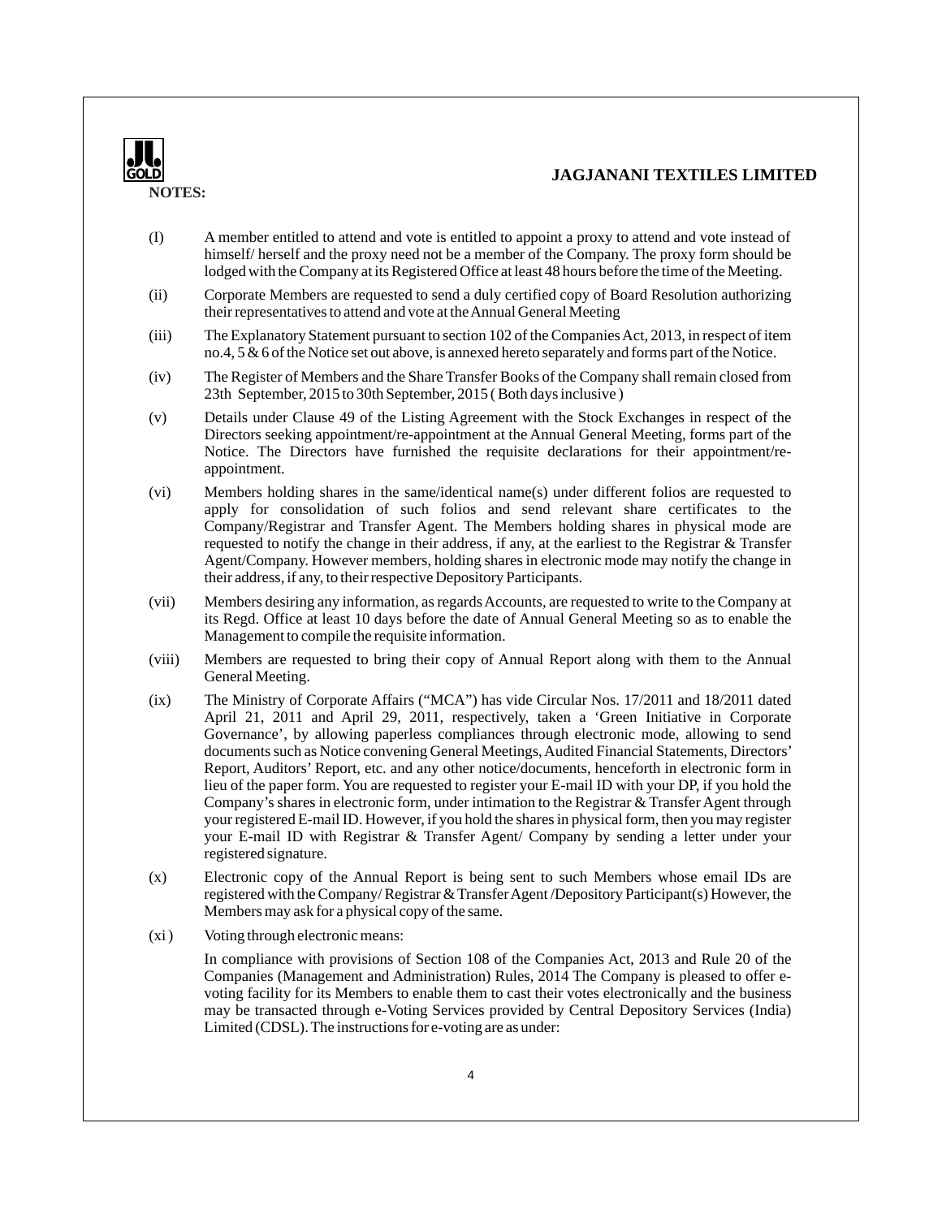## NOTES:

(I) A member entitled to attend and vote is entitled to appoint a proxy to attend and vote instead of himself/ herself and the proxy need not be a member of the Company. The proxy form should be lodged with the Company at its Registered Office at least 48 hours before the time of the Meeting.

(ii) Corporate Members are requested to send a duly certified copy of Board Resolution authorizing their representatives to attend and vote at the Annual General Meeting

(iii) The Explanatory Statement pursuant to section 102 of the Companies Act, 2013, in respect of item no.4, 5 & 6 of the Notice set out above, is annexed hereto separately and forms part of the Notice.

(iv) The Register of Members and the Share Transfer Books of the Company shall remain closed from 23th September, 2015 to 30th September, 2015 ( Both days inclusive )

(v) Details under Clause 49 of the Listing Agreement with the Stock Exchanges in respect of the Directors seeking appointment/re-appointment at the Annual General Meeting, forms part of the Notice. The Directors have furnished the requisite declarations for their appointment/re-appointment.

(vi) Members holding shares in the same/identical name(s) under different folios are requested to apply for consolidation of such folios and send relevant share certificates to the Company/Registrar and Transfer Agent. The Members holding shares in physical mode are requested to notify the change in their address, if any, at the earliest to the Registrar & Transfer Agent/Company. However members, holding shares in electronic mode may notify the change in their address, if any, to their respective Depository Participants.

(vii) Members desiring any information, as regards Accounts, are requested to write to the Company at its Regd. Office at least 10 days before the date of Annual General Meeting so as to enable the Management to compile the requisite information.

(viii) Members are requested to bring their copy of Annual Report along with them to the Annual General Meeting.

(ix) The Ministry of Corporate Affairs ("MCA") has vide Circular Nos. 17/2011 and 18/2011 dated April 21, 2011 and April 29, 2011, respectively, taken a 'Green Initiative in Corporate Governance', by allowing paperless compliances through electronic mode, allowing to send documents such as Notice convening General Meetings, Audited Financial Statements, Directors' Report, Auditors' Report, etc. and any other notice/documents, henceforth in electronic form in lieu of the paper form. You are requested to register your E-mail ID with your DP, if you hold the Company's shares in electronic form, under intimation to the Registrar & Transfer Agent through your registered E-mail ID. However, if you hold the shares in physical form, then you may register your E-mail ID with Registrar & Transfer Agent/ Company by sending a letter under your registered signature.

(x) Electronic copy of the Annual Report is being sent to such Members whose email IDs are registered with the Company/ Registrar & Transfer Agent /Depository Participant(s) However, the Members may ask for a physical copy of the same.

(xi ) Voting through electronic means:

In compliance with provisions of Section 108 of the Companies Act, 2013 and Rule 20 of the Companies (Management and Administration) Rules, 2014 The Company is pleased to offer e-voting facility for its Members to enable them to cast their votes electronically and the business may be transacted through e-Voting Services provided by Central Depository Services (India) Limited (CDSL). The instructions for e-voting are as under: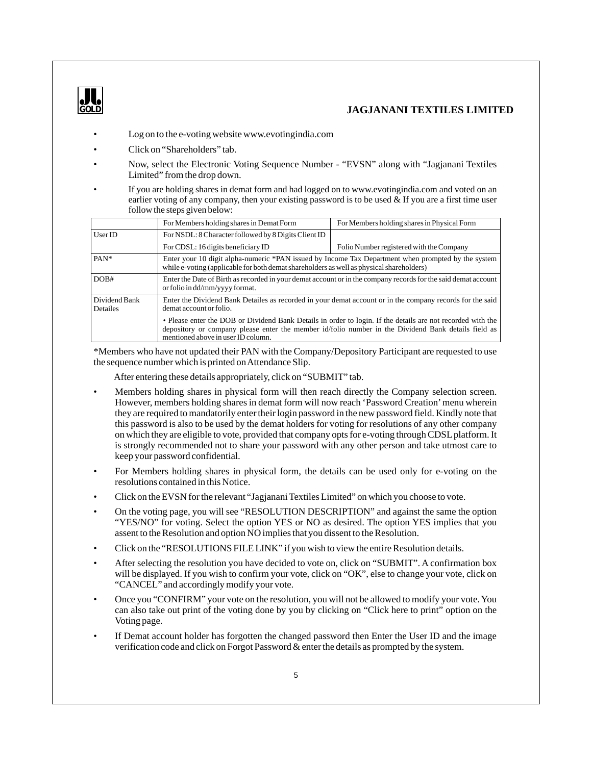- Log on to the e-voting website www.evotingindia.com
- Click on "Shareholders" tab.
- Now, select the Electronic Voting Sequence Number - "EVSN" along with "Jagjanani Textiles Limited" from the drop down.
- If you are holding shares in demat form and had logged on to www.evotingindia.com and voted on an earlier voting of any company, then your existing password is to be used & If you are a first time user follow the steps given below:

| | For Members holding shares in Demat Form | For Members holding shares in Physical Form |
|---|---|---|
| User ID | For NSDL: 8 Character followed by 8 Digits Client ID<br>For CDSL: 16 digits beneficiary ID | Folio Number registered with the Company |
| PAN* | Enter your 10 digit alpha-numeric *PAN issued by Income Tax Department when prompted by the system while e-voting (applicable for both demat shareholders as well as physical shareholders) | |
| DOB# | Enter the Date of Birth as recorded in your demat account or in the company records for the said demat account or folio in dd/mm/yyyy format. | |
| Dividend Bank Detailes | Enter the Dividend Bank Detailes as recorded in your demat account or in the company records for the said demat account or folio.<br>• Please enter the DOB or Dividend Bank Details in order to login. If the details are not recorded with the depository or company please enter the member id/folio number in the Dividend Bank details field as mentioned above in user ID column. | |

*Members who have not updated their PAN with the Company/Depository Participant are requested to use the sequence number which is printed on Attendance Slip.

After entering these details appropriately, click on "SUBMIT" tab.

- Members holding shares in physical form will then reach directly the Company selection screen. However, members holding shares in demat form will now reach 'Password Creation' menu wherein they are required to mandatorily enter their login password in the new password field. Kindly note that this password is also to be used by the demat holders for voting for resolutions of any other company on which they are eligible to vote, provided that company opts for e-voting through CDSL platform. It is strongly recommended not to share your password with any other person and take utmost care to keep your password confidential.
- For Members holding shares in physical form, the details can be used only for e-voting on the resolutions contained in this Notice.
- Click on the EVSN for the relevant "Jagjanani Textiles Limited" on which you choose to vote.
- On the voting page, you will see "RESOLUTION DESCRIPTION" and against the same the option "YES/NO" for voting. Select the option YES or NO as desired. The option YES implies that you assent to the Resolution and option NO implies that you dissent to the Resolution.
- Click on the "RESOLUTIONS FILE LINK" if you wish to view the entire Resolution details.
- After selecting the resolution you have decided to vote on, click on "SUBMIT". A confirmation box will be displayed. If you wish to confirm your vote, click on "OK", else to change your vote, click on "CANCEL" and accordingly modify your vote.
- Once you "CONFIRM" your vote on the resolution, you will not be allowed to modify your vote. You can also take out print of the voting done by you by clicking on "Click here to print" option on the Voting page.
- If Demat account holder has forgotten the changed password then Enter the User ID and the image verification code and click on Forgot Password & enter the details as prompted by the system.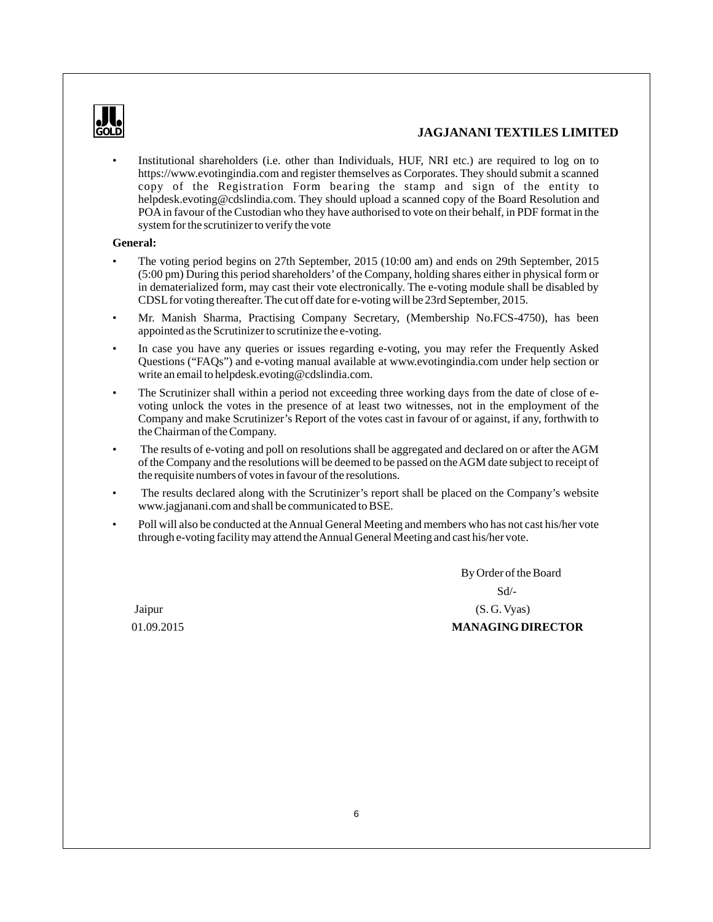- Institutional shareholders (i.e. other than Individuals, HUF, NRI etc.) are required to log on to https://www.evotingindia.com and register themselves as Corporates. They should submit a scanned copy of the Registration Form bearing the stamp and sign of the entity to helpdesk.evoting@cdslindia.com. They should upload a scanned copy of the Board Resolution and POA in favour of the Custodian who they have authorised to vote on their behalf, in PDF format in the system for the scrutinizer to verify the vote

**General:**

- The voting period begins on 27th September, 2015 (10:00 am) and ends on 29th September, 2015 (5:00 pm) During this period shareholders' of the Company, holding shares either in physical form or in dematerialized form, may cast their vote electronically. The e-voting module shall be disabled by CDSL for voting thereafter. The cut off date for e-voting will be 23rd September, 2015.
- Mr. Manish Sharma, Practising Company Secretary, (Membership No.FCS-4750), has been appointed as the Scrutinizer to scrutinize the e-voting.
- In case you have any queries or issues regarding e-voting, you may refer the Frequently Asked Questions ("FAQs") and e-voting manual available at www.evotingindia.com under help section or write an email to helpdesk.evoting@cdslindia.com.
- The Scrutinizer shall within a period not exceeding three working days from the date of close of e-voting unlock the votes in the presence of at least two witnesses, not in the employment of the Company and make Scrutinizer's Report of the votes cast in favour of or against, if any, forthwith to the Chairman of the Company.
- The results of e-voting and poll on resolutions shall be aggregated and declared on or after the AGM of the Company and the resolutions will be deemed to be passed on the AGM date subject to receipt of the requisite numbers of votes in favour of the resolutions.
- The results declared along with the Scrutinizer's report shall be placed on the Company's website www.jagjanani.com and shall be communicated to BSE.
- Poll will also be conducted at the Annual General Meeting and members who has not cast his/her vote through e-voting facility may attend the Annual General Meeting and cast his/her vote.

By Order of the Board

Sd/-

Jaipur (S. G. Vyas)

01.09.2015 **MANAGING DIRECTOR**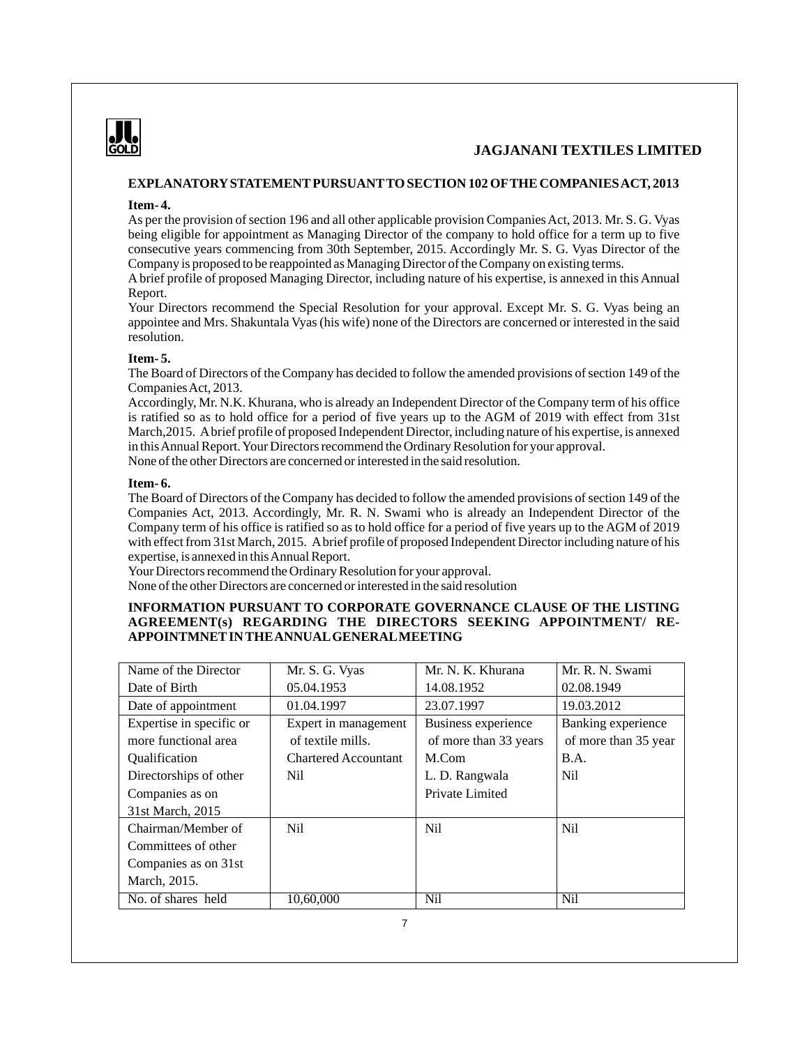## EXPLANATORY STATEMENT PURSUANT TO SECTION 102 OF THE COMPANIES ACT, 2013

**Item- 4.**

As per the provision of section 196 and all other applicable provision Companies Act, 2013. Mr. S. G. Vyas being eligible for appointment as Managing Director of the company to hold office for a term up to five consecutive years commencing from 30th September, 2015. Accordingly Mr. S. G. Vyas Director of the Company is proposed to be reappointed as Managing Director of the Company on existing terms.

A brief profile of proposed Managing Director, including nature of his expertise, is annexed in this Annual Report.

Your Directors recommend the Special Resolution for your approval. Except Mr. S. G. Vyas being an appointee and Mrs. Shakuntala Vyas (his wife) none of the Directors are concerned or interested in the said resolution.

**Item- 5.**

The Board of Directors of the Company has decided to follow the amended provisions of section 149 of the Companies Act, 2013.

Accordingly, Mr. N.K. Khurana, who is already an Independent Director of the Company term of his office is ratified so as to hold office for a period of five years up to the AGM of 2019 with effect from 31st March,2015. A brief profile of proposed Independent Director, including nature of his expertise, is annexed in this Annual Report. Your Directors recommend the Ordinary Resolution for your approval.

None of the other Directors are concerned or interested in the said resolution.

**Item- 6.**

The Board of Directors of the Company has decided to follow the amended provisions of section 149 of the Companies Act, 2013. Accordingly, Mr. R. N. Swami who is already an Independent Director of the Company term of his office is ratified so as to hold office for a period of five years up to the AGM of 2019 with effect from 31st March, 2015. A brief profile of proposed Independent Director including nature of his expertise, is annexed in this Annual Report.

Your Directors recommend the Ordinary Resolution for your approval.

None of the other Directors are concerned or interested in the said resolution

**INFORMATION PURSUANT TO CORPORATE GOVERNANCE CLAUSE OF THE LISTING AGREEMENT(s) REGARDING THE DIRECTORS SEEKING APPOINTMENT/ RE-APPOINTMNET IN THE ANNUAL GENERAL MEETING**

| Name of the Director | Mr. S. G. Vyas | Mr. N. K. Khurana | Mr. R. N. Swami |
|---|---|---|---|
| Date of Birth | 05.04.1953 | 14.08.1952 | 02.08.1949 |
| Date of appointment | 01.04.1997 | 23.07.1997 | 19.03.2012 |
| Expertise in specific or more functional area | Expert in management of textile mills. | Business experience of more than 33 years | Banking experience of more than 35 year |
| Qualification | Chartered Accountant | M.Com | B.A. |
| Directorships of other Companies as on 31st March, 2015 | Nil | L. D. Rangwala Private Limited | Nil |
| Chairman/Member of Committees of other Companies as on 31st March, 2015. | Nil | Nil | Nil |
| No. of shares held | 10,60,000 | Nil | Nil |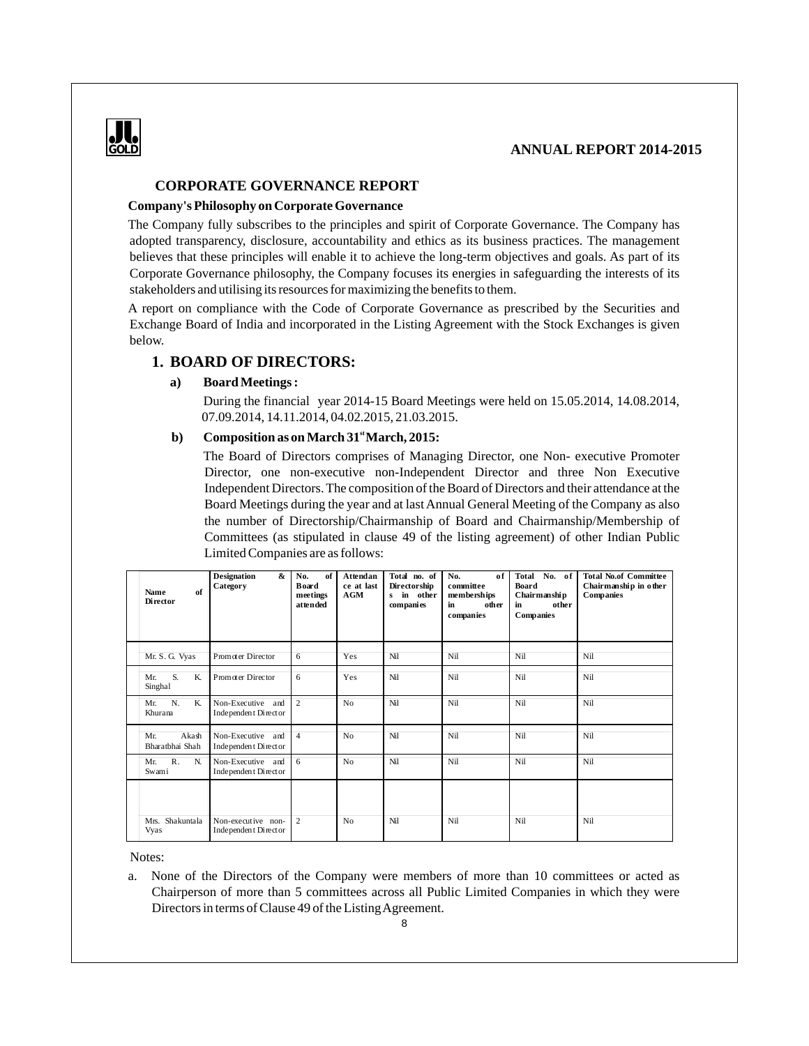## CORPORATE GOVERNANCE REPORT

**Company's Philosophy on Corporate Governance**

The Company fully subscribes to the principles and spirit of Corporate Governance. The Company has adopted transparency, disclosure, accountability and ethics as its business practices. The management believes that these principles will enable it to achieve the long-term objectives and goals. As part of its Corporate Governance philosophy, the Company focuses its energies in safeguarding the interests of its stakeholders and utilising its resources for maximizing the benefits to them.

A report on compliance with the Code of Corporate Governance as prescribed by the Securities and Exchange Board of India and incorporated in the Listing Agreement with the Stock Exchanges is given below.

### 1. BOARD OF DIRECTORS:

**a) Board Meetings :**

During the financial year 2014-15 Board Meetings were held on 15.05.2014, 14.08.2014, 07.09.2014, 14.11.2014, 04.02.2015, 21.03.2015.

**b) Composition as on March 31st March, 2015:**

The Board of Directors comprises of Managing Director, one Non- executive Promoter Director, one non-executive non-Independent Director and three Non Executive Independent Directors. The composition of the Board of Directors and their attendance at the Board Meetings during the year and at last Annual General Meeting of the Company as also the number of Directorship/Chairmanship of Board and Chairmanship/Membership of Committees (as stipulated in clause 49 of the listing agreement) of other Indian Public Limited Companies are as follows:

| Name of Director | Designation & Category | No. of Board meetings attended | Attendance at last AGM | Total no. of Directorships in other companies | No. of committee memberships in other companies | Total No. of Board Chairmanship in other Companies | Total No.of Committee Chairmanship in other Companies |
|---|---|---|---|---|---|---|---|
| Mr. S. G. Vyas | Promoter Director | 6 | Yes | Nil | Nil | Nil | Nil |
| Mr. S. K. Singhal | Promoter Director | 6 | Yes | Nil | Nil | Nil | Nil |
| Mr. N. K. Khurana | Non-Executive and Independent Director | 2 | No | Nil | Nil | Nil | Nil |
| Mr. Akash Bharatbhai Shah | Non-Executive and Independent Director | 4 | No | Nil | Nil | Nil | Nil |
| Mr. R. N. Swami | Non-Executive and Independent Director | 6 | No | Nil | Nil | Nil | Nil |
| Mrs. Shakuntala Vyas | Non-executive non-Independent Director | 2 | No | Nil | Nil | Nil | Nil |

Notes:

a. None of the Directors of the Company were members of more than 10 committees or acted as Chairperson of more than 5 committees across all Public Limited Companies in which they were Directors in terms of Clause 49 of the Listing Agreement.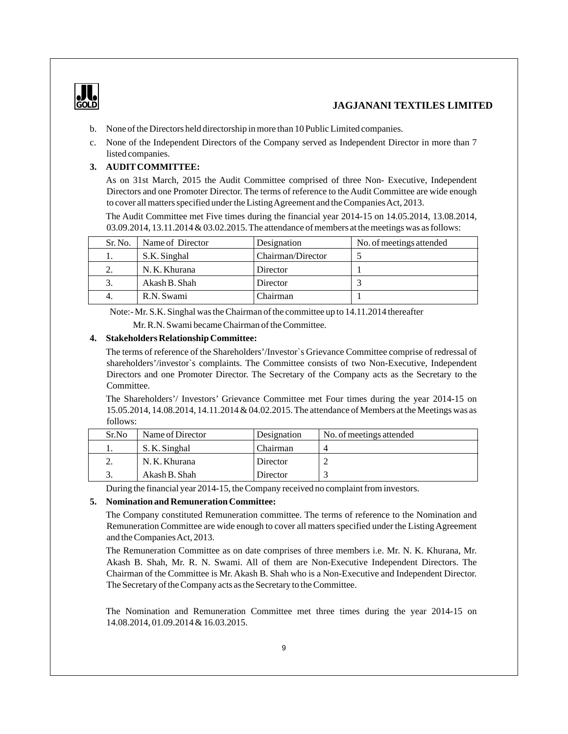b. None of the Directors held directorship in more than 10 Public Limited companies.

c. None of the Independent Directors of the Company served as Independent Director in more than 7 listed companies.

**3. AUDIT COMMITTEE:**

As on 31st March, 2015 the Audit Committee comprised of three Non- Executive, Independent Directors and one Promoter Director. The terms of reference to the Audit Committee are wide enough to cover all matters specified under the Listing Agreement and the Companies Act, 2013.

The Audit Committee met Five times during the financial year 2014-15 on 14.05.2014, 13.08.2014, 03.09.2014, 13.11.2014 & 03.02.2015. The attendance of members at the meetings was as follows:

| Sr. No. | Name of Director | Designation | No. of meetings attended |
|---|---|---|---|
| 1. | S.K. Singhal | Chairman/Director | 5 |
| 2. | N. K. Khurana | Director | 1 |
| 3. | Akash B. Shah | Director | 3 |
| 4. | R.N. Swami | Chairman | 1 |

Note:- Mr. S.K. Singhal was the Chairman of the committee up to 14.11.2014 thereafter Mr. R.N. Swami became Chairman of the Committee.

**4. Stakeholders Relationship Committee:**

The terms of reference of the Shareholders'/Investor`s Grievance Committee comprise of redressal of shareholders'/investor`s complaints. The Committee consists of two Non-Executive, Independent Directors and one Promoter Director. The Secretary of the Company acts as the Secretary to the Committee.

The Shareholders'/ Investors' Grievance Committee met Four times during the year 2014-15 on 15.05.2014, 14.08.2014, 14.11.2014 & 04.02.2015. The attendance of Members at the Meetings was as follows:

| Sr.No | Name of Director | Designation | No. of meetings attended |
|---|---|---|---|
| 1. | S. K. Singhal | Chairman | 4 |
| 2. | N. K. Khurana | Director | 2 |
| 3. | Akash B. Shah | Director | 3 |

During the financial year 2014-15, the Company received no complaint from investors.

**5. Nomination and Remuneration Committee:**

The Company constituted Remuneration committee. The terms of reference to the Nomination and Remuneration Committee are wide enough to cover all matters specified under the Listing Agreement and the Companies Act, 2013.

The Remuneration Committee as on date comprises of three members i.e. Mr. N. K. Khurana, Mr. Akash B. Shah, Mr. R. N. Swami. All of them are Non-Executive Independent Directors. The Chairman of the Committee is Mr. Akash B. Shah who is a Non-Executive and Independent Director. The Secretary of the Company acts as the Secretary to the Committee.

The Nomination and Remuneration Committee met three times during the year 2014-15 on 14.08.2014, 01.09.2014 & 16.03.2015.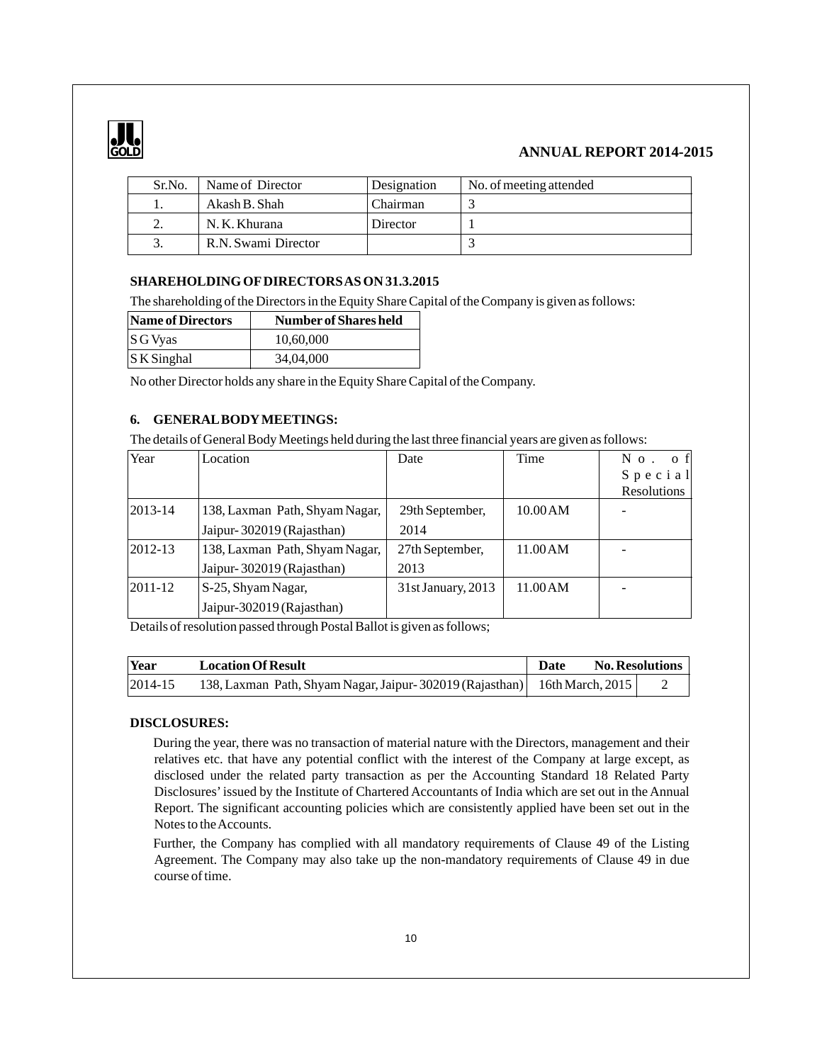| Sr.No. | Name of Director | Designation | No. of meeting attended |
|---|---|---|---|
| 1. | Akash B. Shah | Chairman | 3 |
| 2. | N. K. Khurana | Director | 1 |
| 3. | R.N. Swami Director | | 3 |

**SHAREHOLDING OF DIRECTORS AS ON 31.3.2015**

The shareholding of the Directors in the Equity Share Capital of the Company is given as follows:

| Name of Directors | Number of Shares held |
|---|---|
| S G Vyas | 10,60,000 |
| S K Singhal | 34,04,000 |

No other Director holds any share in the Equity Share Capital of the Company.

**6. GENERAL BODY MEETINGS:**

The details of General Body Meetings held during the last three financial years are given as follows:

| Year | Location | Date | Time | No. of Special Resolutions |
|---|---|---|---|---|
| 2013-14 | 138, Laxman Path, Shyam Nagar, Jaipur- 302019 (Rajasthan) | 29th September, 2014 | 10.00 AM | - |
| 2012-13 | 138, Laxman Path, Shyam Nagar, Jaipur- 302019 (Rajasthan) | 27th September, 2013 | 11.00 AM | - |
| 2011-12 | S-25, Shyam Nagar, Jaipur-302019 (Rajasthan) | 31st January, 2013 | 11.00 AM | - |

Details of resolution passed through Postal Ballot is given as follows;

| Year | Location Of Result | Date | No. Resolutions |
|---|---|---|---|
| 2014-15 | 138, Laxman Path, Shyam Nagar, Jaipur- 302019 (Rajasthan) | 16th March, 2015 | 2 |

**DISCLOSURES:**

During the year, there was no transaction of material nature with the Directors, management and their relatives etc. that have any potential conflict with the interest of the Company at large except, as disclosed under the related party transaction as per the Accounting Standard 18 Related Party Disclosures' issued by the Institute of Chartered Accountants of India which are set out in the Annual Report. The significant accounting policies which are consistently applied have been set out in the Notes to the Accounts.

Further, the Company has complied with all mandatory requirements of Clause 49 of the Listing Agreement. The Company may also take up the non-mandatory requirements of Clause 49 in due course of time.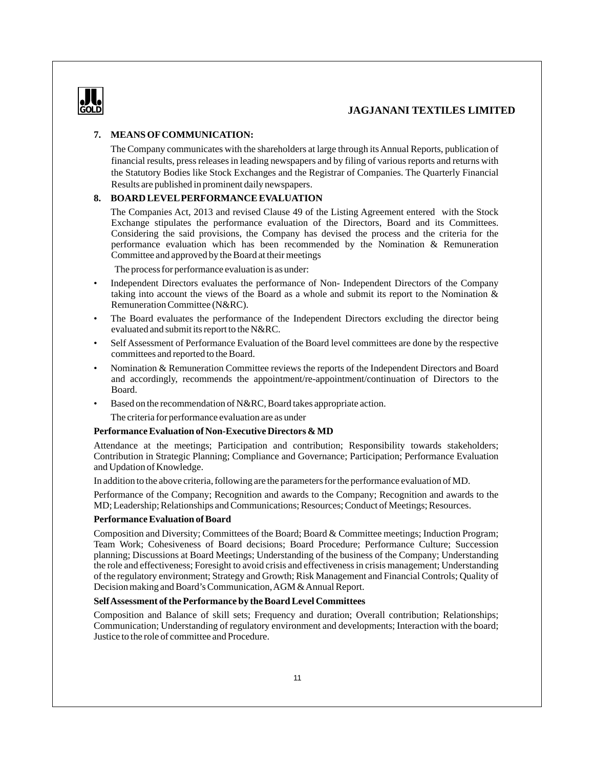## 7. MEANS OF COMMUNICATION:

The Company communicates with the shareholders at large through its Annual Reports, publication of financial results, press releases in leading newspapers and by filing of various reports and returns with the Statutory Bodies like Stock Exchanges and the Registrar of Companies. The Quarterly Financial Results are published in prominent daily newspapers.

## 8. BOARD LEVEL PERFORMANCE EVALUATION

The Companies Act, 2013 and revised Clause 49 of the Listing Agreement entered with the Stock Exchange stipulates the performance evaluation of the Directors, Board and its Committees. Considering the said provisions, the Company has devised the process and the criteria for the performance evaluation which has been recommended by the Nomination & Remuneration Committee and approved by the Board at their meetings

The process for performance evaluation is as under:

- Independent Directors evaluates the performance of Non- Independent Directors of the Company taking into account the views of the Board as a whole and submit its report to the Nomination & Remuneration Committee (N&RC).
- The Board evaluates the performance of the Independent Directors excluding the director being evaluated and submit its report to the N&RC.
- Self Assessment of Performance Evaluation of the Board level committees are done by the respective committees and reported to the Board.
- Nomination & Remuneration Committee reviews the reports of the Independent Directors and Board and accordingly, recommends the appointment/re-appointment/continuation of Directors to the Board.
- Based on the recommendation of N&RC, Board takes appropriate action.

The criteria for performance evaluation are as under

**Performance Evaluation of Non-Executive Directors & MD**

Attendance at the meetings; Participation and contribution; Responsibility towards stakeholders; Contribution in Strategic Planning; Compliance and Governance; Participation; Performance Evaluation and Updation of Knowledge.

In addition to the above criteria, following are the parameters for the performance evaluation of MD.

Performance of the Company; Recognition and awards to the Company; Recognition and awards to the MD; Leadership; Relationships and Communications; Resources; Conduct of Meetings; Resources.

**Performance Evaluation of Board**

Composition and Diversity; Committees of the Board; Board & Committee meetings; Induction Program; Team Work; Cohesiveness of Board decisions; Board Procedure; Performance Culture; Succession planning; Discussions at Board Meetings; Understanding of the business of the Company; Understanding the role and effectiveness; Foresight to avoid crisis and effectiveness in crisis management; Understanding of the regulatory environment; Strategy and Growth; Risk Management and Financial Controls; Quality of Decision making and Board's Communication, AGM & Annual Report.

**Self Assessment of the Performance by the Board Level Committees**

Composition and Balance of skill sets; Frequency and duration; Overall contribution; Relationships; Communication; Understanding of regulatory environment and developments; Interaction with the board; Justice to the role of committee and Procedure.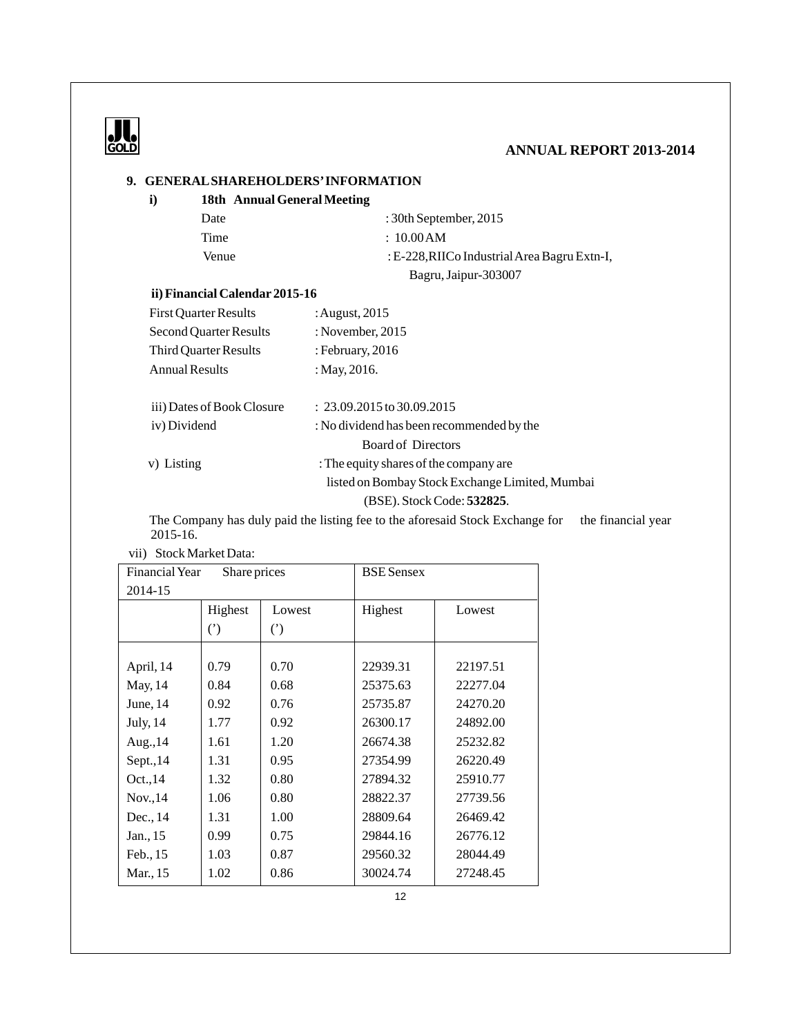## 9. GENERAL SHAREHOLDERS' INFORMATION

**i) 18th Annual General Meeting**

Date : 30th September, 2015

Time : 10.00 AM

Venue : E-228, RIICo Industrial Area Bagru Extn-I, Bagru, Jaipur-303007

**ii) Financial Calendar 2015-16**

First Quarter Results : August, 2015

Second Quarter Results : November, 2015

Third Quarter Results : February, 2016

Annual Results : May, 2016.

iii) Dates of Book Closure : 23.09.2015 to 30.09.2015

iv) Dividend : No dividend has been recommended by the Board of Directors

v) Listing : The equity shares of the company are listed on Bombay Stock Exchange Limited, Mumbai (BSE). Stock Code: **532825**.

The Company has duly paid the listing fee to the aforesaid Stock Exchange for the financial year 2015-16.

vii) Stock Market Data:

| Financial Year 2014-15 | Share prices | | BSE Sensex | |
|---|---|---|---|---|
| | Highest (') | Lowest (') | Highest | Lowest |
| April, 14 | 0.79 | 0.70 | 22939.31 | 22197.51 |
| May, 14 | 0.84 | 0.68 | 25375.63 | 22277.04 |
| June, 14 | 0.92 | 0.76 | 25735.87 | 24270.20 |
| July, 14 | 1.77 | 0.92 | 26300.17 | 24892.00 |
| Aug.,14 | 1.61 | 1.20 | 26674.38 | 25232.82 |
| Sept.,14 | 1.31 | 0.95 | 27354.99 | 26220.49 |
| Oct.,14 | 1.32 | 0.80 | 27894.32 | 25910.77 |
| Nov.,14 | 1.06 | 0.80 | 28822.37 | 27739.56 |
| Dec., 14 | 1.31 | 1.00 | 28809.64 | 26469.42 |
| Jan., 15 | 0.99 | 0.75 | 29844.16 | 26776.12 |
| Feb., 15 | 1.03 | 0.87 | 29560.32 | 28044.49 |
| Mar., 15 | 1.02 | 0.86 | 30024.74 | 27248.45 |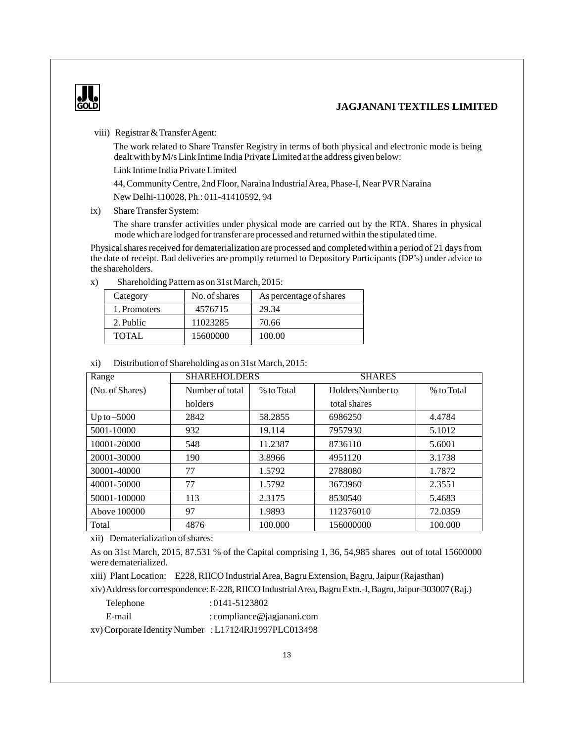viii) Registrar & Transfer Agent:

The work related to Share Transfer Registry in terms of both physical and electronic mode is being dealt with by M/s Link Intime India Private Limited at the address given below:

Link Intime India Private Limited

44, Community Centre, 2nd Floor, Naraina Industrial Area, Phase-I, Near PVR Naraina

New Delhi-110028, Ph.: 011-41410592, 94

ix) Share Transfer System:

The share transfer activities under physical mode are carried out by the RTA. Shares in physical mode which are lodged for transfer are processed and returned within the stipulated time.

Physical shares received for dematerialization are processed and completed within a period of 21 days from the date of receipt. Bad deliveries are promptly returned to Depository Participants (DP's) under advice to the shareholders.

x) Shareholding Pattern as on 31st March, 2015:

| Category | No. of shares | As percentage of shares |
|---|---|---|
| 1. Promoters | 4576715 | 29.34 |
| 2. Public | 11023285 | 70.66 |
| TOTAL | 15600000 | 100.00 |

xi) Distribution of Shareholding as on 31st March, 2015:

| Range | SHAREHOLDERS | | SHARES | |
|---|---|---|---|---|
| (No. of Shares) | Number of total holders | % to Total | HoldersNumber to total shares | % to Total |
| Up to –5000 | 2842 | 58.2855 | 6986250 | 4.4784 |
| 5001-10000 | 932 | 19.114 | 7957930 | 5.1012 |
| 10001-20000 | 548 | 11.2387 | 8736110 | 5.6001 |
| 20001-30000 | 190 | 3.8966 | 4951120 | 3.1738 |
| 30001-40000 | 77 | 1.5792 | 2788080 | 1.7872 |
| 40001-50000 | 77 | 1.5792 | 3673960 | 2.3551 |
| 50001-100000 | 113 | 2.3175 | 8530540 | 5.4683 |
| Above 100000 | 97 | 1.9893 | 112376010 | 72.0359 |
| Total | 4876 | 100.000 | 156000000 | 100.000 |

xii) Dematerialization of shares:

As on 31st March, 2015, 87.531 % of the Capital comprising 1, 36, 54,985 shares out of total 15600000 were dematerialized.

xiii) Plant Location: E228, RIICO Industrial Area, Bagru Extension, Bagru, Jaipur (Rajasthan)

xiv) Address for correspondence: E-228, RIICO Industrial Area, Bagru Extn.-I, Bagru, Jaipur-303007 (Raj.)

Telephone : 0141-5123802

E-mail : compliance@jagjanani.com

xv) Corporate Identity Number : L17124RJ1997PLC013498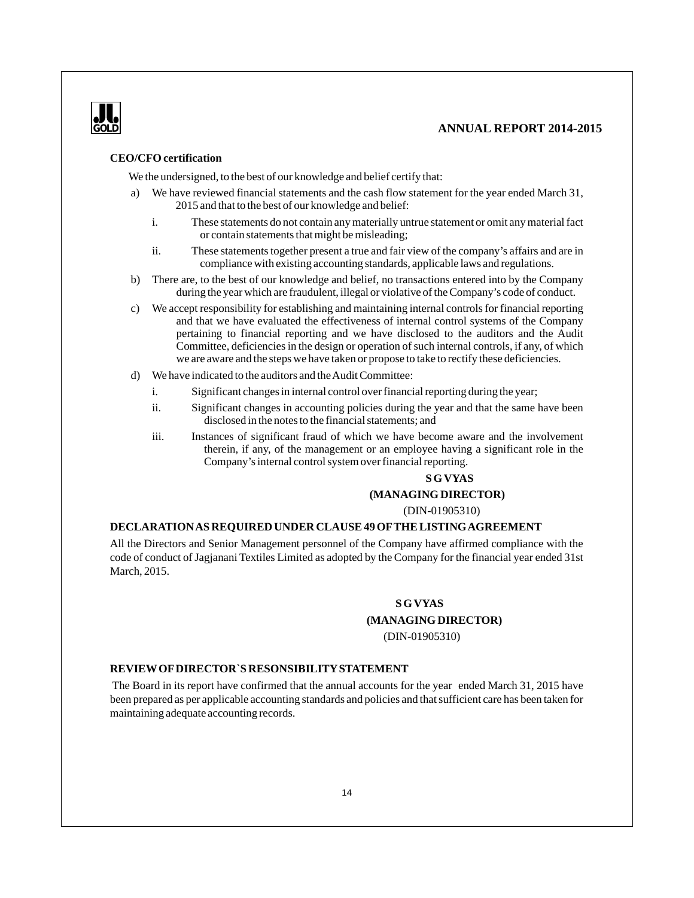### CEO/CFO certification

We the undersigned, to the best of our knowledge and belief certify that:

a) We have reviewed financial statements and the cash flow statement for the year ended March 31, 2015 and that to the best of our knowledge and belief:

   i. These statements do not contain any materially untrue statement or omit any material fact or contain statements that might be misleading;

   ii. These statements together present a true and fair view of the company's affairs and are in compliance with existing accounting standards, applicable laws and regulations.

b) There are, to the best of our knowledge and belief, no transactions entered into by the Company during the year which are fraudulent, illegal or violative of the Company's code of conduct.

c) We accept responsibility for establishing and maintaining internal controls for financial reporting and that we have evaluated the effectiveness of internal control systems of the Company pertaining to financial reporting and we have disclosed to the auditors and the Audit Committee, deficiencies in the design or operation of such internal controls, if any, of which we are aware and the steps we have taken or propose to take to rectify these deficiencies.

d) We have indicated to the auditors and the Audit Committee:

   i. Significant changes in internal control over financial reporting during the year;

   ii. Significant changes in accounting policies during the year and that the same have been disclosed in the notes to the financial statements; and

   iii. Instances of significant fraud of which we have become aware and the involvement therein, if any, of the management or an employee having a significant role in the Company's internal control system over financial reporting.

**S G VYAS**
**(MANAGING DIRECTOR)**
(DIN-01905310)

### DECLARATION AS REQUIRED UNDER CLAUSE 49 OF THE LISTING AGREEMENT

All the Directors and Senior Management personnel of the Company have affirmed compliance with the code of conduct of Jagjanani Textiles Limited as adopted by the Company for the financial year ended 31st March, 2015.

**S G VYAS**
**(MANAGING DIRECTOR)**
(DIN-01905310)

### REVIEW OF DIRECTOR`S RESONSIBILITY STATEMENT

The Board in its report have confirmed that the annual accounts for the year ended March 31, 2015 have been prepared as per applicable accounting standards and policies and that sufficient care has been taken for maintaining adequate accounting records.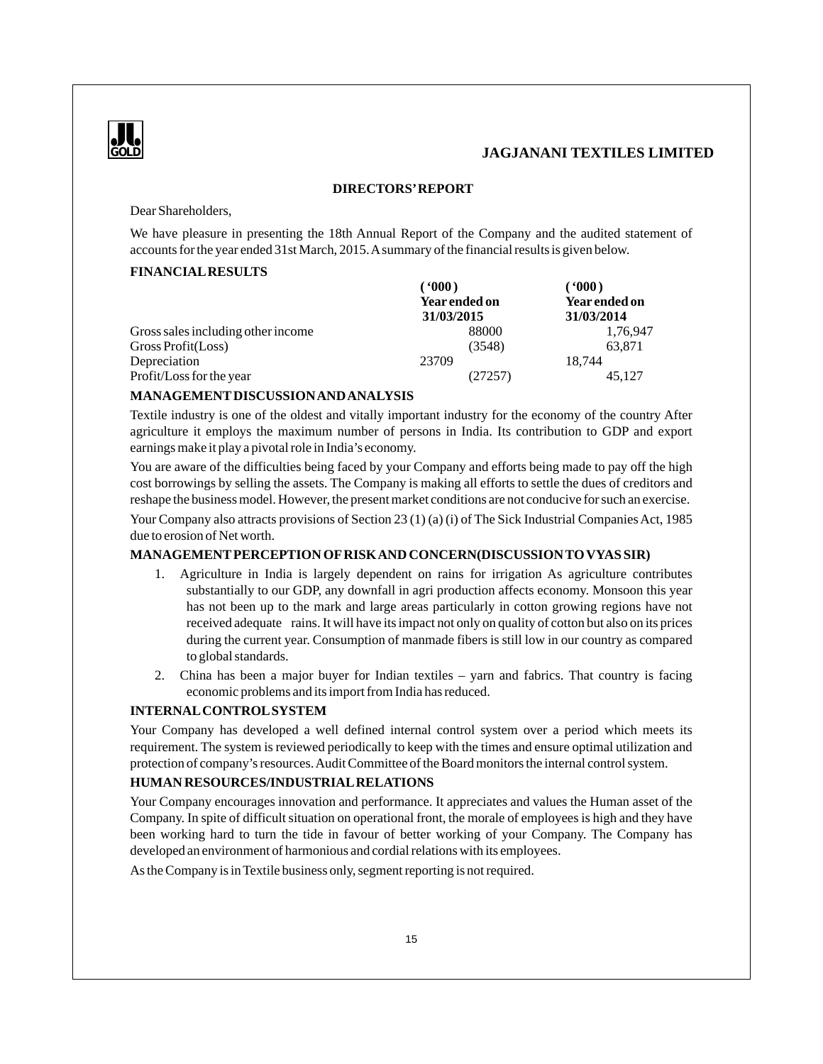## DIRECTORS' REPORT

Dear Shareholders,

We have pleasure in presenting the 18th Annual Report of the Company and the audited statement of accounts for the year ended 31st March, 2015. A summary of the financial results is given below.

### FINANCIAL RESULTS

| | ('000) Year ended on 31/03/2015 | ('000) Year ended on 31/03/2014 |
|---|---|---|
| Gross sales including other income | 88000 | 1,76,947 |
| Gross Profit(Loss) | (3548) | 63,871 |
| Depreciation | 23709 | 18,744 |
| Profit/Loss for the year | (27257) | 45,127 |

### MANAGEMENT DISCUSSION AND ANALYSIS

Textile industry is one of the oldest and vitally important industry for the economy of the country After agriculture it employs the maximum number of persons in India. Its contribution to GDP and export earnings make it play a pivotal role in India's economy.

You are aware of the difficulties being faced by your Company and efforts being made to pay off the high cost borrowings by selling the assets. The Company is making all efforts to settle the dues of creditors and reshape the business model. However, the present market conditions are not conducive for such an exercise.

Your Company also attracts provisions of Section 23 (1) (a) (i) of The Sick Industrial Companies Act, 1985 due to erosion of Net worth.

### MANAGEMENT PERCEPTION OF RISK AND CONCERN(DISCUSSION TO VYAS SIR)

1. Agriculture in India is largely dependent on rains for irrigation As agriculture contributes substantially to our GDP, any downfall in agri production affects economy. Monsoon this year has not been up to the mark and large areas particularly in cotton growing regions have not received adequate rains. It will have its impact not only on quality of cotton but also on its prices during the current year. Consumption of manmade fibers is still low in our country as compared to global standards.
2. China has been a major buyer for Indian textiles – yarn and fabrics. That country is facing economic problems and its import from India has reduced.

### INTERNAL CONTROL SYSTEM

Your Company has developed a well defined internal control system over a period which meets its requirement. The system is reviewed periodically to keep with the times and ensure optimal utilization and protection of company's resources. Audit Committee of the Board monitors the internal control system.

### HUMAN RESOURCES/INDUSTRIAL RELATIONS

Your Company encourages innovation and performance. It appreciates and values the Human asset of the Company. In spite of difficult situation on operational front, the morale of employees is high and they have been working hard to turn the tide in favour of better working of your Company. The Company has developed an environment of harmonious and cordial relations with its employees.

As the Company is in Textile business only, segment reporting is not required.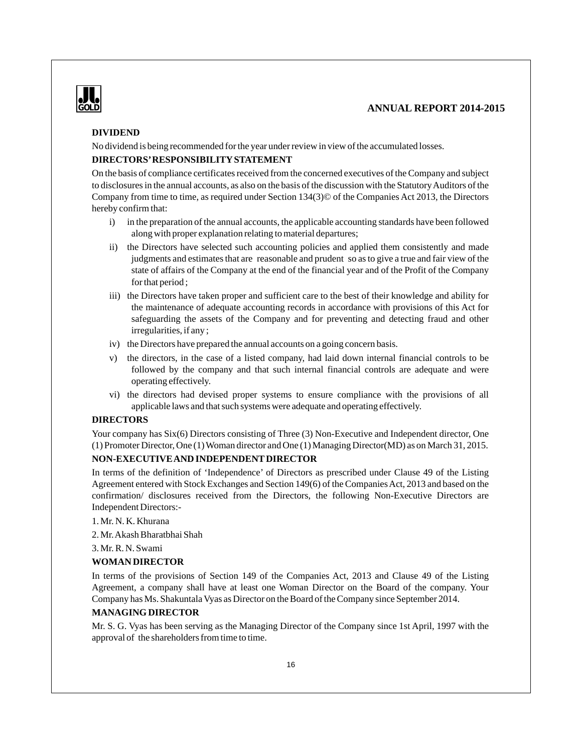## DIVIDEND

No dividend is being recommended for the year under review in view of the accumulated losses.

## DIRECTORS' RESPONSIBILITY STATEMENT

On the basis of compliance certificates received from the concerned executives of the Company and subject to disclosures in the annual accounts, as also on the basis of the discussion with the Statutory Auditors of the Company from time to time, as required under Section 134(3)© of the Companies Act 2013, the Directors hereby confirm that:

i) in the preparation of the annual accounts, the applicable accounting standards have been followed along with proper explanation relating to material departures;

ii) the Directors have selected such accounting policies and applied them consistently and made judgments and estimates that are reasonable and prudent so as to give a true and fair view of the state of affairs of the Company at the end of the financial year and of the Profit of the Company for that period ;

iii) the Directors have taken proper and sufficient care to the best of their knowledge and ability for the maintenance of adequate accounting records in accordance with provisions of this Act for safeguarding the assets of the Company and for preventing and detecting fraud and other irregularities, if any ;

iv) the Directors have prepared the annual accounts on a going concern basis.

v) the directors, in the case of a listed company, had laid down internal financial controls to be followed by the company and that such internal financial controls are adequate and were operating effectively.

vi) the directors had devised proper systems to ensure compliance with the provisions of all applicable laws and that such systems were adequate and operating effectively.

## DIRECTORS

Your company has Six(6) Directors consisting of Three (3) Non-Executive and Independent director, One (1) Promoter Director, One (1) Woman director and One (1) Managing Director(MD) as on March 31, 2015.

## NON-EXECUTIVE AND INDEPENDENT DIRECTOR

In terms of the definition of 'Independence' of Directors as prescribed under Clause 49 of the Listing Agreement entered with Stock Exchanges and Section 149(6) of the Companies Act, 2013 and based on the confirmation/ disclosures received from the Directors, the following Non-Executive Directors are Independent Directors:-

1. Mr. N. K. Khurana
2. Mr. Akash Bharatbhai Shah
3. Mr. R. N. Swami

## WOMAN DIRECTOR

In terms of the provisions of Section 149 of the Companies Act, 2013 and Clause 49 of the Listing Agreement, a company shall have at least one Woman Director on the Board of the company. Your Company has Ms. Shakuntala Vyas as Director on the Board of the Company since September 2014.

## MANAGING DIRECTOR

Mr. S. G. Vyas has been serving as the Managing Director of the Company since 1st April, 1997 with the approval of the shareholders from time to time.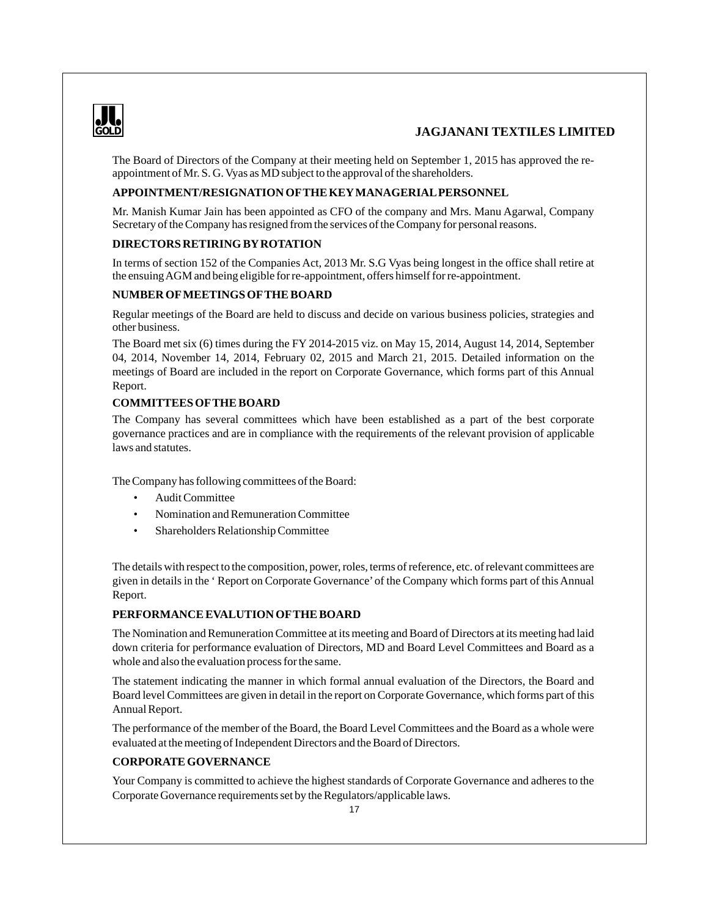The Board of Directors of the Company at their meeting held on September 1, 2015 has approved the re-appointment of Mr. S. G. Vyas as MD subject to the approval of the shareholders.

**APPOINTMENT/RESIGNATION OF THE KEY MANAGERIAL PERSONNEL**

Mr. Manish Kumar Jain has been appointed as CFO of the company and Mrs. Manu Agarwal, Company Secretary of the Company has resigned from the services of the Company for personal reasons.

**DIRECTORS RETIRING BY ROTATION**

In terms of section 152 of the Companies Act, 2013 Mr. S.G Vyas being longest in the office shall retire at the ensuing AGM and being eligible for re-appointment, offers himself for re-appointment.

**NUMBER OF MEETINGS OF THE BOARD**

Regular meetings of the Board are held to discuss and decide on various business policies, strategies and other business.

The Board met six (6) times during the FY 2014-2015 viz. on May 15, 2014, August 14, 2014, September 04, 2014, November 14, 2014, February 02, 2015 and March 21, 2015. Detailed information on the meetings of Board are included in the report on Corporate Governance, which forms part of this Annual Report.

**COMMITTEES OF THE BOARD**

The Company has several committees which have been established as a part of the best corporate governance practices and are in compliance with the requirements of the relevant provision of applicable laws and statutes.

The Company has following committees of the Board:

- Audit Committee
- Nomination and Remuneration Committee
- Shareholders Relationship Committee

The details with respect to the composition, power, roles, terms of reference, etc. of relevant committees are given in details in the ' Report on Corporate Governance' of the Company which forms part of this Annual Report.

**PERFORMANCE EVALUATION OF THE BOARD**

The Nomination and Remuneration Committee at its meeting and Board of Directors at its meeting had laid down criteria for performance evaluation of Directors, MD and Board Level Committees and Board as a whole and also the evaluation process for the same.

The statement indicating the manner in which formal annual evaluation of the Directors, the Board and Board level Committees are given in detail in the report on Corporate Governance, which forms part of this Annual Report.

The performance of the member of the Board, the Board Level Committees and the Board as a whole were evaluated at the meeting of Independent Directors and the Board of Directors.

**CORPORATE GOVERNANCE**

Your Company is committed to achieve the highest standards of Corporate Governance and adheres to the Corporate Governance requirements set by the Regulators/applicable laws.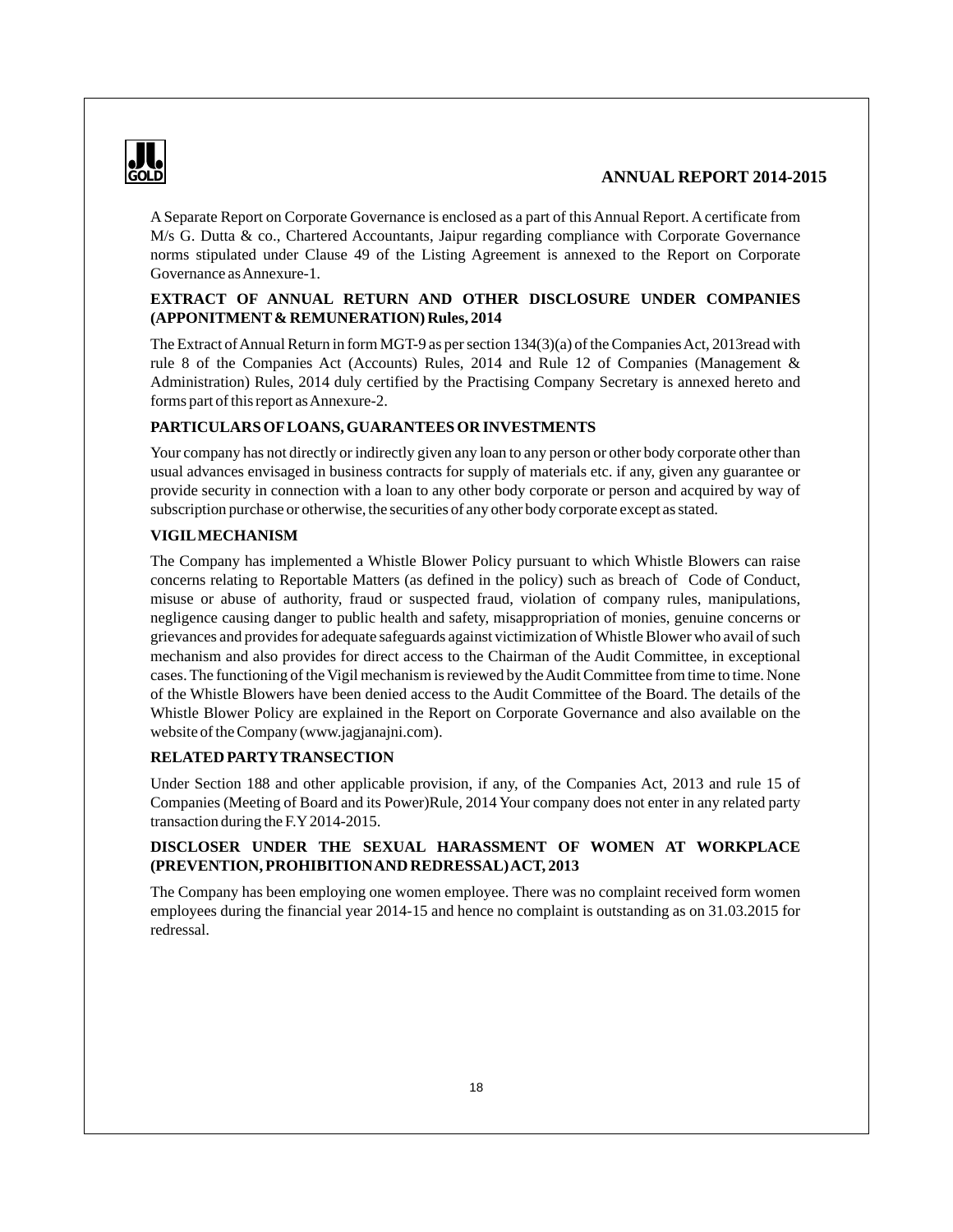A Separate Report on Corporate Governance is enclosed as a part of this Annual Report. A certificate from M/s G. Dutta & co., Chartered Accountants, Jaipur regarding compliance with Corporate Governance norms stipulated under Clause 49 of the Listing Agreement is annexed to the Report on Corporate Governance as Annexure-1.

**EXTRACT OF ANNUAL RETURN AND OTHER DISCLOSURE UNDER COMPANIES (APPONITMENT & REMUNERATION) Rules, 2014**

The Extract of Annual Return in form MGT-9 as per section 134(3)(a) of the Companies Act, 2013read with rule 8 of the Companies Act (Accounts) Rules, 2014 and Rule 12 of Companies (Management & Administration) Rules, 2014 duly certified by the Practising Company Secretary is annexed hereto and forms part of this report as Annexure-2.

**PARTICULARS OF LOANS, GUARANTEES OR INVESTMENTS**

Your company has not directly or indirectly given any loan to any person or other body corporate other than usual advances envisaged in business contracts for supply of materials etc. if any, given any guarantee or provide security in connection with a loan to any other body corporate or person and acquired by way of subscription purchase or otherwise, the securities of any other body corporate except as stated.

**VIGIL MECHANISM**

The Company has implemented a Whistle Blower Policy pursuant to which Whistle Blowers can raise concerns relating to Reportable Matters (as defined in the policy) such as breach of Code of Conduct, misuse or abuse of authority, fraud or suspected fraud, violation of company rules, manipulations, negligence causing danger to public health and safety, misappropriation of monies, genuine concerns or grievances and provides for adequate safeguards against victimization of Whistle Blower who avail of such mechanism and also provides for direct access to the Chairman of the Audit Committee, in exceptional cases. The functioning of the Vigil mechanism is reviewed by the Audit Committee from time to time. None of the Whistle Blowers have been denied access to the Audit Committee of the Board. The details of the Whistle Blower Policy are explained in the Report on Corporate Governance and also available on the website of the Company (www.jagjanajni.com).

**RELATED PARTY TRANSECTION**

Under Section 188 and other applicable provision, if any, of the Companies Act, 2013 and rule 15 of Companies (Meeting of Board and its Power)Rule, 2014 Your company does not enter in any related party transaction during the F.Y 2014-2015.

**DISCLOSER UNDER THE SEXUAL HARASSMENT OF WOMEN AT WORKPLACE (PREVENTION, PROHIBITION AND REDRESSAL) ACT, 2013**

The Company has been employing one women employee. There was no complaint received form women employees during the financial year 2014-15 and hence no complaint is outstanding as on 31.03.2015 for redressal.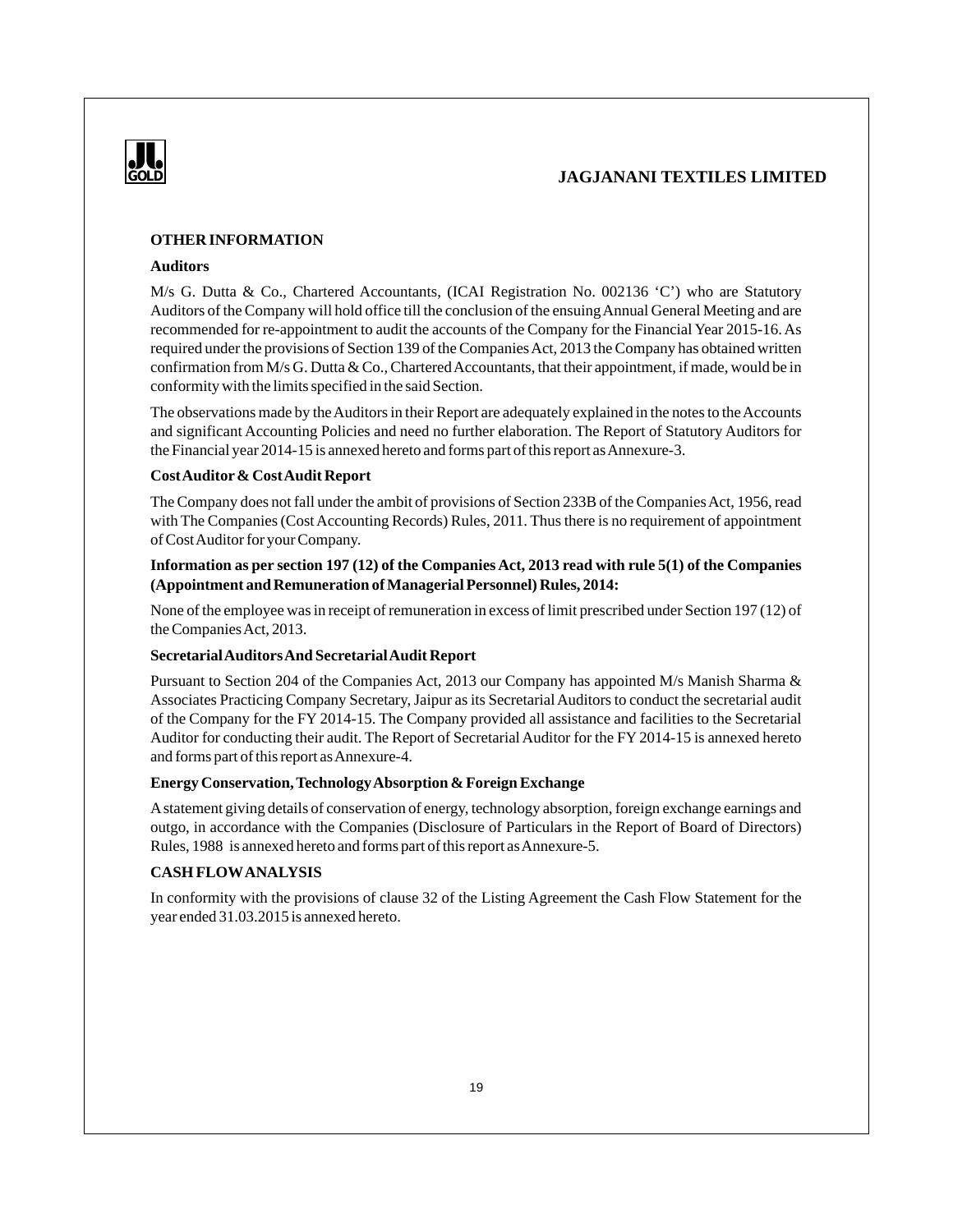**OTHER INFORMATION**

**Auditors**

M/s G. Dutta & Co., Chartered Accountants, (ICAI Registration No. 002136 'C') who are Statutory Auditors of the Company will hold office till the conclusion of the ensuing Annual General Meeting and are recommended for re-appointment to audit the accounts of the Company for the Financial Year 2015-16. As required under the provisions of Section 139 of the Companies Act, 2013 the Company has obtained written confirmation from M/s G. Dutta & Co., Chartered Accountants, that their appointment, if made, would be in conformity with the limits specified in the said Section.

The observations made by the Auditors in their Report are adequately explained in the notes to the Accounts and significant Accounting Policies and need no further elaboration. The Report of Statutory Auditors for the Financial year 2014-15 is annexed hereto and forms part of this report as Annexure-3.

**Cost Auditor & Cost Audit Report**

The Company does not fall under the ambit of provisions of Section 233B of the Companies Act, 1956, read with The Companies (Cost Accounting Records) Rules, 2011. Thus there is no requirement of appointment of Cost Auditor for your Company.

**Information as per section 197 (12) of the Companies Act, 2013 read with rule 5(1) of the Companies (Appointment and Remuneration of Managerial Personnel) Rules, 2014:**

None of the employee was in receipt of remuneration in excess of limit prescribed under Section 197 (12) of the Companies Act, 2013.

**Secretarial Auditors And Secretarial Audit Report**

Pursuant to Section 204 of the Companies Act, 2013 our Company has appointed M/s Manish Sharma & Associates Practicing Company Secretary, Jaipur as its Secretarial Auditors to conduct the secretarial audit of the Company for the FY 2014-15. The Company provided all assistance and facilities to the Secretarial Auditor for conducting their audit. The Report of Secretarial Auditor for the FY 2014-15 is annexed hereto and forms part of this report as Annexure-4.

**Energy Conservation, Technology Absorption & Foreign Exchange**

A statement giving details of conservation of energy, technology absorption, foreign exchange earnings and outgo, in accordance with the Companies (Disclosure of Particulars in the Report of Board of Directors) Rules, 1988 is annexed hereto and forms part of this report as Annexure-5.

**CASH FLOW ANALYSIS**

In conformity with the provisions of clause 32 of the Listing Agreement the Cash Flow Statement for the year ended 31.03.2015 is annexed hereto.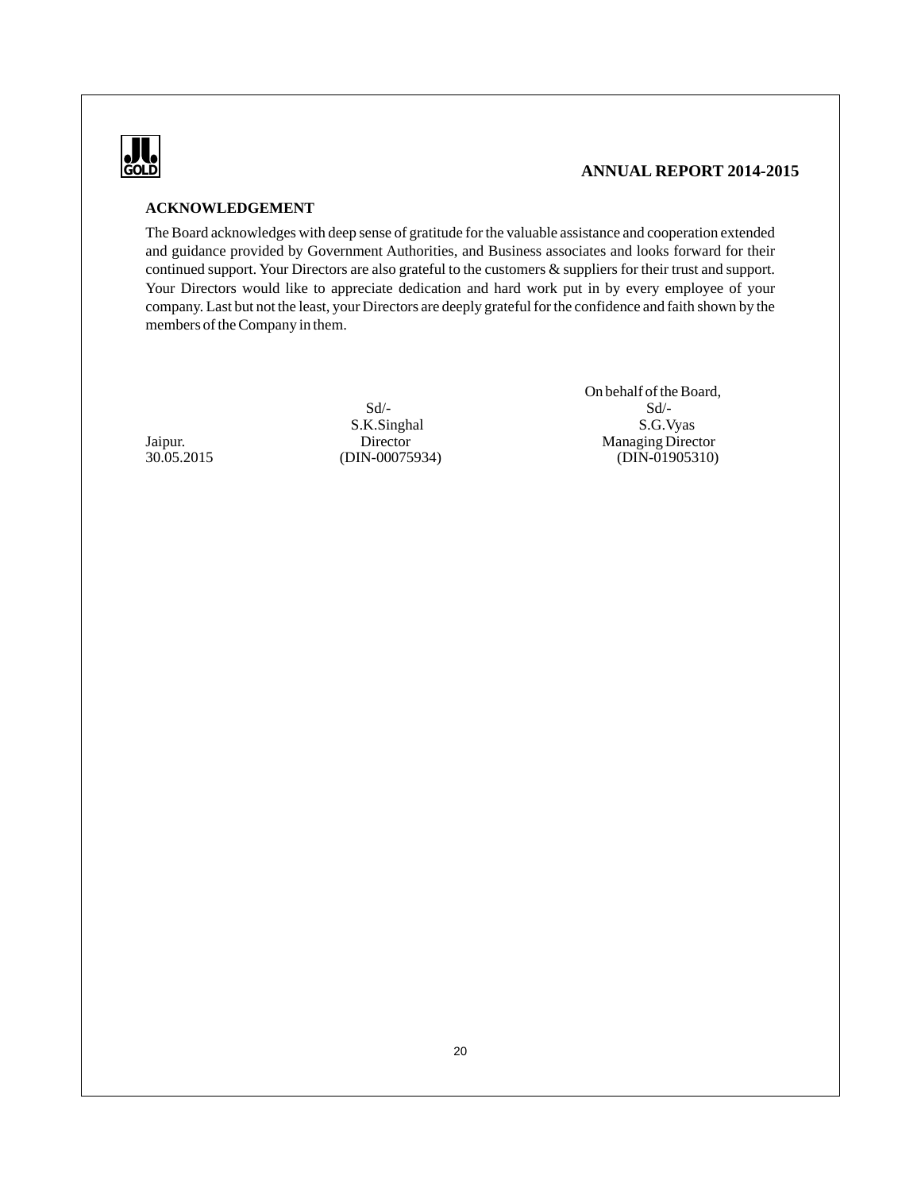## ACKNOWLEDGEMENT

The Board acknowledges with deep sense of gratitude for the valuable assistance and cooperation extended and guidance provided by Government Authorities, and Business associates and looks forward for their continued support. Your Directors are also grateful to the customers & suppliers for their trust and support. Your Directors would like to appreciate dedication and hard work put in by every employee of your company. Last but not the least, your Directors are deeply grateful for the confidence and faith shown by the members of the Company in them.

On behalf of the Board,

| | | |
|---|---|---|
| | Sd/- | Sd/- |
| | S.K.Singhal | S.G.Vyas |
| Jaipur. | Director | Managing Director |
| 30.05.2015 | (DIN-00075934) | (DIN-01905310) |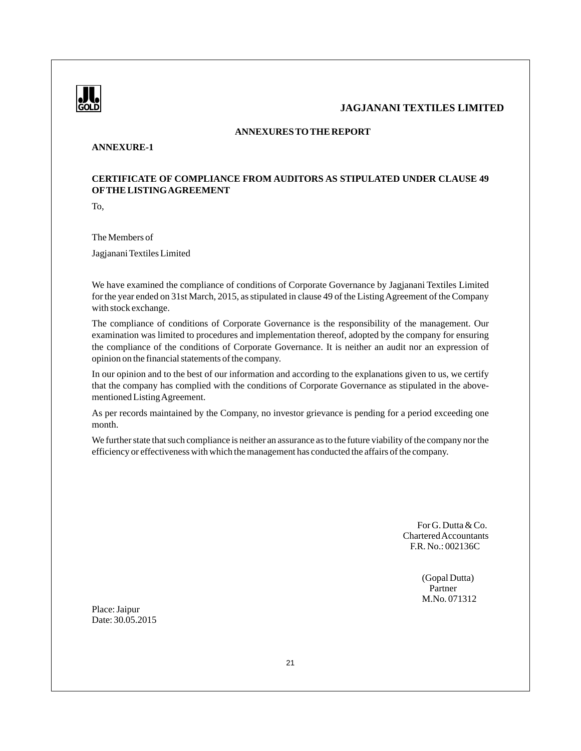## ANNEXURES TO THE REPORT

**ANNEXURE-1**

### CERTIFICATE OF COMPLIANCE FROM AUDITORS AS STIPULATED UNDER CLAUSE 49 OF THE LISTING AGREEMENT

To,

The Members of

Jagjanani Textiles Limited

We have examined the compliance of conditions of Corporate Governance by Jagjanani Textiles Limited for the year ended on 31st March, 2015, as stipulated in clause 49 of the Listing Agreement of the Company with stock exchange.

The compliance of conditions of Corporate Governance is the responsibility of the management. Our examination was limited to procedures and implementation thereof, adopted by the company for ensuring the compliance of the conditions of Corporate Governance. It is neither an audit nor an expression of opinion on the financial statements of the company.

In our opinion and to the best of our information and according to the explanations given to us, we certify that the company has complied with the conditions of Corporate Governance as stipulated in the above-mentioned Listing Agreement.

As per records maintained by the Company, no investor grievance is pending for a period exceeding one month.

We further state that such compliance is neither an assurance as to the future viability of the company nor the efficiency or effectiveness with which the management has conducted the affairs of the company.

For G. Dutta & Co.
Chartered Accountants
F.R. No.: 002136C

(Gopal Dutta)
Partner
M.No. 071312

Place: Jaipur
Date: 30.05.2015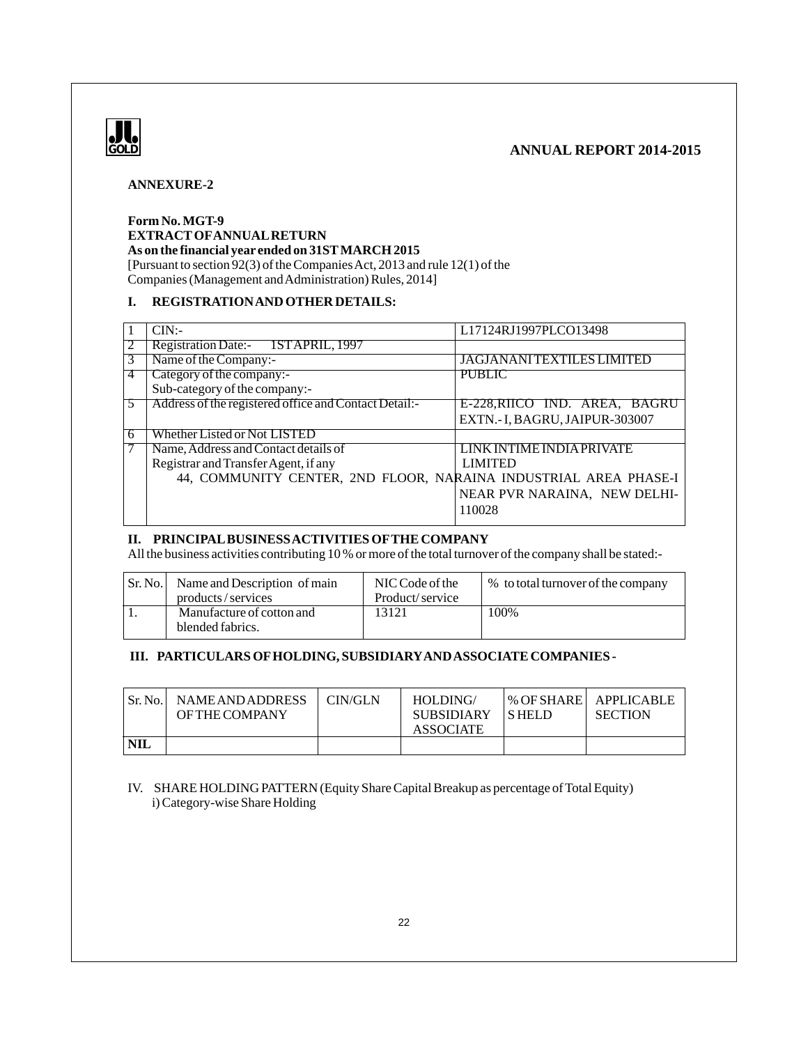**ANNEXURE-2**

**Form No. MGT-9**
**EXTRACT OF ANNUAL RETURN**
**As on the financial year ended on 31ST MARCH 2015**
[Pursuant to section 92(3) of the Companies Act, 2013 and rule 12(1) of the Companies (Management and Administration) Rules, 2014]

## I. REGISTRATION AND OTHER DETAILS:

| | | |
|---|---|---|
| 1 | CIN:- | L17124RJ1997PLCO13498 |
| 2 | Registration Date:- 1ST APRIL, 1997 | |
| 3 | Name of the Company:- | JAGJANANI TEXTILES LIMITED |
| 4 | Category of the company:- Sub-category of the company:- | PUBLIC |
| 5 | Address of the registered office and Contact Detail:- | E-228,RIICO IND. AREA, BAGRU EXTN.- I, BAGRU, JAIPUR-303007 |
| 6 | Whether Listed or Not LISTED | |
| 7 | Name, Address and Contact details of Registrar and Transfer Agent, if any | LINK INTIME INDIA PRIVATE LIMITED 44, COMMUNITY CENTER, 2ND FLOOR, NARAINA INDUSTRIAL AREA PHASE-I NEAR PVR NARAINA, NEW DELHI-110028 |

## II. PRINCIPAL BUSINESS ACTIVITIES OF THE COMPANY

All the business activities contributing 10 % or more of the total turnover of the company shall be stated:-

| Sr. No. | Name and Description of main products / services | NIC Code of the Product/service | % to total turnover of the company |
|---|---|---|---|
| 1. | Manufacture of cotton and blended fabrics. | 13121 | 100% |

## III. PARTICULARS OF HOLDING, SUBSIDIARY AND ASSOCIATE COMPANIES -

| Sr. No. | NAME AND ADDRESS OF THE COMPANY | CIN/GLN | HOLDING/ SUBSIDIARY ASSOCIATE | % OF SHARES HELD | APPLICABLE SECTION |
|---|---|---|---|---|---|
| **NIL** | | | | | |

IV. SHARE HOLDING PATTERN (Equity Share Capital Breakup as percentage of Total Equity)
i) Category-wise Share Holding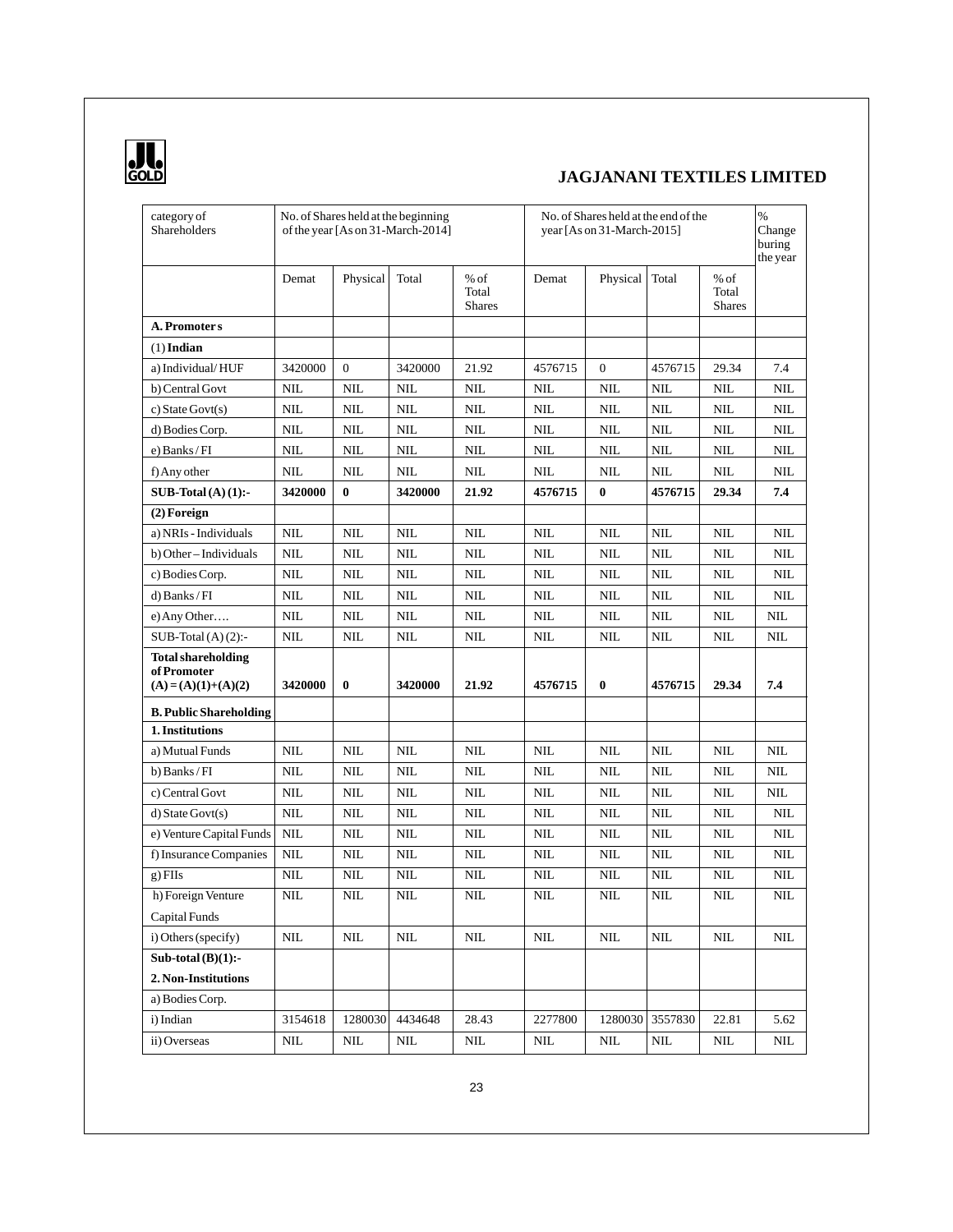| category of Shareholders | No. of Shares held at the beginning of the year [As on 31-March-2014] | | | | No. of Shares held at the end of the year [As on 31-March-2015] | | | | % Change buring the year |
|---|---|---|---|---|---|---|---|---|---|
| | Demat | Physical | Total | % of Total Shares | Demat | Physical | Total | % of Total Shares | |
| **A. Promoter s** | | | | | | | | | |
| (1) **Indian** | | | | | | | | | |
| a) Individual/ HUF | 3420000 | 0 | 3420000 | 21.92 | 4576715 | 0 | 4576715 | 29.34 | 7.4 |
| b) Central Govt | NIL | NIL | NIL | NIL | NIL | NIL | NIL | NIL | NIL |
| c) State Govt(s) | NIL | NIL | NIL | NIL | NIL | NIL | NIL | NIL | NIL |
| d) Bodies Corp. | NIL | NIL | NIL | NIL | NIL | NIL | NIL | NIL | NIL |
| e) Banks / FI | NIL | NIL | NIL | NIL | NIL | NIL | NIL | NIL | NIL |
| f) Any other | NIL | NIL | NIL | NIL | NIL | NIL | NIL | NIL | NIL |
| **SUB-Total (A) (1):-** | **3420000** | **0** | **3420000** | **21.92** | **4576715** | **0** | **4576715** | **29.34** | **7.4** |
| **(2) Foreign** | | | | | | | | | |
| a) NRIs - Individuals | NIL | NIL | NIL | NIL | NIL | NIL | NIL | NIL | NIL |
| b) Other – Individuals | NIL | NIL | NIL | NIL | NIL | NIL | NIL | NIL | NIL |
| c) Bodies Corp. | NIL | NIL | NIL | NIL | NIL | NIL | NIL | NIL | NIL |
| d) Banks / FI | NIL | NIL | NIL | NIL | NIL | NIL | NIL | NIL | NIL |
| e) Any Other…. | NIL | NIL | NIL | NIL | NIL | NIL | NIL | NIL | NIL |
| SUB-Total (A) (2):- | NIL | NIL | NIL | NIL | NIL | NIL | NIL | NIL | NIL |
| **Total shareholding of Promoter (A) = (A)(1)+(A)(2)** | **3420000** | **0** | **3420000** | **21.92** | **4576715** | **0** | **4576715** | **29.34** | **7.4** |
| **B. Public Shareholding** | | | | | | | | | |
| **1. Institutions** | | | | | | | | | |
| a) Mutual Funds | NIL | NIL | NIL | NIL | NIL | NIL | NIL | NIL | NIL |
| b) Banks / FI | NIL | NIL | NIL | NIL | NIL | NIL | NIL | NIL | NIL |
| c) Central Govt | NIL | NIL | NIL | NIL | NIL | NIL | NIL | NIL | NIL |
| d) State Govt(s) | NIL | NIL | NIL | NIL | NIL | NIL | NIL | NIL | NIL |
| e) Venture Capital Funds | NIL | NIL | NIL | NIL | NIL | NIL | NIL | NIL | NIL |
| f) Insurance Companies | NIL | NIL | NIL | NIL | NIL | NIL | NIL | NIL | NIL |
| g) FIIs | NIL | NIL | NIL | NIL | NIL | NIL | NIL | NIL | NIL |
| h) Foreign Venture Capital Funds | NIL | NIL | NIL | NIL | NIL | NIL | NIL | NIL | NIL |
| i) Others (specify) | NIL | NIL | NIL | NIL | NIL | NIL | NIL | NIL | NIL |
| **Sub-total (B)(1):-** | | | | | | | | | |
| **2. Non-Institutions** | | | | | | | | | |
| a) Bodies Corp. | | | | | | | | | |
| i) Indian | 3154618 | 1280030 | 4434648 | 28.43 | 2277800 | 1280030 | 3557830 | 22.81 | 5.62 |
| ii) Overseas | NIL | NIL | NIL | NIL | NIL | NIL | NIL | NIL | NIL |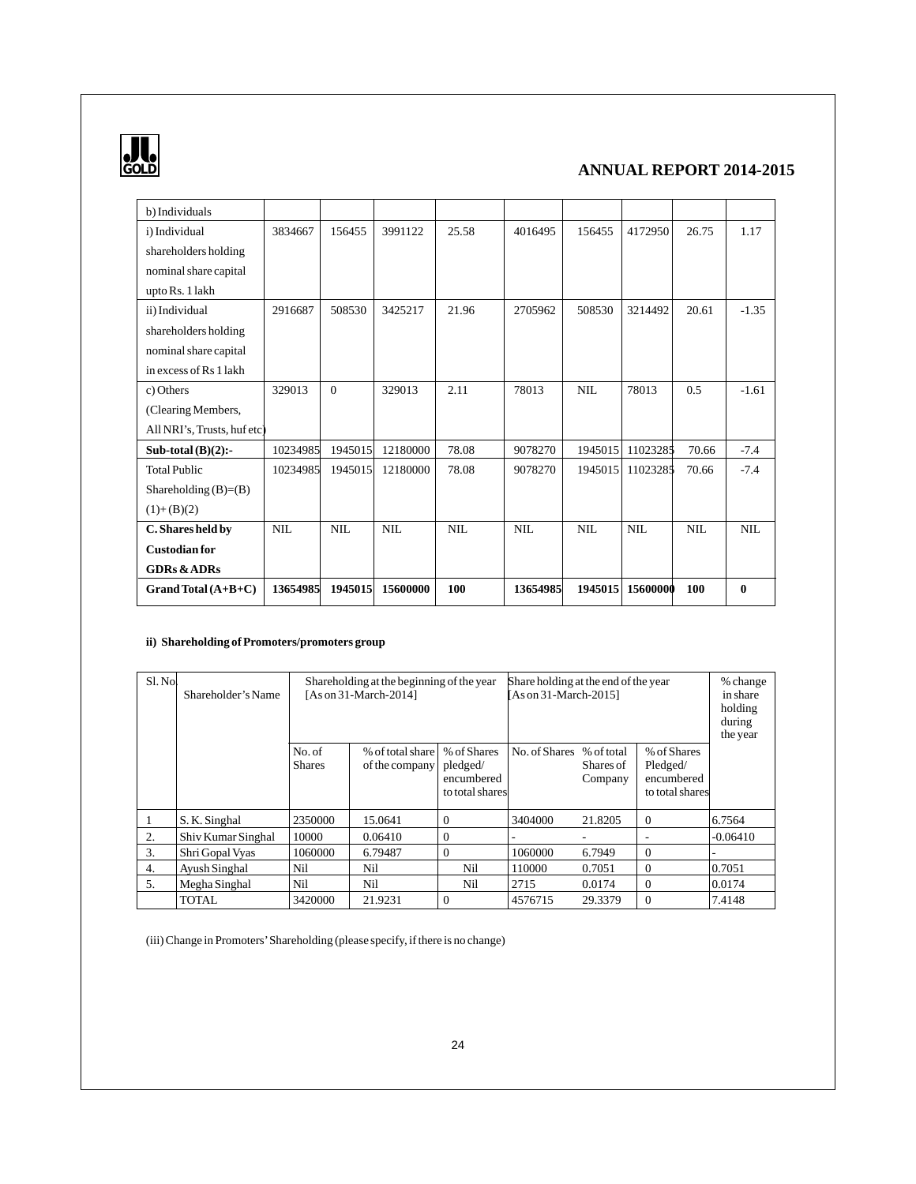| b) Individuals | | | | | | | | | |
|---|---|---|---|---|---|---|---|---|---|
| i) Individual shareholders holding nominal share capital upto Rs. 1 lakh | 3834667 | 156455 | 3991122 | 25.58 | 4016495 | 156455 | 4172950 | 26.75 | 1.17 |
| ii) Individual shareholders holding nominal share capital in excess of Rs 1 lakh | 2916687 | 508530 | 3425217 | 21.96 | 2705962 | 508530 | 3214492 | 20.61 | -1.35 |
| c) Others (Clearing Members, All NRI's, Trusts, huf etc) | 329013 | 0 | 329013 | 2.11 | 78013 | NIL | 78013 | 0.5 | -1.61 |
| **Sub-total (B)(2):-** | 10234985 | 1945015 | 12180000 | 78.08 | 9078270 | 1945015 | 11023285 | 70.66 | -7.4 |
| Total Public Shareholding (B)=(B)(1)+ (B)(2) | 10234985 | 1945015 | 12180000 | 78.08 | 9078270 | 1945015 | 11023285 | 70.66 | -7.4 |
| **C. Shares held by Custodian for GDRs & ADRs** | NIL | NIL | NIL | NIL | NIL | NIL | NIL | NIL | NIL |
| **Grand Total (A+B+C)** | **13654985** | **1945015** | **15600000** | **100** | **13654985** | **1945015** | **15600000** | **100** | **0** |

**ii) Shareholding of Promoters/promoters group**

| Sl. No. | Shareholder's Name | Shareholding at the beginning of the year [As on 31-March-2014] | | | Share holding at the end of the year [As on 31-March-2015] | | | % change in share holding during the year |
|---|---|---|---|---|---|---|---|---|
| | | No. of Shares | % of total share of the company | % of Shares pledged/ encumbered to total shares | No. of Shares | % of total Shares of Company | % of Shares Pledged/ encumbered to total shares | |
| 1 | S. K. Singhal | 2350000 | 15.0641 | 0 | 3404000 | 21.8205 | 0 | 6.7564 |
| 2. | Shiv Kumar Singhal | 10000 | 0.06410 | 0 | - | - | - | -0.06410 |
| 3. | Shri Gopal Vyas | 1060000 | 6.79487 | 0 | 1060000 | 6.7949 | 0 | - |
| 4. | Ayush Singhal | Nil | Nil | Nil | 110000 | 0.7051 | 0 | 0.7051 |
| 5. | Megha Singhal | Nil | Nil | Nil | 2715 | 0.0174 | 0 | 0.0174 |
| | TOTAL | 3420000 | 21.9231 | 0 | 4576715 | 29.3379 | 0 | 7.4148 |

(iii) Change in Promoters' Shareholding (please specify, if there is no change)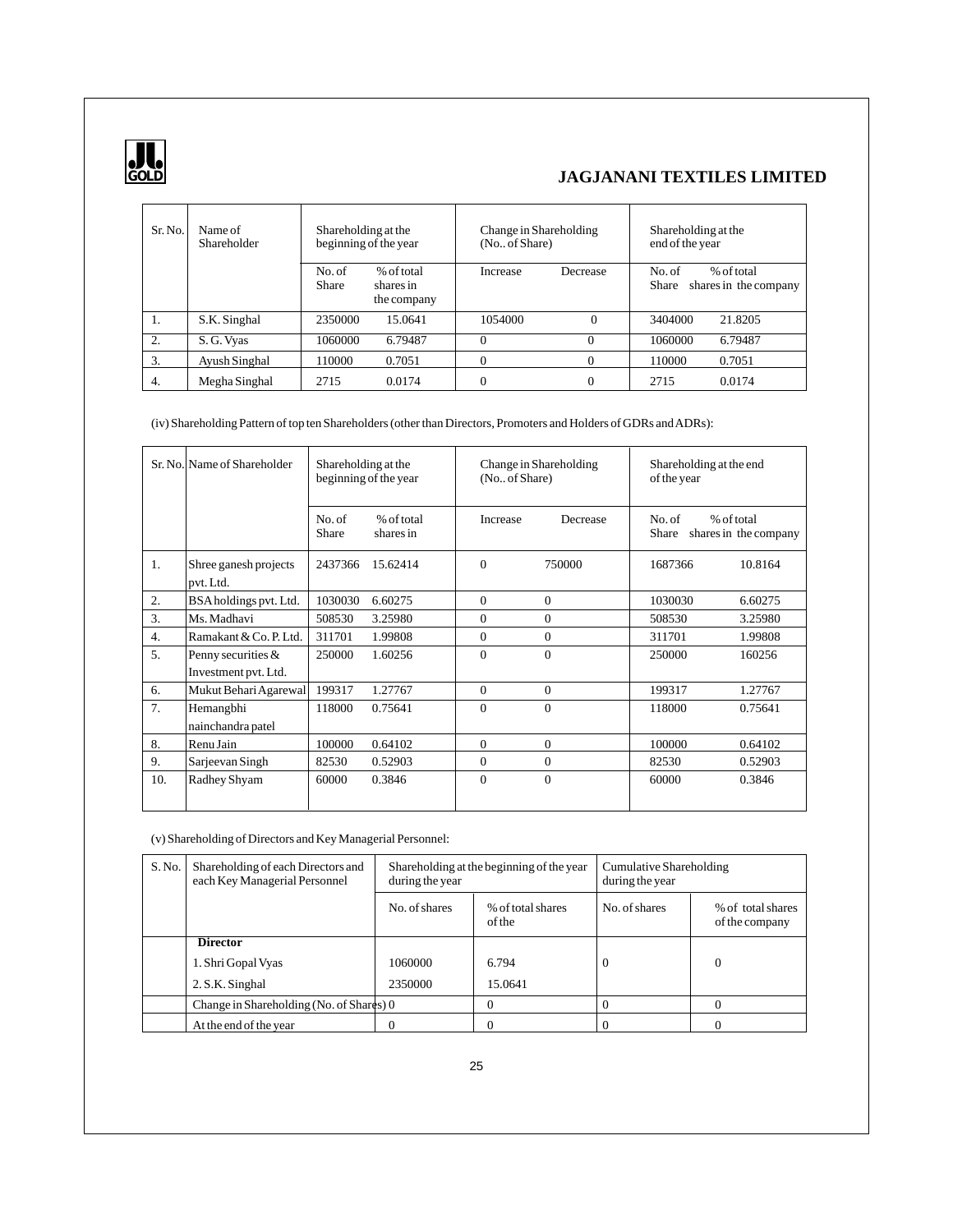| Sr. No. | Name of Shareholder | Shareholding at the beginning of the year | | Change in Shareholding (No.. of Share) | | Shareholding at the end of the year | |
|---|---|---|---|---|---|---|---|
| | | No. of Share | % of total shares in the company | Increase | Decrease | No. of Share | % of total shares in the company |
| 1. | S.K. Singhal | 2350000 | 15.0641 | 1054000 | 0 | 3404000 | 21.8205 |
| 2. | S. G. Vyas | 1060000 | 6.79487 | 0 | 0 | 1060000 | 6.79487 |
| 3. | Ayush Singhal | 110000 | 0.7051 | 0 | 0 | 110000 | 0.7051 |
| 4. | Megha Singhal | 2715 | 0.0174 | 0 | 0 | 2715 | 0.0174 |

(iv) Shareholding Pattern of top ten Shareholders (other than Directors, Promoters and Holders of GDRs and ADRs):

| Sr. No. | Name of Shareholder | Shareholding at the beginning of the year | | Change in Shareholding (No.. of Share) | | Shareholding at the end of the year | |
|---|---|---|---|---|---|---|---|
| | | No. of Share | % of total shares in | Increase | Decrease | No. of Share | % of total shares in the company |
| 1. | Shree ganesh projects pvt. Ltd. | 2437366 | 15.62414 | 0 | 750000 | 1687366 | 10.8164 |
| 2. | BSA holdings pvt. Ltd. | 1030030 | 6.60275 | 0 | 0 | 1030030 | 6.60275 |
| 3. | Ms. Madhavi | 508530 | 3.25980 | 0 | 0 | 508530 | 3.25980 |
| 4. | Ramakant & Co. P. Ltd. | 311701 | 1.99808 | 0 | 0 | 311701 | 1.99808 |
| 5. | Penny securities & Investment pvt. Ltd. | 250000 | 1.60256 | 0 | 0 | 250000 | 160256 |
| 6. | Mukut Behari Agarewal | 199317 | 1.27767 | 0 | 0 | 199317 | 1.27767 |
| 7. | Hemangbhi nainchandra patel | 118000 | 0.75641 | 0 | 0 | 118000 | 0.75641 |
| 8. | Renu Jain | 100000 | 0.64102 | 0 | 0 | 100000 | 0.64102 |
| 9. | Sarjeevan Singh | 82530 | 0.52903 | 0 | 0 | 82530 | 0.52903 |
| 10. | Radhey Shyam | 60000 | 0.3846 | 0 | 0 | 60000 | 0.3846 |

(v) Shareholding of Directors and Key Managerial Personnel:

| S. No. | Shareholding of each Directors and each Key Managerial Personnel | Shareholding at the beginning of the year during the year | | Cumulative Shareholding during the year | |
|---|---|---|---|---|---|
| | | No. of shares | % of total shares of the | No. of shares | % of total shares of the company |
| | **Director** | | | | |
| | 1. Shri Gopal Vyas | 1060000 | 6.794 | 0 | 0 |
| | 2. S.K. Singhal | 2350000 | 15.0641 | | |
| | Change in Shareholding (No. of Shares) | 0 | 0 | 0 | 0 |
| | At the end of the year | 0 | 0 | 0 | 0 |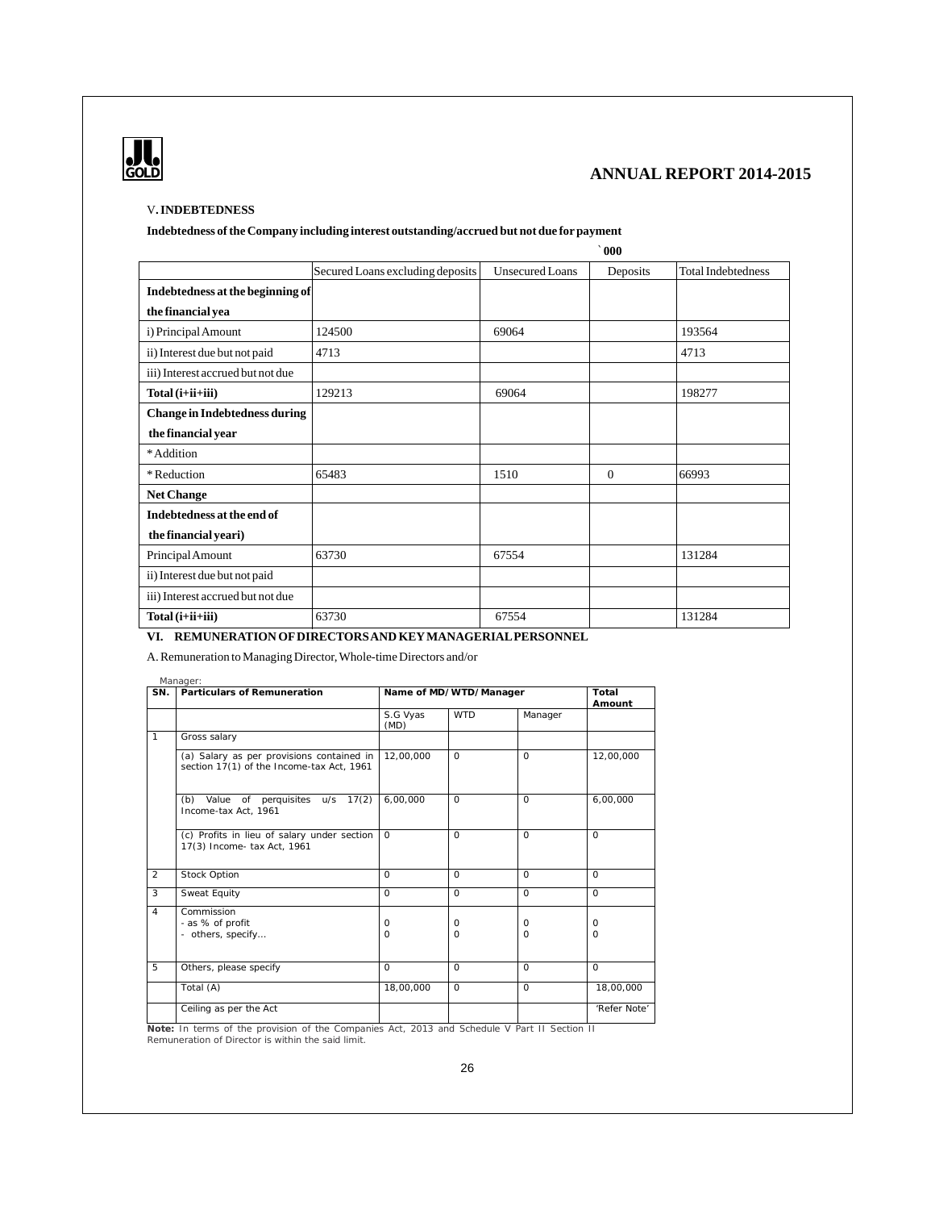## V. INDEBTEDNESS

**Indebtedness of the Company including interest outstanding/accrued but not due for payment**

` 000

| | Secured Loans excluding deposits | Unsecured Loans | Deposits | Total Indebtedness |
|---|---|---|---|---|
| **Indebtedness at the beginning of the financial yea** | | | | |
| i) Principal Amount | 124500 | 69064 | | 193564 |
| ii) Interest due but not paid | 4713 | | | 4713 |
| iii) Interest accrued but not due | | | | |
| **Total (i+ii+iii)** | 129213 | 69064 | | 198277 |
| **Change in Indebtedness during the financial year** | | | | |
| * Addition | | | | |
| * Reduction | 65483 | 1510 | 0 | 66993 |
| **Net Change** | | | | |
| **Indebtedness at the end of the financial yeari)** | | | | |
| Principal Amount | 63730 | 67554 | | 131284 |
| ii) Interest due but not paid | | | | |
| iii) Interest accrued but not due | | | | |
| **Total (i+ii+iii)** | 63730 | 67554 | | 131284 |

## VI. REMUNERATION OF DIRECTORS AND KEY MANAGERIAL PERSONNEL

A. Remuneration to Managing Director, Whole-time Directors and/or Manager:

| SN. | Particulars of Remuneration | Name of MD/WTD/Manager | | | Total Amount |
|---|---|---|---|---|---|
| | | S.G Vyas (MD) | WTD | Manager | |
| 1 | Gross salary | | | | |
| | (a) Salary as per provisions contained in section 17(1) of the Income-tax Act, 1961 | 12,00,000 | 0 | 0 | 12,00,000 |
| | (b) Value of perquisites u/s 17(2) Income-tax Act, 1961 | 6,00,000 | 0 | 0 | 6,00,000 |
| | (c) Profits in lieu of salary under section 17(3) Income- tax Act, 1961 | 0 | 0 | 0 | 0 |
| 2 | Stock Option | 0 | 0 | 0 | 0 |
| 3 | Sweat Equity | 0 | 0 | 0 | 0 |
| 4 | Commission<br>- as % of profit<br>- others, specify... | <br>0<br>0 | <br>0<br>0 | <br>0<br>0 | <br>0<br>0 |
| 5 | Others, please specify | 0 | 0 | 0 | 0 |
| | Total (A) | 18,00,000 | 0 | 0 | 18,00,000 |
| | Ceiling as per the Act | | | | 'Refer Note' |

**Note:** In terms of the provision of the Companies Act, 2013 and Schedule V Part II Section II Remuneration of Director is within the said limit.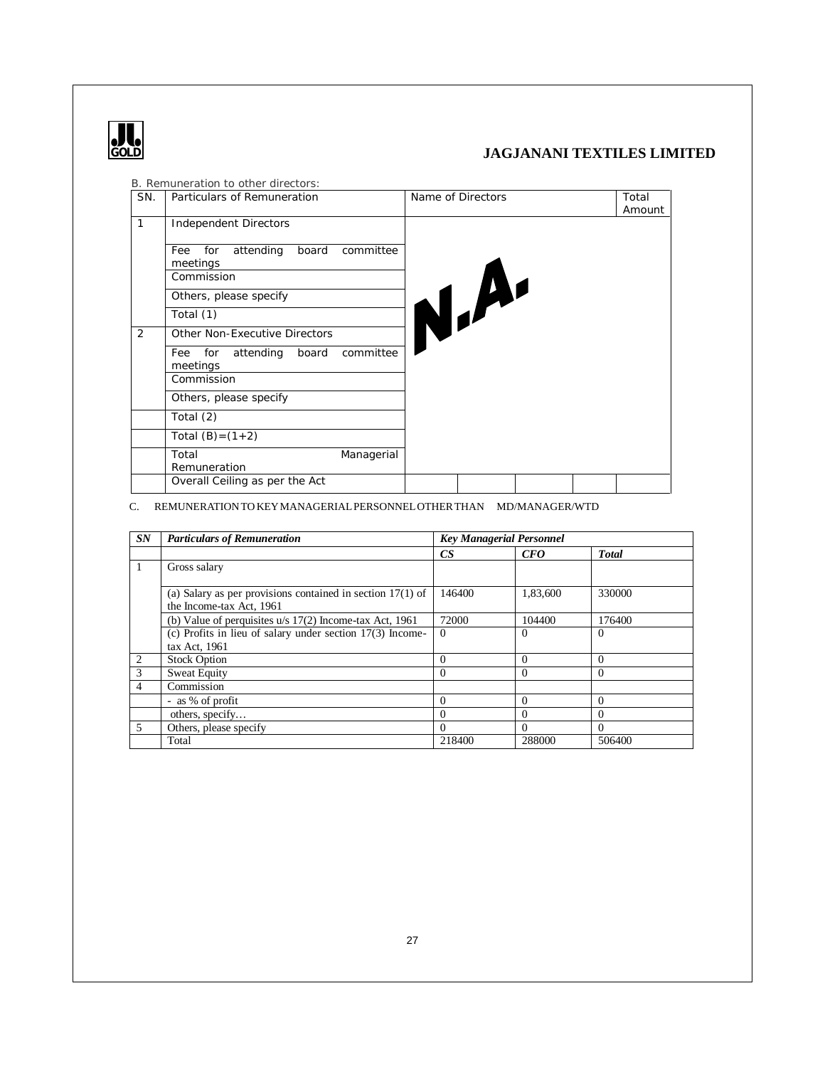B. Remuneration to other directors:

| SN. | Particulars of Remuneration | Name of Directors | | | | Total Amount |
|---|---|---|---|---|---|---|
| 1 | Independent Directors | N.A. | | | | |
| | Fee for attending board committee meetings | | | | | |
| | Commission | | | | | |
| | Others, please specify | | | | | |
| | Total (1) | | | | | |
| 2 | Other Non-Executive Directors | | | | | |
| | Fee for attending board committee meetings | | | | | |
| | Commission | | | | | |
| | Others, please specify | | | | | |
| | Total (2) | | | | | |
| | Total (B)=(1+2) | | | | | |
| | Total Managerial Remuneration | | | | | |
| | Overall Ceiling as per the Act | | | | | |

C. REMUNERATION TO KEY MANAGERIAL PERSONNEL OTHER THAN MD/MANAGER/WTD

| ***SN*** | ***Particulars of Remuneration*** | ***Key Managerial Personnel*** | | |
|---|---|---|---|---|
| | | ***CS*** | ***CFO*** | ***Total*** |
| 1 | Gross salary | | | |
| | (a) Salary as per provisions contained in section 17(1) of the Income-tax Act, 1961 | 146400 | 1,83,600 | 330000 |
| | (b) Value of perquisites u/s 17(2) Income-tax Act, 1961 | 72000 | 104400 | 176400 |
| | (c) Profits in lieu of salary under section 17(3) Income-tax Act, 1961 | 0 | 0 | 0 |
| 2 | Stock Option | 0 | 0 | 0 |
| 3 | Sweat Equity | 0 | 0 | 0 |
| 4 | Commission | | | |
| | - as % of profit | 0 | 0 | 0 |
| | others, specify… | 0 | 0 | 0 |
| 5 | Others, please specify | 0 | 0 | 0 |
| | Total | 218400 | 288000 | 506400 |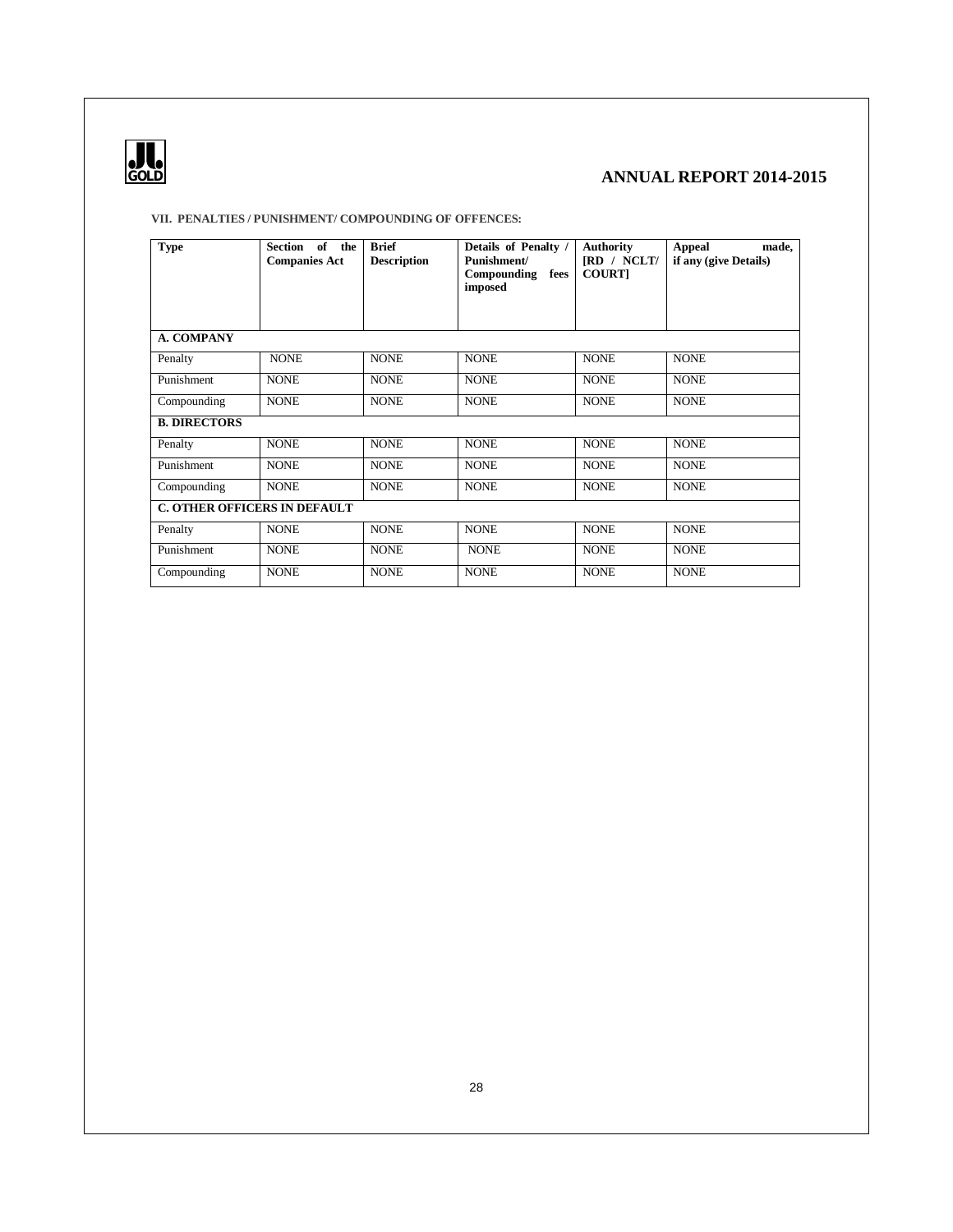### VII. PENALTIES / PUNISHMENT/ COMPOUNDING OF OFFENCES:

| Type | Section of the Companies Act | Brief Description | Details of Penalty / Punishment/ Compounding fees imposed | Authority [RD / NCLT/ COURT] | Appeal made, if any (give Details) |
|---|---|---|---|---|---|
| **A. COMPANY** | | | | | |
| Penalty | NONE | NONE | NONE | NONE | NONE |
| Punishment | NONE | NONE | NONE | NONE | NONE |
| Compounding | NONE | NONE | NONE | NONE | NONE |
| **B. DIRECTORS** | | | | | |
| Penalty | NONE | NONE | NONE | NONE | NONE |
| Punishment | NONE | NONE | NONE | NONE | NONE |
| Compounding | NONE | NONE | NONE | NONE | NONE |
| **C. OTHER OFFICERS IN DEFAULT** | | | | | |
| Penalty | NONE | NONE | NONE | NONE | NONE |
| Punishment | NONE | NONE | NONE | NONE | NONE |
| Compounding | NONE | NONE | NONE | NONE | NONE |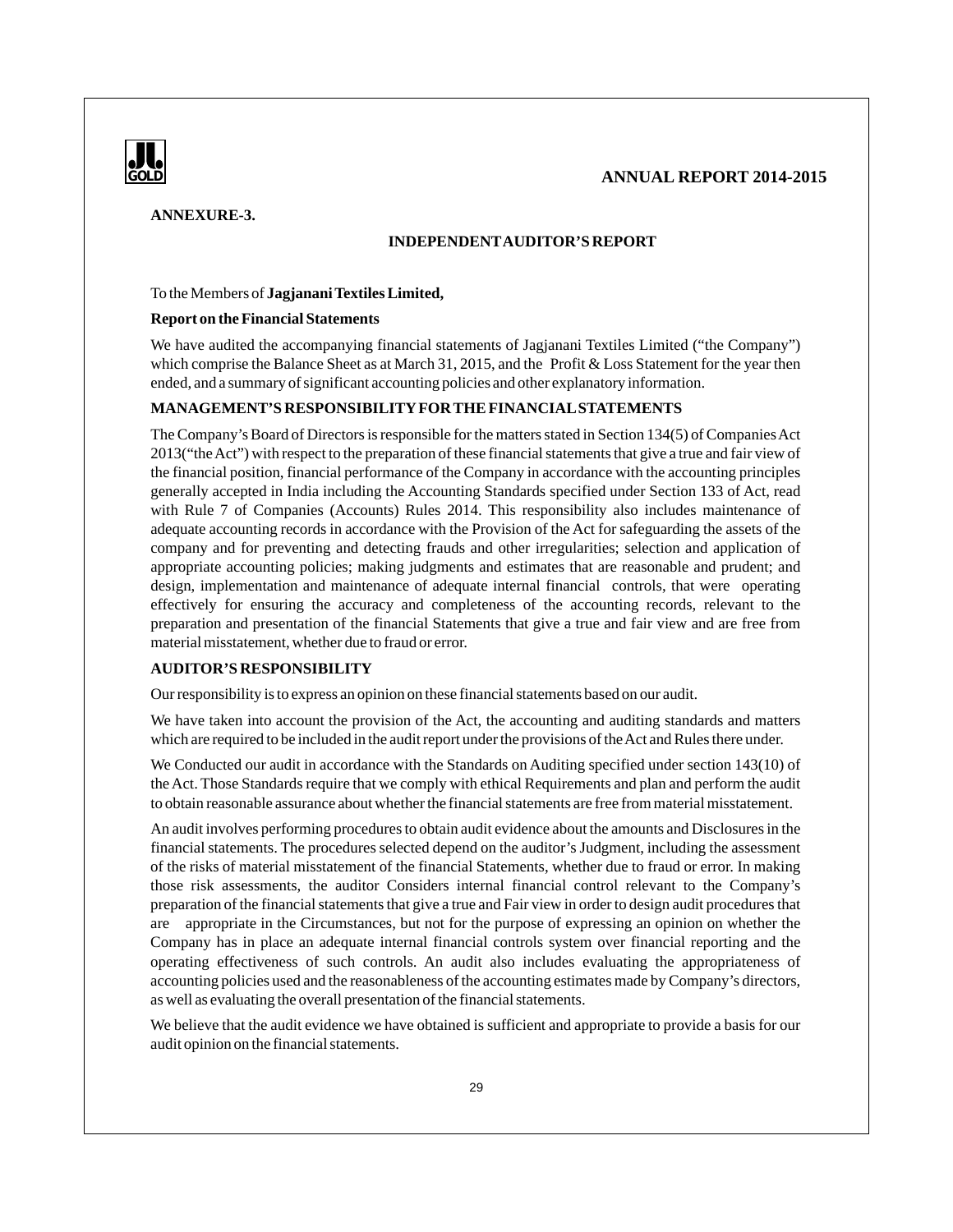**ANNEXURE-3.**

## INDEPENDENT AUDITOR'S REPORT

To the Members of **Jagjanani Textiles Limited,**

**Report on the Financial Statements**

We have audited the accompanying financial statements of Jagjanani Textiles Limited ("the Company") which comprise the Balance Sheet as at March 31, 2015, and the Profit & Loss Statement for the year then ended, and a summary of significant accounting policies and other explanatory information.

### MANAGEMENT'S RESPONSIBILITY FOR THE FINANCIAL STATEMENTS

The Company's Board of Directors is responsible for the matters stated in Section 134(5) of Companies Act 2013("the Act") with respect to the preparation of these financial statements that give a true and fair view of the financial position, financial performance of the Company in accordance with the accounting principles generally accepted in India including the Accounting Standards specified under Section 133 of Act, read with Rule 7 of Companies (Accounts) Rules 2014. This responsibility also includes maintenance of adequate accounting records in accordance with the Provision of the Act for safeguarding the assets of the company and for preventing and detecting frauds and other irregularities; selection and application of appropriate accounting policies; making judgments and estimates that are reasonable and prudent; and design, implementation and maintenance of adequate internal financial controls, that were operating effectively for ensuring the accuracy and completeness of the accounting records, relevant to the preparation and presentation of the financial Statements that give a true and fair view and are free from material misstatement, whether due to fraud or error.

### AUDITOR'S RESPONSIBILITY

Our responsibility is to express an opinion on these financial statements based on our audit.

We have taken into account the provision of the Act, the accounting and auditing standards and matters which are required to be included in the audit report under the provisions of the Act and Rules there under.

We Conducted our audit in accordance with the Standards on Auditing specified under section 143(10) of the Act. Those Standards require that we comply with ethical Requirements and plan and perform the audit to obtain reasonable assurance about whether the financial statements are free from material misstatement.

An audit involves performing procedures to obtain audit evidence about the amounts and Disclosures in the financial statements. The procedures selected depend on the auditor's Judgment, including the assessment of the risks of material misstatement of the financial Statements, whether due to fraud or error. In making those risk assessments, the auditor Considers internal financial control relevant to the Company's preparation of the financial statements that give a true and Fair view in order to design audit procedures that are appropriate in the Circumstances, but not for the purpose of expressing an opinion on whether the Company has in place an adequate internal financial controls system over financial reporting and the operating effectiveness of such controls. An audit also includes evaluating the appropriateness of accounting policies used and the reasonableness of the accounting estimates made by Company's directors, as well as evaluating the overall presentation of the financial statements.

We believe that the audit evidence we have obtained is sufficient and appropriate to provide a basis for our audit opinion on the financial statements.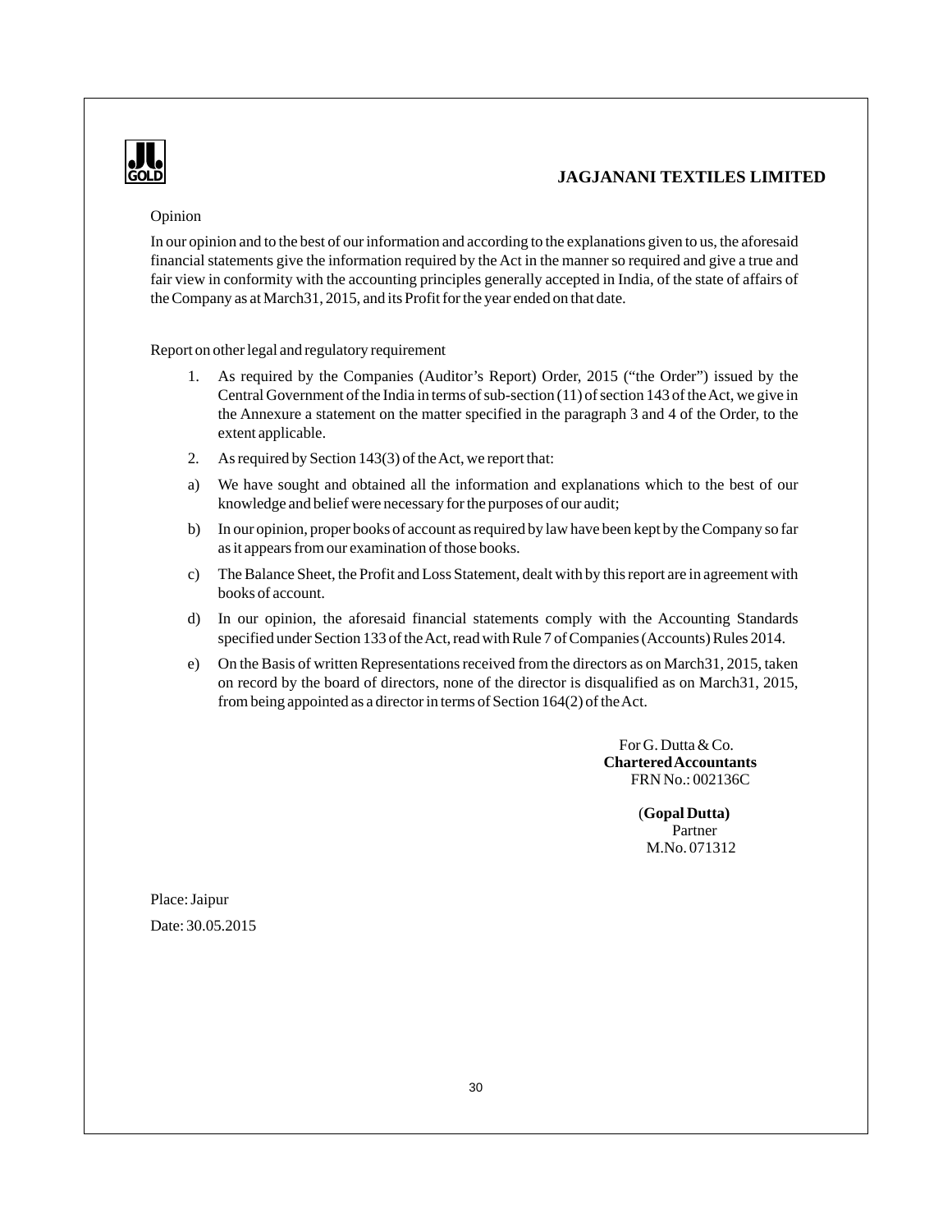Opinion

In our opinion and to the best of our information and according to the explanations given to us, the aforesaid financial statements give the information required by the Act in the manner so required and give a true and fair view in conformity with the accounting principles generally accepted in India, of the state of affairs of the Company as at March31, 2015, and its Profit for the year ended on that date.

Report on other legal and regulatory requirement

1. As required by the Companies (Auditor's Report) Order, 2015 ("the Order") issued by the Central Government of the India in terms of sub-section (11) of section 143 of the Act, we give in the Annexure a statement on the matter specified in the paragraph 3 and 4 of the Order, to the extent applicable.
2. As required by Section 143(3) of the Act, we report that:

a) We have sought and obtained all the information and explanations which to the best of our knowledge and belief were necessary for the purposes of our audit;

b) In our opinion, proper books of account as required by law have been kept by the Company so far as it appears from our examination of those books.

c) The Balance Sheet, the Profit and Loss Statement, dealt with by this report are in agreement with books of account.

d) In our opinion, the aforesaid financial statements comply with the Accounting Standards specified under Section 133 of the Act, read with Rule 7 of Companies (Accounts) Rules 2014.

e) On the Basis of written Representations received from the directors as on March31, 2015, taken on record by the board of directors, none of the director is disqualified as on March31, 2015, from being appointed as a director in terms of Section 164(2) of the Act.

For G. Dutta & Co.
**Chartered Accountants**
FRN No.: 002136C

(**Gopal Dutta)**
Partner
M.No. 071312

Place: Jaipur

Date: 30.05.2015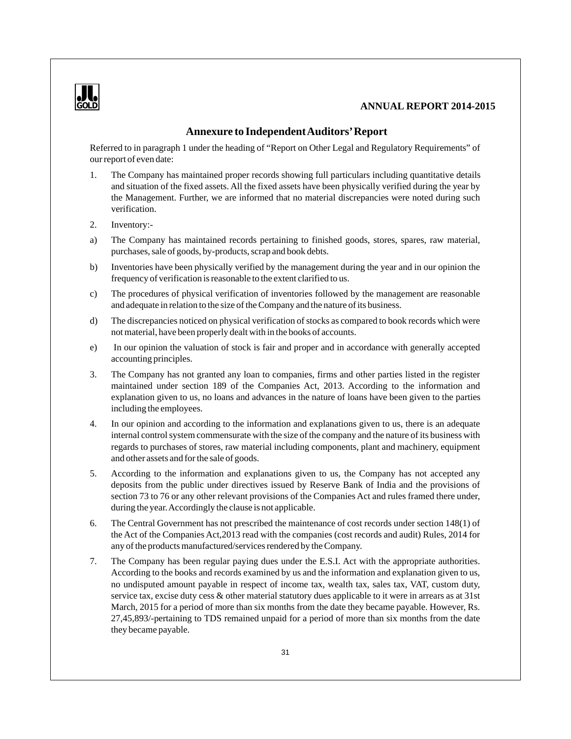## Annexure to Independent Auditors' Report

Referred to in paragraph 1 under the heading of "Report on Other Legal and Regulatory Requirements" of our report of even date:

1. The Company has maintained proper records showing full particulars including quantitative details and situation of the fixed assets. All the fixed assets have been physically verified during the year by the Management. Further, we are informed that no material discrepancies were noted during such verification.

2. Inventory:-

a) The Company has maintained records pertaining to finished goods, stores, spares, raw material, purchases, sale of goods, by-products, scrap and book debts.

b) Inventories have been physically verified by the management during the year and in our opinion the frequency of verification is reasonable to the extent clarified to us.

c) The procedures of physical verification of inventories followed by the management are reasonable and adequate in relation to the size of the Company and the nature of its business.

d) The discrepancies noticed on physical verification of stocks as compared to book records which were not material, have been properly dealt with in the books of accounts.

e) In our opinion the valuation of stock is fair and proper and in accordance with generally accepted accounting principles.

3. The Company has not granted any loan to companies, firms and other parties listed in the register maintained under section 189 of the Companies Act, 2013. According to the information and explanation given to us, no loans and advances in the nature of loans have been given to the parties including the employees.

4. In our opinion and according to the information and explanations given to us, there is an adequate internal control system commensurate with the size of the company and the nature of its business with regards to purchases of stores, raw material including components, plant and machinery, equipment and other assets and for the sale of goods.

5. According to the information and explanations given to us, the Company has not accepted any deposits from the public under directives issued by Reserve Bank of India and the provisions of section 73 to 76 or any other relevant provisions of the Companies Act and rules framed there under, during the year. Accordingly the clause is not applicable.

6. The Central Government has not prescribed the maintenance of cost records under section 148(1) of the Act of the Companies Act,2013 read with the companies (cost records and audit) Rules, 2014 for any of the products manufactured/services rendered by the Company.

7. The Company has been regular paying dues under the E.S.I. Act with the appropriate authorities. According to the books and records examined by us and the information and explanation given to us, no undisputed amount payable in respect of income tax, wealth tax, sales tax, VAT, custom duty, service tax, excise duty cess & other material statutory dues applicable to it were in arrears as at 31st March, 2015 for a period of more than six months from the date they became payable. However, Rs. 27,45,893/-pertaining to TDS remained unpaid for a period of more than six months from the date they became payable.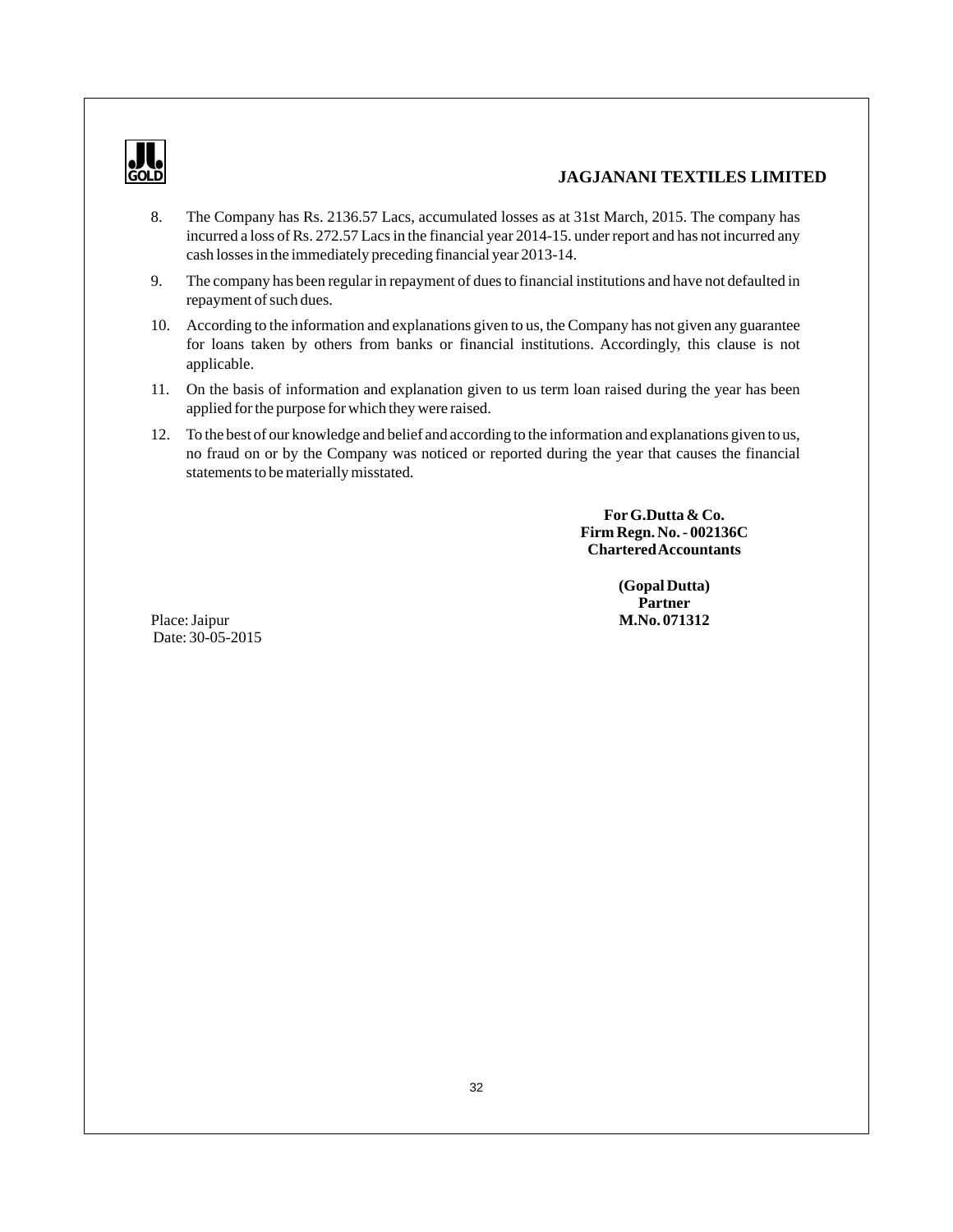8. The Company has Rs. 2136.57 Lacs, accumulated losses as at 31st March, 2015. The company has incurred a loss of Rs. 272.57 Lacs in the financial year 2014-15. under report and has not incurred any cash losses in the immediately preceding financial year 2013-14.

9. The company has been regular in repayment of dues to financial institutions and have not defaulted in repayment of such dues.

10. According to the information and explanations given to us, the Company has not given any guarantee for loans taken by others from banks or financial institutions. Accordingly, this clause is not applicable.

11. On the basis of information and explanation given to us term loan raised during the year has been applied for the purpose for which they were raised.

12. To the best of our knowledge and belief and according to the information and explanations given to us, no fraud on or by the Company was noticed or reported during the year that causes the financial statements to be materially misstated.

**For G.Dutta & Co.**
**Firm Regn. No. - 002136C**
**Chartered Accountants**

**(Gopal Dutta)**
**Partner**
**M.No. 071312**

Place: Jaipur
Date: 30-05-2015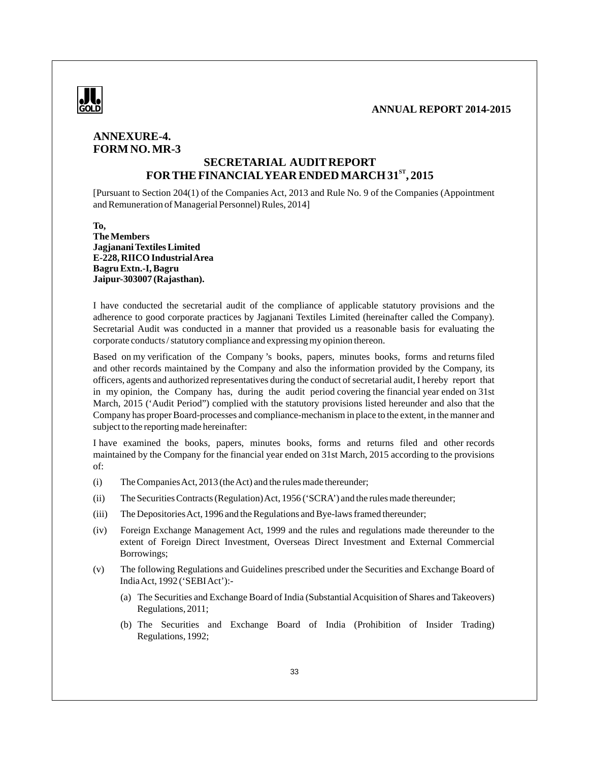## ANNEXURE-4.
## FORM NO. MR-3

# SECRETARIAL AUDIT REPORT
# FOR THE FINANCIAL YEAR ENDED MARCH 31ST, 2015

[Pursuant to Section 204(1) of the Companies Act, 2013 and Rule No. 9 of the Companies (Appointment and Remuneration of Managerial Personnel) Rules, 2014]

**To,**
**The Members**
**Jagjanani Textiles Limited**
**E-228, RIICO Industrial Area**
**Bagru Extn.-I, Bagru**
**Jaipur-303007 (Rajasthan).**

I have conducted the secretarial audit of the compliance of applicable statutory provisions and the adherence to good corporate practices by Jagjanani Textiles Limited (hereinafter called the Company). Secretarial Audit was conducted in a manner that provided us a reasonable basis for evaluating the corporate conducts / statutory compliance and expressing my opinion thereon.

Based on my verification of the Company 's books, papers, minutes books, forms and returns filed and other records maintained by the Company and also the information provided by the Company, its officers, agents and authorized representatives during the conduct of secretarial audit, I hereby report that in my opinion, the Company has, during the audit period covering the financial year ended on 31st March, 2015 ('Audit Period") complied with the statutory provisions listed hereunder and also that the Company has proper Board-processes and compliance-mechanism in place to the extent, in the manner and subject to the reporting made hereinafter:

I have examined the books, papers, minutes books, forms and returns filed and other records maintained by the Company for the financial year ended on 31st March, 2015 according to the provisions of:

(i) The Companies Act, 2013 (the Act) and the rules made thereunder;

(ii) The Securities Contracts (Regulation) Act, 1956 ('SCRA') and the rules made thereunder;

(iii) The Depositories Act, 1996 and the Regulations and Bye-laws framed thereunder;

(iv) Foreign Exchange Management Act, 1999 and the rules and regulations made thereunder to the extent of Foreign Direct Investment, Overseas Direct Investment and External Commercial Borrowings;

(v) The following Regulations and Guidelines prescribed under the Securities and Exchange Board of India Act, 1992 ('SEBI Act'):-

  (a) The Securities and Exchange Board of India (Substantial Acquisition of Shares and Takeovers) Regulations, 2011;

  (b) The Securities and Exchange Board of India (Prohibition of Insider Trading) Regulations, 1992;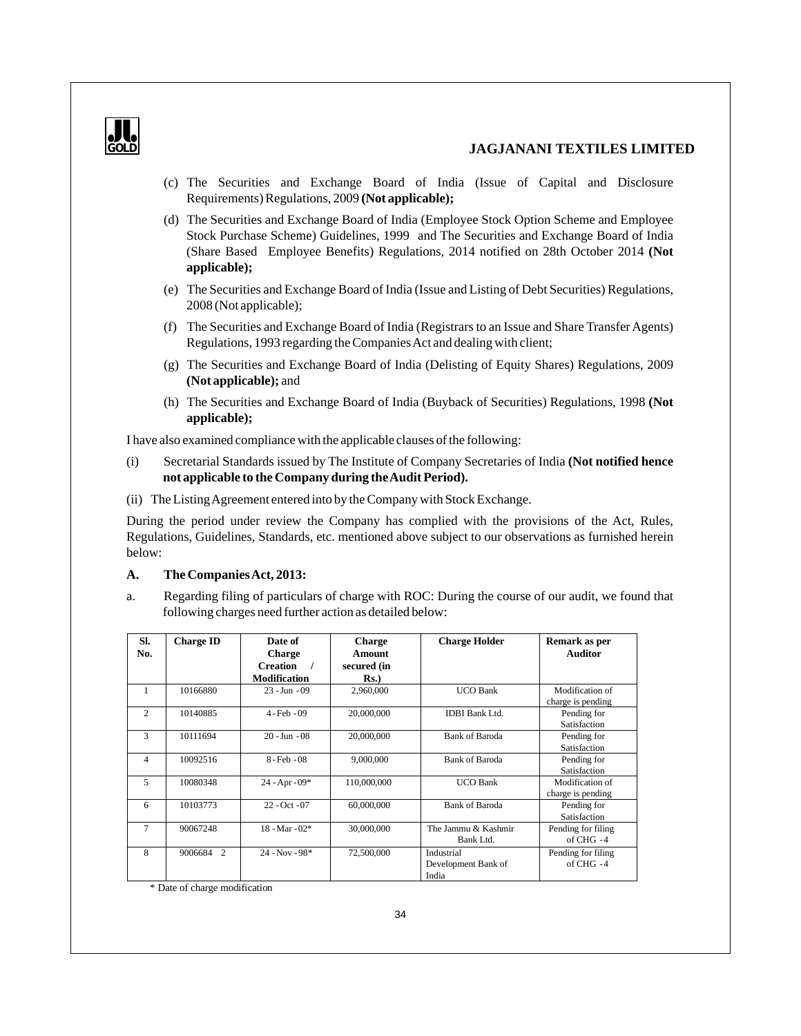(c) The Securities and Exchange Board of India (Issue of Capital and Disclosure Requirements) Regulations, 2009 **(Not applicable);**

(d) The Securities and Exchange Board of India (Employee Stock Option Scheme and Employee Stock Purchase Scheme) Guidelines, 1999 and The Securities and Exchange Board of India (Share Based Employee Benefits) Regulations, 2014 notified on 28th October 2014 **(Not applicable);**

(e) The Securities and Exchange Board of India (Issue and Listing of Debt Securities) Regulations, 2008 (Not applicable);

(f) The Securities and Exchange Board of India (Registrars to an Issue and Share Transfer Agents) Regulations, 1993 regarding the Companies Act and dealing with client;

(g) The Securities and Exchange Board of India (Delisting of Equity Shares) Regulations, 2009 **(Not applicable);** and

(h) The Securities and Exchange Board of India (Buyback of Securities) Regulations, 1998 **(Not applicable);**

I have also examined compliance with the applicable clauses of the following:

(i) Secretarial Standards issued by The Institute of Company Secretaries of India **(Not notified hence not applicable to the Company during the Audit Period).**

(ii) The Listing Agreement entered into by the Company with Stock Exchange.

During the period under review the Company has complied with the provisions of the Act, Rules, Regulations, Guidelines, Standards, etc. mentioned above subject to our observations as furnished herein below:

**A. The Companies Act, 2013:**

a. Regarding filing of particulars of charge with ROC: During the course of our audit, we found that following charges need further action as detailed below:

| Sl. No. | Charge ID | Date of Charge Creation / Modification | Charge Amount secured (in Rs.) | Charge Holder | Remark as per Auditor |
|---|---|---|---|---|---|
| 1 | 10166880 | 23 - Jun - 09 | 2,960,000 | UCO Bank | Modification of charge is pending |
| 2 | 10140885 | 4 - Feb - 09 | 20,000,000 | IDBI Bank Ltd. | Pending for Satisfaction |
| 3 | 10111694 | 20 - Jun - 08 | 20,000,000 | Bank of Baroda | Pending for Satisfaction |
| 4 | 10092516 | 8 - Feb - 08 | 9,000,000 | Bank of Baroda | Pending for Satisfaction |
| 5 | 10080348 | 24 - Apr - 09* | 110,000,000 | UCO Bank | Modification of charge is pending |
| 6 | 10103773 | 22 - Oct - 07 | 60,000,000 | Bank of Baroda | Pending for Satisfaction |
| 7 | 90067248 | 18 - Mar - 02* | 30,000,000 | The Jammu & Kashmir Bank Ltd. | Pending for filing of CHG - 4 |
| 8 | 9006684 2 | 24 - Nov - 98* | 72,500,000 | Industrial Development Bank of India | Pending for filing of CHG - 4 |

\* Date of charge modification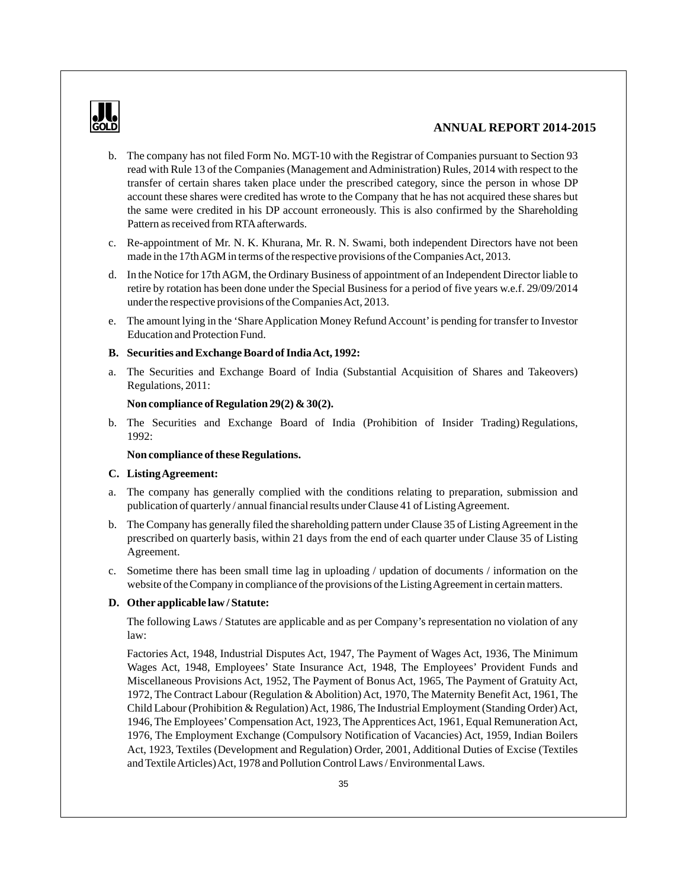b. The company has not filed Form No. MGT-10 with the Registrar of Companies pursuant to Section 93 read with Rule 13 of the Companies (Management and Administration) Rules, 2014 with respect to the transfer of certain shares taken place under the prescribed category, since the person in whose DP account these shares were credited has wrote to the Company that he has not acquired these shares but the same were credited in his DP account erroneously. This is also confirmed by the Shareholding Pattern as received from RTA afterwards.

c. Re-appointment of Mr. N. K. Khurana, Mr. R. N. Swami, both independent Directors have not been made in the 17th AGM in terms of the respective provisions of the Companies Act, 2013.

d. In the Notice for 17th AGM, the Ordinary Business of appointment of an Independent Director liable to retire by rotation has been done under the Special Business for a period of five years w.e.f. 29/09/2014 under the respective provisions of the Companies Act, 2013.

e. The amount lying in the 'Share Application Money Refund Account' is pending for transfer to Investor Education and Protection Fund.

**B. Securities and Exchange Board of India Act, 1992:**

a. The Securities and Exchange Board of India (Substantial Acquisition of Shares and Takeovers) Regulations, 2011:

**Non compliance of Regulation 29(2) & 30(2).**

b. The Securities and Exchange Board of India (Prohibition of Insider Trading) Regulations, 1992:

**Non compliance of these Regulations.**

**C. Listing Agreement:**

a. The company has generally complied with the conditions relating to preparation, submission and publication of quarterly / annual financial results under Clause 41 of Listing Agreement.

b. The Company has generally filed the shareholding pattern under Clause 35 of Listing Agreement in the prescribed on quarterly basis, within 21 days from the end of each quarter under Clause 35 of Listing Agreement.

c. Sometime there has been small time lag in uploading / updation of documents / information on the website of the Company in compliance of the provisions of the Listing Agreement in certain matters.

**D. Other applicable law / Statute:**

The following Laws / Statutes are applicable and as per Company's representation no violation of any law:

Factories Act, 1948, Industrial Disputes Act, 1947, The Payment of Wages Act, 1936, The Minimum Wages Act, 1948, Employees' State Insurance Act, 1948, The Employees' Provident Funds and Miscellaneous Provisions Act, 1952, The Payment of Bonus Act, 1965, The Payment of Gratuity Act, 1972, The Contract Labour (Regulation & Abolition) Act, 1970, The Maternity Benefit Act, 1961, The Child Labour (Prohibition & Regulation) Act, 1986, The Industrial Employment (Standing Order) Act, 1946, The Employees' Compensation Act, 1923, The Apprentices Act, 1961, Equal Remuneration Act, 1976, The Employment Exchange (Compulsory Notification of Vacancies) Act, 1959, Indian Boilers Act, 1923, Textiles (Development and Regulation) Order, 2001, Additional Duties of Excise (Textiles and Textile Articles) Act, 1978 and Pollution Control Laws / Environmental Laws.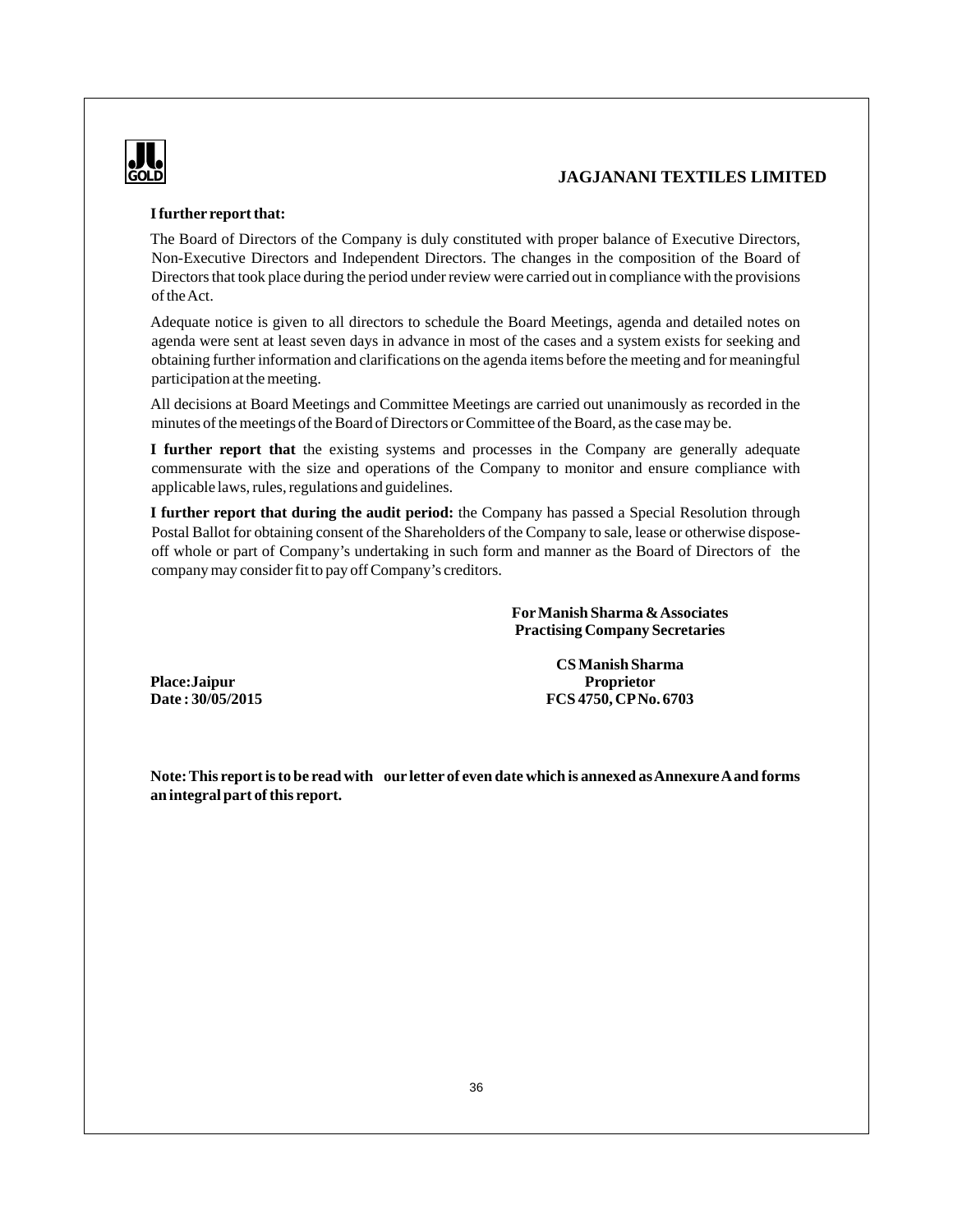**I further report that:**

The Board of Directors of the Company is duly constituted with proper balance of Executive Directors, Non-Executive Directors and Independent Directors. The changes in the composition of the Board of Directors that took place during the period under review were carried out in compliance with the provisions of the Act.

Adequate notice is given to all directors to schedule the Board Meetings, agenda and detailed notes on agenda were sent at least seven days in advance in most of the cases and a system exists for seeking and obtaining further information and clarifications on the agenda items before the meeting and for meaningful participation at the meeting.

All decisions at Board Meetings and Committee Meetings are carried out unanimously as recorded in the minutes of the meetings of the Board of Directors or Committee of the Board, as the case may be.

**I further report that** the existing systems and processes in the Company are generally adequate commensurate with the size and operations of the Company to monitor and ensure compliance with applicable laws, rules, regulations and guidelines.

**I further report that during the audit period:** the Company has passed a Special Resolution through Postal Ballot for obtaining consent of the Shareholders of the Company to sale, lease or otherwise dispose-off whole or part of Company's undertaking in such form and manner as the Board of Directors of the company may consider fit to pay off Company's creditors.

**For Manish Sharma & Associates**
**Practising Company Secretaries**

**CS Manish Sharma**
**Proprietor**
**FCS 4750, CP No. 6703**

**Place: Jaipur**
**Date : 30/05/2015**

**Note: This report is to be read with our letter of even date which is annexed as Annexure A and forms an integral part of this report.**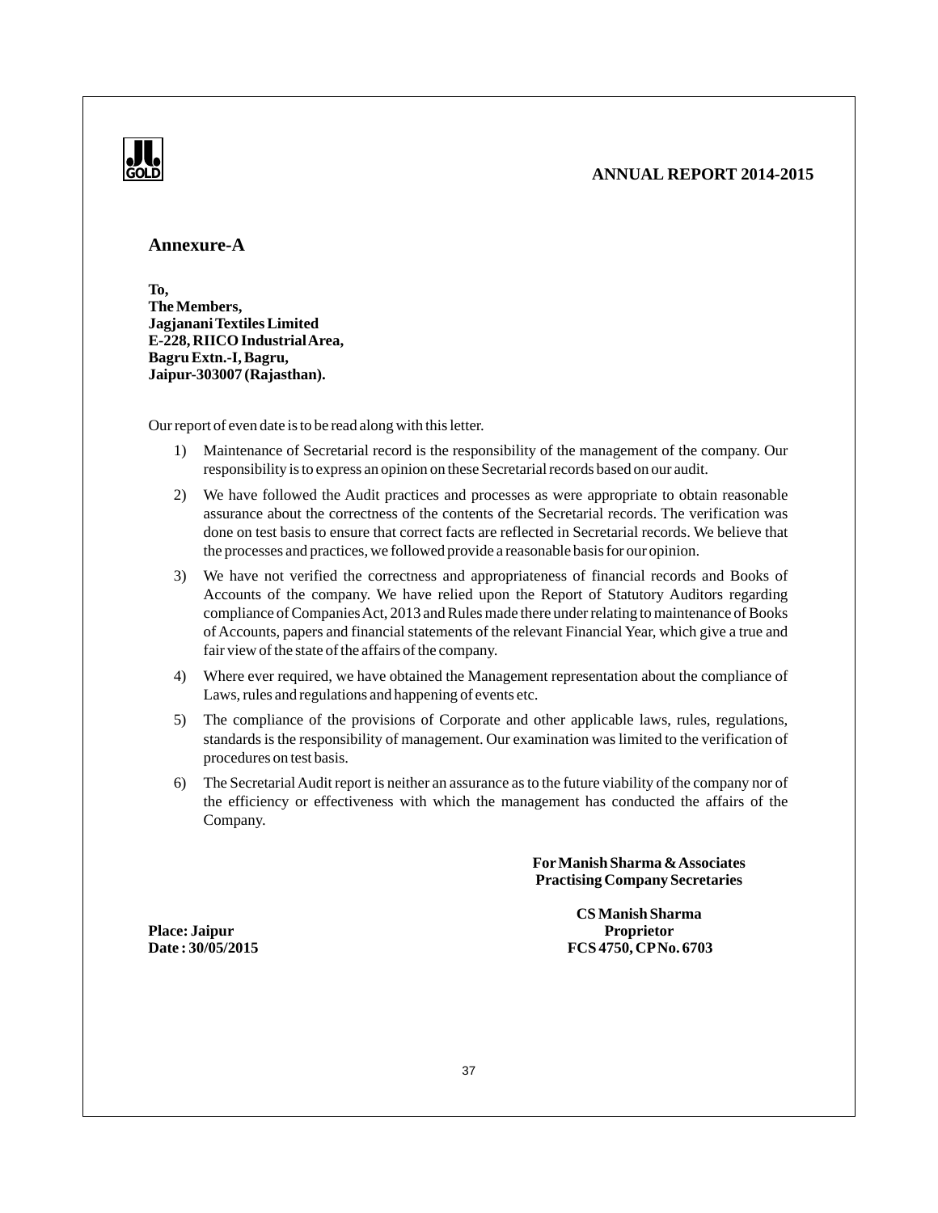## Annexure-A

**To,**
**The Members,**
**Jagjanani Textiles Limited**
**E-228, RIICO Industrial Area,**
**Bagru Extn.-I, Bagru,**
**Jaipur-303007 (Rajasthan).**

Our report of even date is to be read along with this letter.

1) Maintenance of Secretarial record is the responsibility of the management of the company. Our responsibility is to express an opinion on these Secretarial records based on our audit.

2) We have followed the Audit practices and processes as were appropriate to obtain reasonable assurance about the correctness of the contents of the Secretarial records. The verification was done on test basis to ensure that correct facts are reflected in Secretarial records. We believe that the processes and practices, we followed provide a reasonable basis for our opinion.

3) We have not verified the correctness and appropriateness of financial records and Books of Accounts of the company. We have relied upon the Report of Statutory Auditors regarding compliance of Companies Act, 2013 and Rules made there under relating to maintenance of Books of Accounts, papers and financial statements of the relevant Financial Year, which give a true and fair view of the state of the affairs of the company.

4) Where ever required, we have obtained the Management representation about the compliance of Laws, rules and regulations and happening of events etc.

5) The compliance of the provisions of Corporate and other applicable laws, rules, regulations, standards is the responsibility of management. Our examination was limited to the verification of procedures on test basis.

6) The Secretarial Audit report is neither an assurance as to the future viability of the company nor of the efficiency or effectiveness with which the management has conducted the affairs of the Company.

**For Manish Sharma & Associates**
**Practising Company Secretaries**

**CS Manish Sharma**
**Proprietor**
**FCS 4750, CP No. 6703**

**Place: Jaipur**
**Date : 30/05/2015**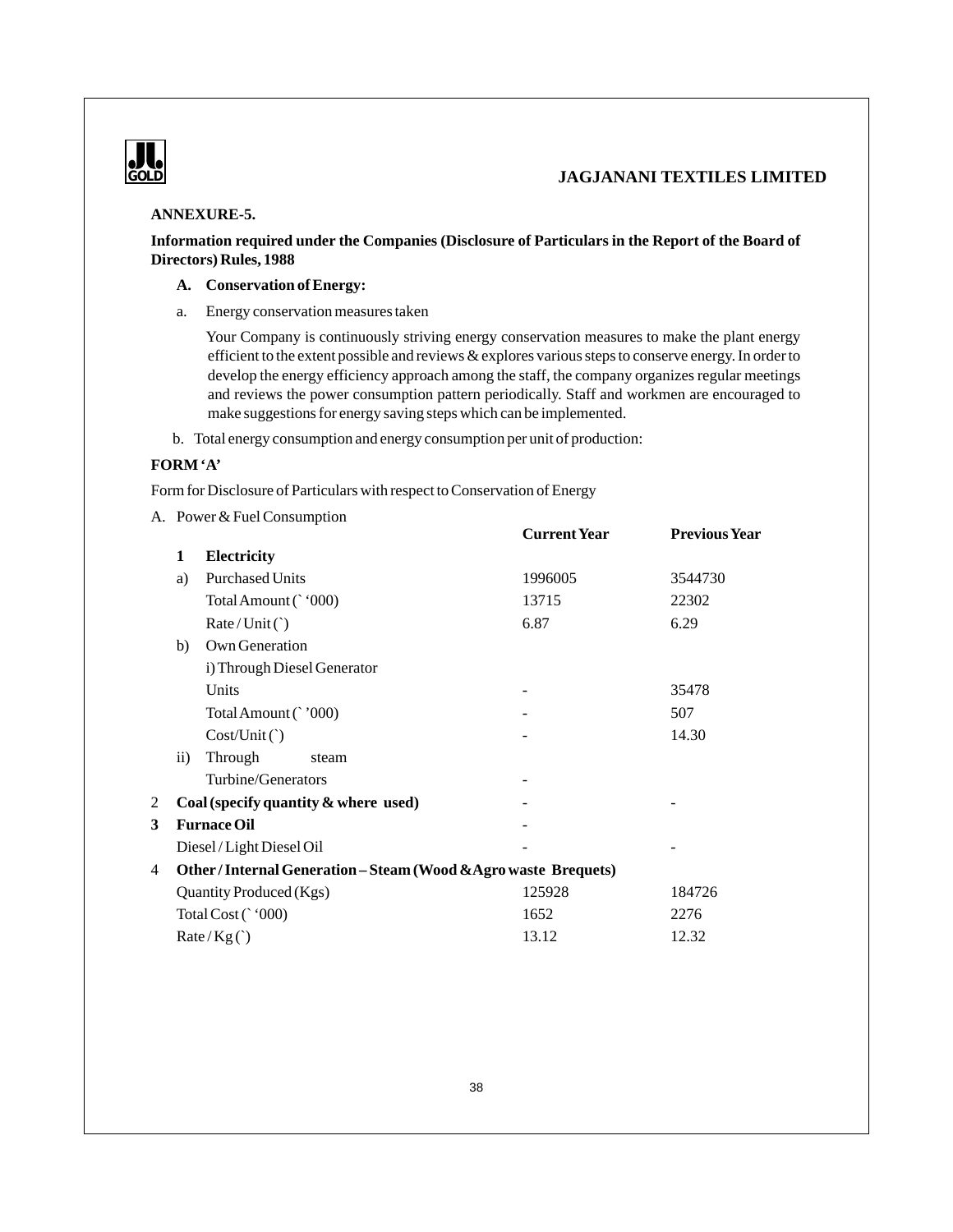**ANNEXURE-5.**

**Information required under the Companies (Disclosure of Particulars in the Report of the Board of Directors) Rules, 1988**

**A. Conservation of Energy:**

a. Energy conservation measures taken

Your Company is continuously striving energy conservation measures to make the plant energy efficient to the extent possible and reviews & explores various steps to conserve energy. In order to develop the energy efficiency approach among the staff, the company organizes regular meetings and reviews the power consumption pattern periodically. Staff and workmen are encouraged to make suggestions for energy saving steps which can be implemented.

b. Total energy consumption and energy consumption per unit of production:

**FORM 'A'**

Form for Disclosure of Particulars with respect to Conservation of Energy

A. Power & Fuel Consumption

| | | | Current Year | Previous Year |
|---|---|---|---|---|
| | **1** | **Electricity** | | |
| | a) | Purchased Units | 1996005 | 3544730 |
| | | Total Amount (` '000) | 13715 | 22302 |
| | | Rate / Unit (`) | 6.87 | 6.29 |
| | b) | Own Generation | | |
| | | i) Through Diesel Generator | | |
| | | Units | - | 35478 |
| | | Total Amount (` '000) | - | 507 |
| | | Cost/Unit (`) | - | 14.30 |
| | ii) | Through steam Turbine/Generators | - | |
| 2 | **Coal (specify quantity & where used)** | | - | - |
| **3** | **Furnace Oil** | | - | |
| | Diesel / Light Diesel Oil | | - | - |
| 4 | **Other / Internal Generation – Steam (Wood & Agro waste Brequets)** | | | |
| | Quantity Produced (Kgs) | | 125928 | 184726 |
| | Total Cost (` '000) | | 1652 | 2276 |
| | Rate / Kg (`) | | 13.12 | 12.32 |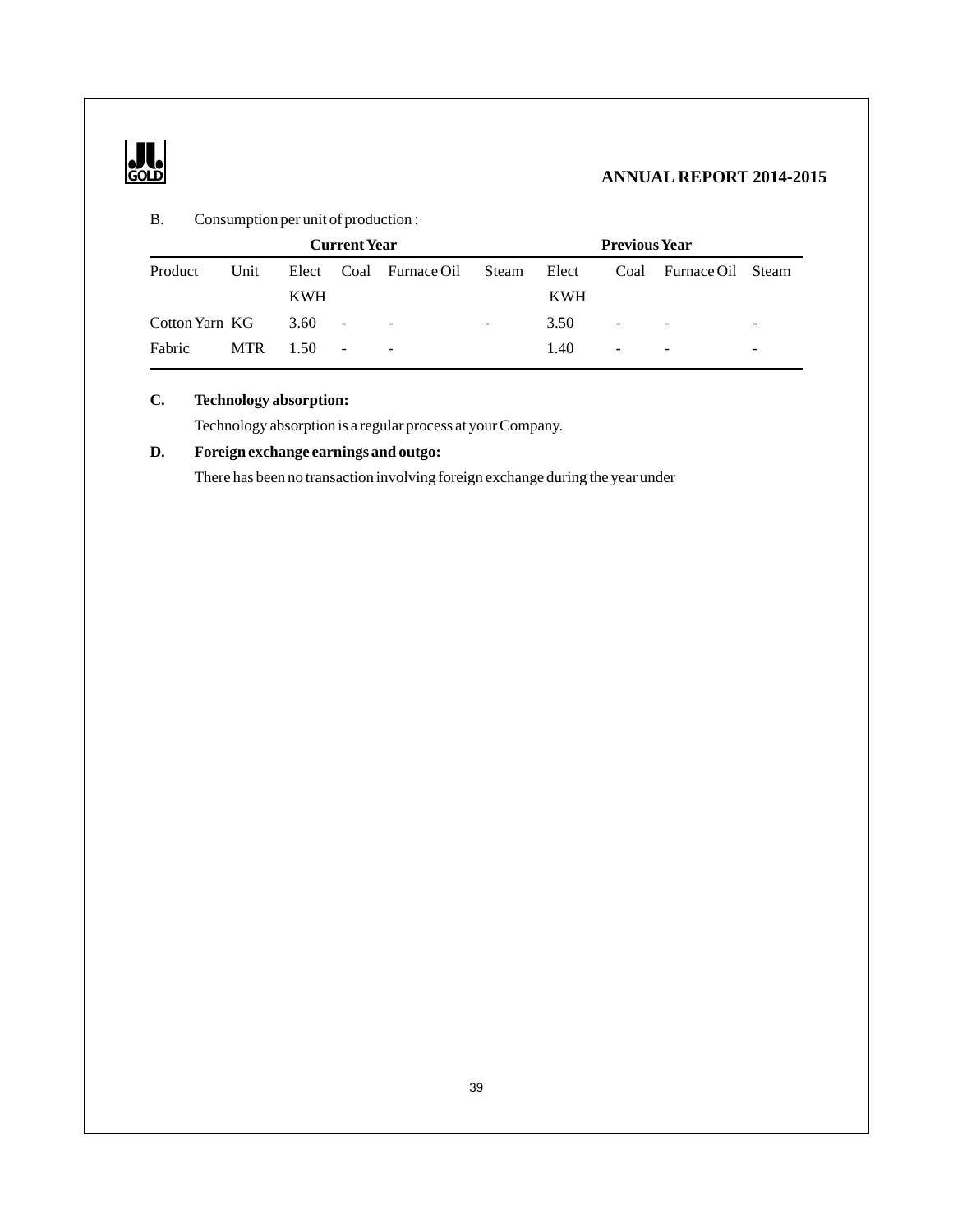B. Consumption per unit of production :

| Product | Unit | Current Year | | | | Previous Year | | | |
|---|---|---|---|---|---|---|---|---|---|
| | | Elect KWH | Coal | Furnace Oil | Steam | Elect KWH | Coal | Furnace Oil | Steam |
| Cotton Yarn | KG | 3.60 | - | - | - | 3.50 | - | - | - |
| Fabric | MTR | 1.50 | - | - | | 1.40 | - | - | - |

**C. Technology absorption:**

Technology absorption is a regular process at your Company.

**D. Foreign exchange earnings and outgo:**

There has been no transaction involving foreign exchange during the year under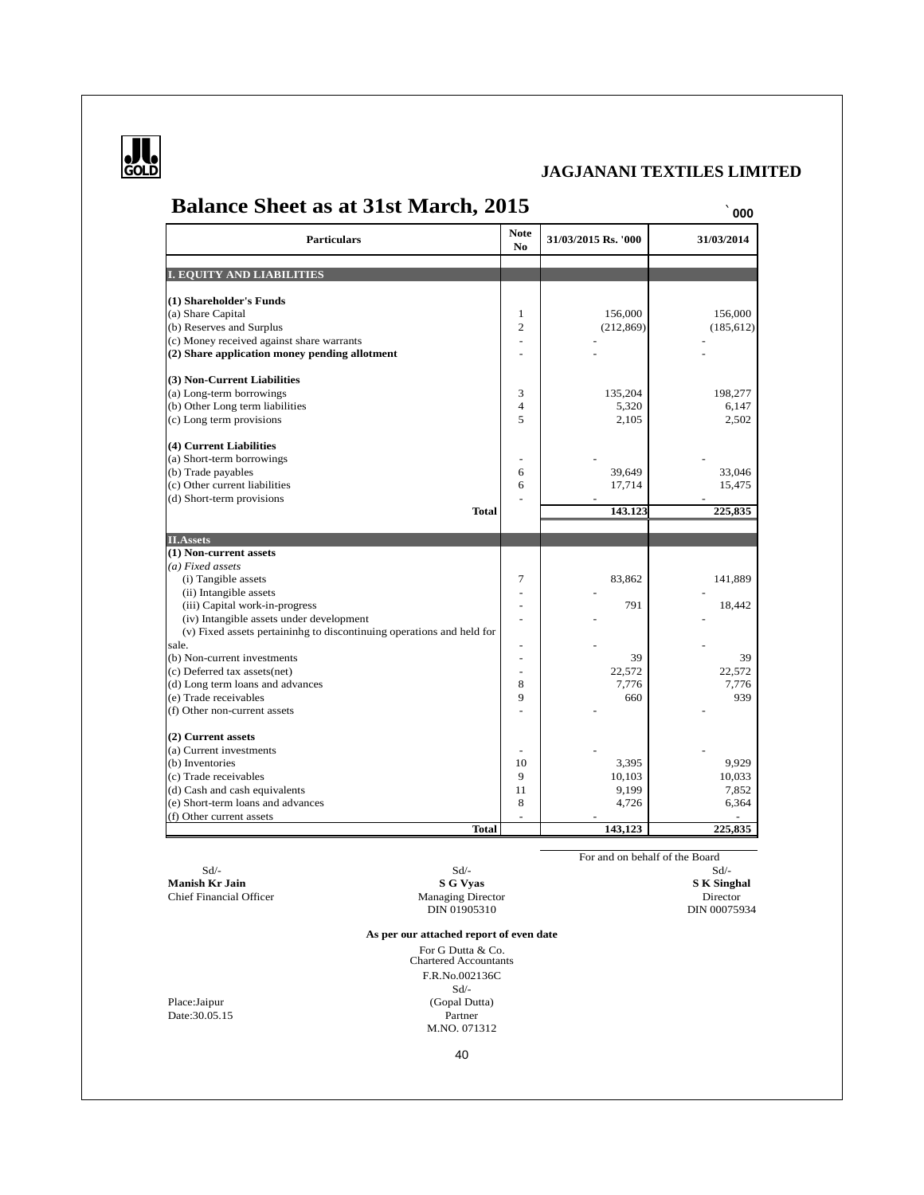## JAGJANANI TEXTILES LIMITED

# Balance Sheet as at 31st March, 2015

` 000

| Particulars | Note No | 31/03/2015 Rs. '000 | 31/03/2014 |
|---|---|---|---|
| **I. EQUITY AND LIABILITIES** | | | |
| **(1) Shareholder's Funds** | | | |
| (a) Share Capital | 1 | 156,000 | 156,000 |
| (b) Reserves and Surplus | 2 | (212,869) | (185,612) |
| (c) Money received against share warrants | - | - | - |
| **(2) Share application money pending allotment** | - | - | - |
| **(3) Non-Current Liabilities** | | | |
| (a) Long-term borrowings | 3 | 135,204 | 198,277 |
| (b) Other Long term liabilities | 4 | 5,320 | 6,147 |
| (c) Long term provisions | 5 | 2,105 | 2,502 |
| **(4) Current Liabilities** | | | |
| (a) Short-term borrowings | - | - | - |
| (b) Trade payables | 6 | 39,649 | 33,046 |
| (c) Other current liabilities | 6 | 17,714 | 15,475 |
| (d) Short-term provisions | - | - | - |
| **Total** | | **143.123** | **225,835** |
| **II.Assets** | | | |
| **(1) Non-current assets** | | | |
| *(a) Fixed assets* | | | |
| (i) Tangible assets | 7 | 83,862 | 141,889 |
| (ii) Intangible assets | - | - | - |
| (iii) Capital work-in-progress | - | 791 | 18,442 |
| (iv) Intangible assets under development | - | - | - |
| (v) Fixed assets pertaininhg to discontinuing operations and held for sale. | - | - | - |
| (b) Non-current investments | - | 39 | 39 |
| (c) Deferred tax assets(net) | - | 22,572 | 22,572 |
| (d) Long term loans and advances | 8 | 7,776 | 7,776 |
| (e) Trade receivables | 9 | 660 | 939 |
| (f) Other non-current assets | - | - | - |
| **(2) Current assets** | | | |
| (a) Current investments | - | - | - |
| (b) Inventories | 10 | 3,395 | 9,929 |
| (c) Trade receivables | 9 | 10,103 | 10,033 |
| (d) Cash and cash equivalents | 11 | 9,199 | 7,852 |
| (e) Short-term loans and advances | 8 | 4,726 | 6,364 |
| (f) Other current assets | - | - | - |
| **Total** | | **143,123** | **225,835** |

For and on behalf of the Board

| Sd/- | Sd/- | Sd/- |
|---|---|---|
| **Manish Kr Jain** | **S G Vyas** | **S K Singhal** |
| Chief Financial Officer | Managing Director | Director |
| | DIN 01905310 | DIN 00075934 |

**As per our attached report of even date**

For G Dutta & Co.
Chartered Accountants
F.R.No.002136C
Sd/-
(Gopal Dutta)
Partner
M.NO. 071312

Place:Jaipur
Date:30.05.15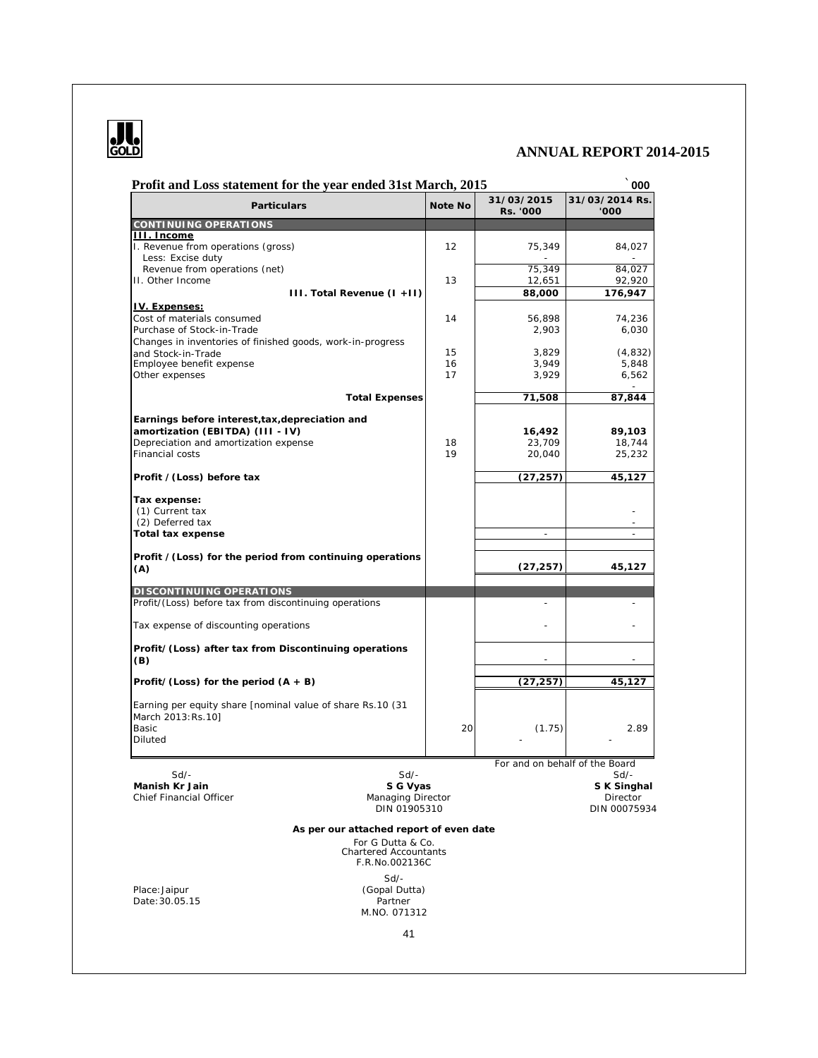# ANNUAL REPORT 2014-2015

## Profit and Loss statement for the year ended 31st March, 2015

` 000

| Particulars | Note No | 31/03/2015 Rs. '000 | 31/03/2014 Rs. '000 |
|---|---|---|---|
| **CONTINUING OPERATIONS** | | | |
| **III. Income** | | | |
| I. Revenue from operations (gross) | 12 | 75,349 | 84,027 |
| Less: Excise duty | | - | - |
| Revenue from operations (net) | | 75,349 | 84,027 |
| II. Other Income | 13 | 12,651 | 92,920 |
| **III. Total Revenue (I +II)** | | **88,000** | **176,947** |
| **IV. Expenses:** | | | |
| Cost of materials consumed | 14 | 56,898 | 74,236 |
| Purchase of Stock-in-Trade | | 2,903 | 6,030 |
| Changes in inventories of finished goods, work-in-progress and Stock-in-Trade | 15 | 3,829 | (4,832) |
| Employee benefit expense | 16 | 3,949 | 5,848 |
| Other expenses | 17 | 3,929 | 6,562 |
| | | | - |
| **Total Expenses** | | **71,508** | **87,844** |
| **Earnings before interest,tax,depreciation and amortization (EBITDA) (III - IV)** | | **16,492** | **89,103** |
| Depreciation and amortization expense | 18 | 23,709 | 18,744 |
| Financial costs | 19 | 20,040 | 25,232 |
| **Profit / (Loss) before tax** | | **(27,257)** | **45,127** |
| **Tax expense:** | | | |
| (1) Current tax | | | - |
| (2) Deferred tax | | | - |
| **Total tax expense** | | - | - |
| **Profit / (Loss) for the period from continuing operations (A)** | | **(27,257)** | **45,127** |
| **DISCONTINUING OPERATIONS** | | | |
| Profit/(Loss) before tax from discontinuing operations | | - | - |
| Tax expense of discounting operations | | - | - |
| **Profit/(Loss) after tax from Discontinuing operations (B)** | | - | - |
| **Profit/(Loss) for the period (A + B)** | | **(27,257)** | **45,127** |
| Earning per equity share [nominal value of share Rs.10 (31 March 2013:Rs.10] | | | |
| Basic | 20 | (1.75) | 2.89 |
| Diluted | | - | - |

For and on behalf of the Board

| Sd/- | Sd/- | Sd/- |
|---|---|---|
| **Manish Kr Jain** | **S G Vyas** | **S K Singhal** |
| Chief Financial Officer | Managing Director | Director |
| | DIN 01905310 | DIN 00075934 |

**As per our attached report of even date**

For G Dutta & Co.
Chartered Accountants
F.R.No.002136C

Sd/-
(Gopal Dutta)
Partner
M.NO. 071312

Place:Jaipur
Date:30.05.15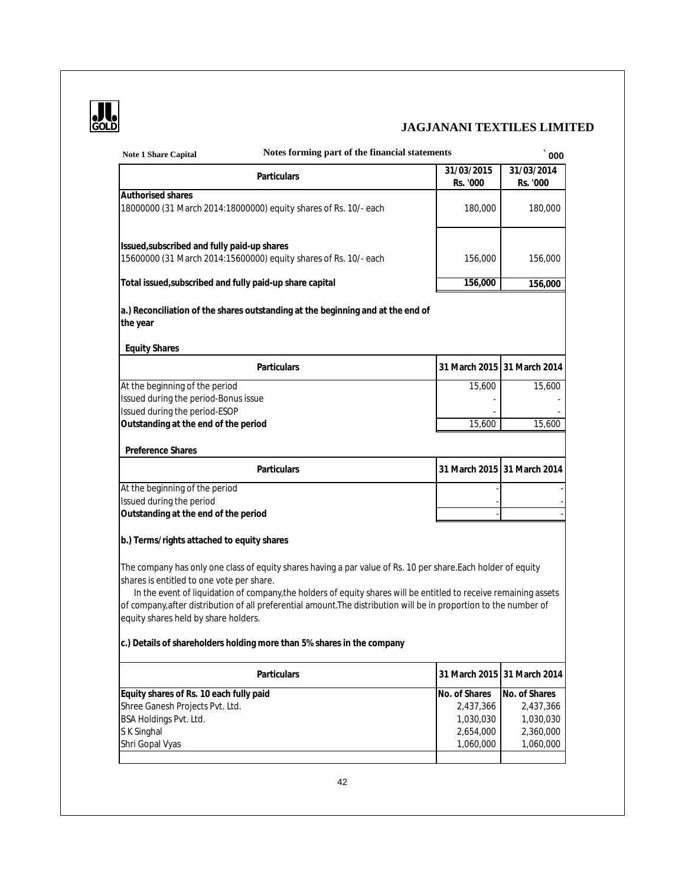# JAGJANANI TEXTILES LIMITED

**Note 1 Share Capital** — **Notes forming part of the financial statements** — ` 000

| Particulars | 31/03/2015 Rs. '000 | 31/03/2014 Rs. '000 |
|---|---|---|
| **Authorised shares** | | |
| 18000000 (31 March 2014:18000000) equity shares of Rs. 10/- each | 180,000 | 180,000 |
| **Issued,subscribed and fully paid-up shares** | | |
| 15600000 (31 March 2014:15600000) equity shares of Rs. 10/- each | 156,000 | 156,000 |
| **Total issued,subscribed and fully paid-up share capital** | **156,000** | **156,000** |

**a.) Reconciliation of the shares outstanding at the beginning and at the end of the year**

**Equity Shares**

| Particulars | 31 March 2015 | 31 March 2014 |
|---|---|---|
| At the beginning of the period | 15,600 | 15,600 |
| Issued during the period-Bonus issue | - | - |
| Issued during the period-ESOP | - | - |
| **Outstanding at the end of the period** | 15,600 | 15,600 |

**Preference Shares**

| Particulars | 31 March 2015 | 31 March 2014 |
|---|---|---|
| At the beginning of the period | - | - |
| Issued during the period | - | - |
| **Outstanding at the end of the period** | - | - |

**b.) Terms/rights attached to equity shares**

The company has only one class of equity shares having a par value of Rs. 10 per share.Each holder of equity shares is entitled to one vote per share.

In the event of liquidation of company,the holders of equity shares will be entitled to receive remaining assets of company,after distribution of all preferential amount.The distribution will be in proportion to the number of equity shares held by share holders.

**c.) Details of shareholders holding more than 5% shares in the company**

| Particulars | 31 March 2015 | 31 March 2014 |
|---|---|---|
| **Equity shares of Rs. 10 each fully paid** | No. of Shares | No. of Shares |
| Shree Ganesh Projects Pvt. Ltd. | 2,437,366 | 2,437,366 |
| BSA Holdings Pvt. Ltd. | 1,030,030 | 1,030,030 |
| S K Singhal | 2,654,000 | 2,360,000 |
| Shri Gopal Vyas | 1,060,000 | 1,060,000 |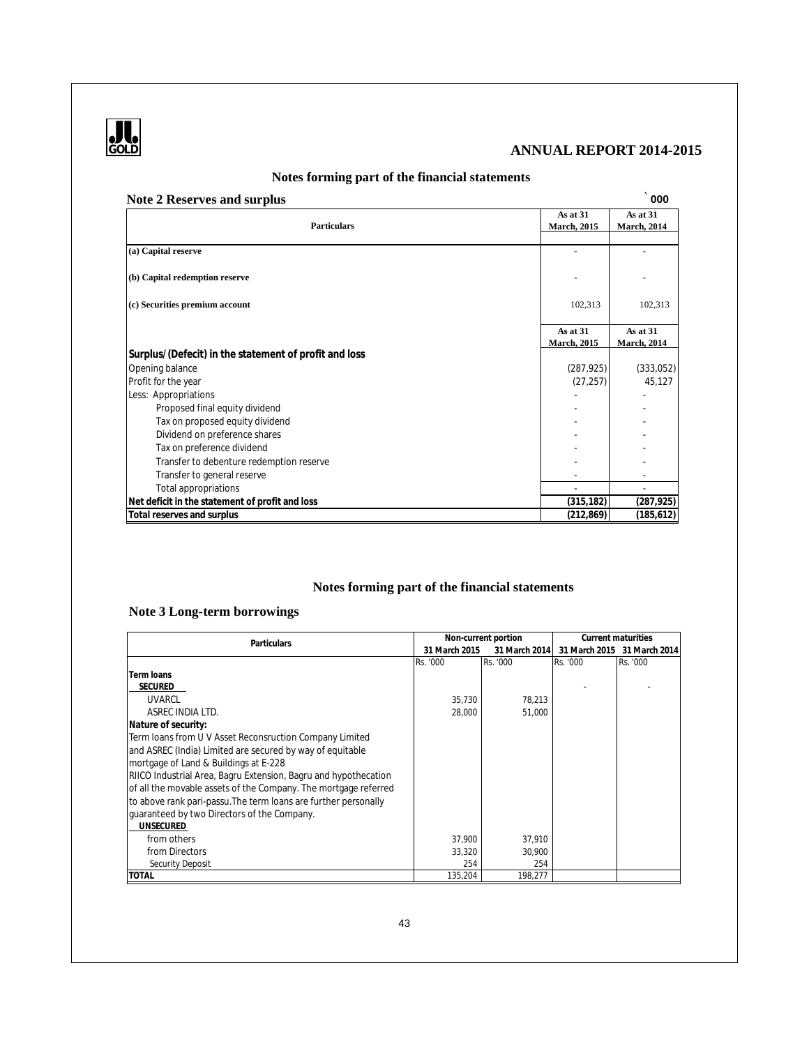# ANNUAL REPORT 2014-2015

## Notes forming part of the financial statements

### Note 2 Reserves and surplus

` 000

| Particulars | As at 31 March, 2015 | As at 31 March, 2014 |
|---|---|---|
| **(a) Capital reserve** | - | - |
| **(b) Capital redemption reserve** | - | - |
| **(c) Securities premium account** | 102,313 | 102,313 |
| | **As at 31 March, 2015** | **As at 31 March, 2014** |
| **Surplus/(Defecit) in the statement of profit and loss** | | |
| Opening balance | (287,925) | (333,052) |
| Profit for the year | (27,257) | 45,127 |
| Less: Appropriations | - | - |
| Proposed final equity dividend | - | - |
| Tax on proposed equity dividend | - | - |
| Dividend on preference shares | - | - |
| Tax on preference dividend | - | - |
| Transfer to debenture redemption reserve | - | - |
| Transfer to general reserve | - | - |
| Total appropriations | - | - |
| **Net deficit in the statement of profit and loss** | **(315,182)** | **(287,925)** |
| **Total reserves and surplus** | **(212,869)** | **(185,612)** |

## Notes forming part of the financial statements

### Note 3 Long-term borrowings

| Particulars | Non-current portion | | Current maturities | |
|---|---|---|---|---|
| | 31 March 2015 | 31 March 2014 | 31 March 2015 | 31 March 2014 |
| | Rs. '000 | Rs. '000 | Rs. '000 | Rs. '000 |
| **Term loans** | | | | |
| **SECURED** | | | - | - |
| UVARCL | 35,730 | 78,213 | | |
| ASREC INDIA LTD. | 28,000 | 51,000 | | |
| **Nature of security:** | | | | |
| Term loans from U V Asset Reconsruction Company Limited and ASREC (India) Limited are secured by way of equitable mortgage of Land & Buildings at E-228 RIICO Industrial Area, Bagru Extension, Bagru and hypothecation of all the movable assets of the Company. The mortgage referred to above rank pari-passu.The term loans are further personally guaranteed by two Directors of the Company. | | | | |
| **UNSECURED** | | | | |
| from others | 37,900 | 37,910 | | |
| from Directors | 33,320 | 30,900 | | |
| Security Deposit | 254 | 254 | | |
| **TOTAL** | 135,204 | 198,277 | | |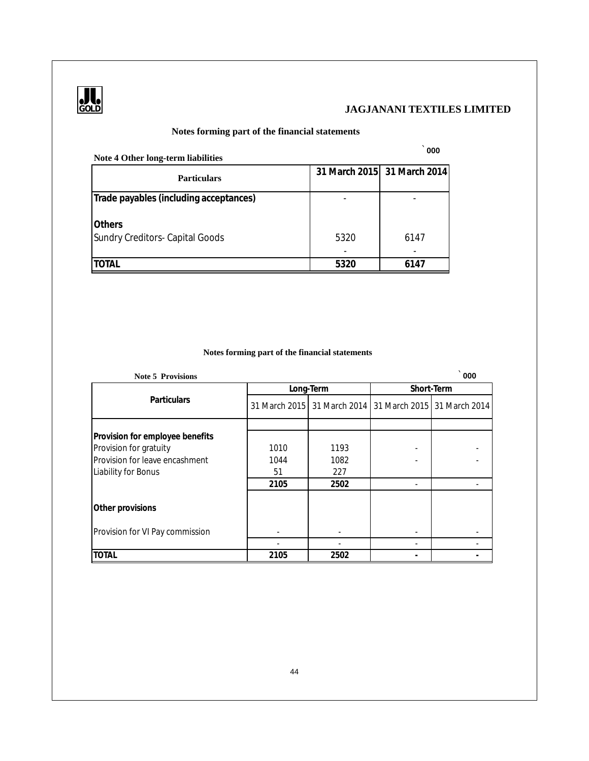## JAGJANANI TEXTILES LIMITED

### Notes forming part of the financial statements

` 000

**Note 4 Other long-term liabilities**

| Particulars | 31 March 2015 | 31 March 2014 |
|---|---|---|
| **Trade payables (including acceptances)** | - | - |
| **Others** | | |
| Sundry Creditors- Capital Goods | 5320 | 6147 |
| | - | - |
| **TOTAL** | **5320** | **6147** |

### Notes forming part of the financial statements

` 000

**Note 5 Provisions**

| Particulars | Long-Term | | Short-Term | |
|---|---|---|---|---|
| | 31 March 2015 | 31 March 2014 | 31 March 2015 | 31 March 2014 |
| | | | | |
| **Provision for employee benefits** | | | | |
| Provision for gratuity | 1010 | 1193 | - | - |
| Provision for leave encashment | 1044 | 1082 | - | - |
| Liability for Bonus | 51 | 227 | | |
| | **2105** | **2502** | - | - |
| **Other provisions** | | | | |
| Provision for VI Pay commission | - | - | - | - |
| | - | - | - | - |
| **TOTAL** | **2105** | **2502** | **-** | **-** |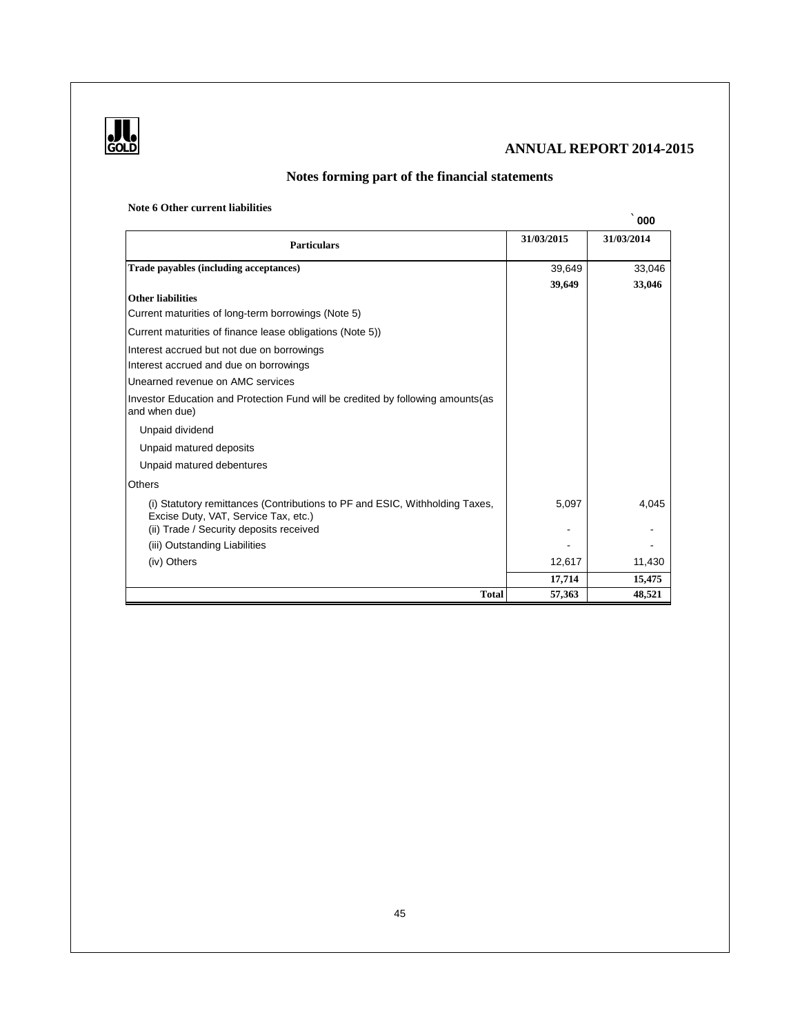## Notes forming part of the financial statements

**Note 6 Other current liabilities**

` 000

| Particulars | 31/03/2015 | 31/03/2014 |
|---|---|---|
| **Trade payables (including acceptances)** | 39,649 | 33,046 |
| | **39,649** | **33,046** |
| **Other liabilities** | | |
| Current maturities of long-term borrowings (Note 5) | | |
| Current maturities of finance lease obligations (Note 5)) | | |
| Interest accrued but not due on borrowings | | |
| Interest accrued and due on borrowings | | |
| Unearned revenue on AMC services | | |
| Investor Education and Protection Fund will be credited by following amounts(as and when due) | | |
| Unpaid dividend | | |
| Unpaid matured deposits | | |
| Unpaid matured debentures | | |
| Others | | |
| (i) Statutory remittances (Contributions to PF and ESIC, Withholding Taxes, Excise Duty, VAT, Service Tax, etc.) | 5,097 | 4,045 |
| (ii) Trade / Security deposits received | - | - |
| (iii) Outstanding Liabilities | - | - |
| (iv) Others | 12,617 | 11,430 |
| | **17,714** | **15,475** |
| **Total** | **57,363** | **48,521** |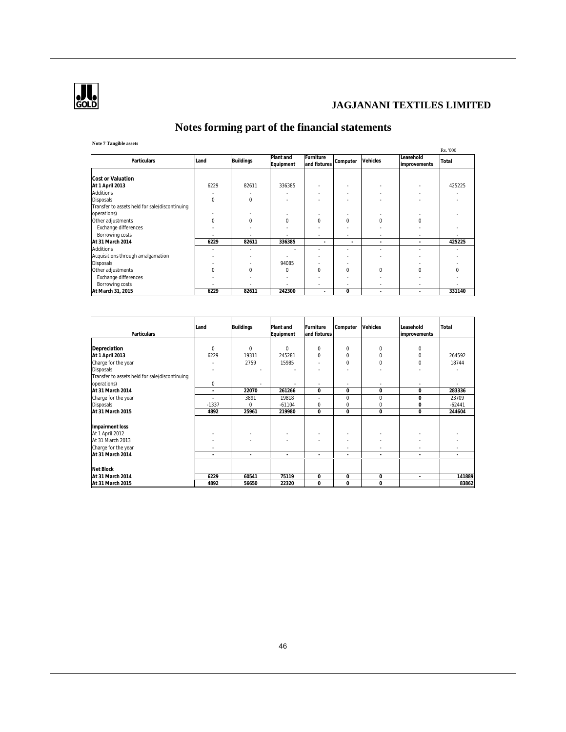# JAGJANANI TEXTILES LIMITED

## Notes forming part of the financial statements

**Note 7 Tangible assets**

Rs. '000

| Particulars | Land | Buildings | Plant and Equipment | Furniture and fixtures | Computer | Vehicles | Leasehold improvements | Total |
|---|---|---|---|---|---|---|---|---|
| **Cost or Valuation** | | | | | | | | |
| **At 1 April 2013** | 6229 | 82611 | 336385 | - | - | - | - | 425225 |
| Additions | - | - | - | - | - | - | - | - |
| Disposals | 0 | 0 | - | - | - | - | - | - |
| Transfer to assets held for sale(discontinuing operations) | - | - | - | - | - | - | - | - |
| Other adjustments | 0 | 0 | 0 | 0 | 0 | 0 | 0 | |
| Exchange differences | - | - | - | - | - | - | - | - |
| Borrowing costs | - | - | - | - | - | - | - | - |
| **At 31 March 2014** | **6229** | **82611** | **336385** | **-** | **-** | **-** | **-** | **425225** |
| Additions | - | - | - | - | - | - | - | - |
| Acquisitions through amalgamation | - | - | - | - | - | - | - | - |
| Disposals | - | - | 94085 | - | - | - | - | - |
| Other adjustments | 0 | 0 | 0 | 0 | 0 | 0 | 0 | 0 |
| Exchange differences | - | - | - | - | - | - | - | - |
| Borrowing costs | - | - | - | - | - | - | - | - |
| **At March 31, 2015** | **6229** | **82611** | **242300** | **-** | **0** | **-** | **-** | **331140** |

| Particulars | Land | Buildings | Plant and Equipment | Furniture and fixtures | Computer | Vehicles | Leasehold improvements | Total |
|---|---|---|---|---|---|---|---|---|
| **Depreciation** | 0 | 0 | 0 | 0 | 0 | 0 | 0 | |
| **At 1 April 2013** | 6229 | 19311 | 245281 | 0 | 0 | 0 | 0 | 264592 |
| Charge for the year | - | 2759 | 15985 | - | 0 | 0 | 0 | 18744 |
| Disposals | - | - | - | - | - | - | - | - |
| Transfer to assets held for sale(discontinuing operations) | 0 | - | - | - | - | - | - | - |
| **At 31 March 2014** | **-** | **22070** | **261266** | **0** | **0** | **0** | **0** | **283336** |
| Charge for the year | - | 3891 | 19818 | - | 0 | 0 | **0** | 23709 |
| Disposals | -1337 | 0 | -61104 | 0 | 0 | 0 | **0** | -62441 |
| **At 31 March 2015** | **4892** | **25961** | **219980** | **0** | **0** | **0** | **0** | **244604** |
| **Impairment loss** | | | | | | | | |
| At 1 April 2012 | - | - | - | - | - | - | - | - |
| At 31 March 2013 | - | - | - | - | - | - | - | - |
| Charge for the year | - | | | | - | - | - | - |
| **At 31 March 2014** | **-** | **-** | **-** | **-** | **-** | **-** | **-** | **-** |
| **Net Block** | | | | | | | | |
| **At 31 March 2014** | **6229** | **60541** | **75119** | **0** | **0** | **0** | **-** | **141889** |
| **At 31 March 2015** | **4892** | **56650** | **22320** | **0** | **0** | **0** | | **83862** |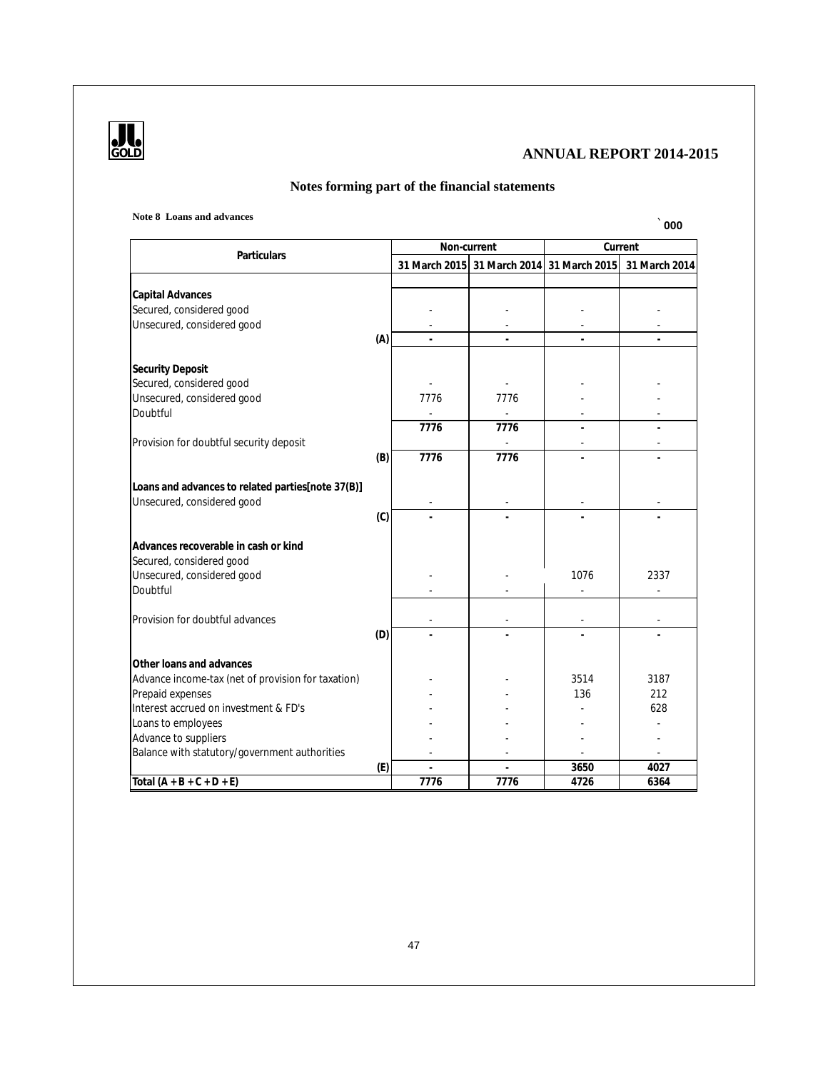# Notes forming part of the financial statements

**Note 8 Loans and advances**

` 000

| Particulars | | Non-current | | Current | |
|---|---|---|---|---|---|
| | | 31 March 2015 | 31 March 2014 | 31 March 2015 | 31 March 2014 |
| **Capital Advances** | | | | | |
| Secured, considered good | | - | - | - | - |
| Unsecured, considered good | | - | - | - | - |
| | **(A)** | **-** | **-** | **-** | **-** |
| **Security Deposit** | | | | | |
| Secured, considered good | | - | - | - | - |
| Unsecured, considered good | | 7776 | 7776 | - | - |
| Doubtful | | - | - | - | - |
| | | **7776** | **7776** | **-** | **-** |
| Provision for doubtful security deposit | | | - | - | - |
| | **(B)** | **7776** | **7776** | **-** | **-** |
| **Loans and advances to related parties[note 37(B)]** | | | | | |
| Unsecured, considered good | | - | - | - | - |
| | **(C)** | **-** | **-** | **-** | **-** |
| **Advances recoverable in cash or kind** | | | | | |
| Secured, considered good | | | | | |
| Unsecured, considered good | | - | - | 1076 | 2337 |
| Doubtful | | - | - | - | - |
| Provision for doubtful advances | | - | - | - | - |
| | **(D)** | **-** | **-** | **-** | **-** |
| **Other loans and advances** | | | | | |
| Advance income-tax (net of provision for taxation) | | - | - | 3514 | 3187 |
| Prepaid expenses | | - | - | 136 | 212 |
| Interest accrued on investment & FD's | | - | - | - | 628 |
| Loans to employees | | - | - | - | - |
| Advance to suppliers | | - | - | - | - |
| Balance with statutory/government authorities | | - | - | - | - |
| | **(E)** | **-** | **-** | **3650** | **4027** |
| **Total (A + B + C + D + E)** | | **7776** | **7776** | **4726** | **6364** |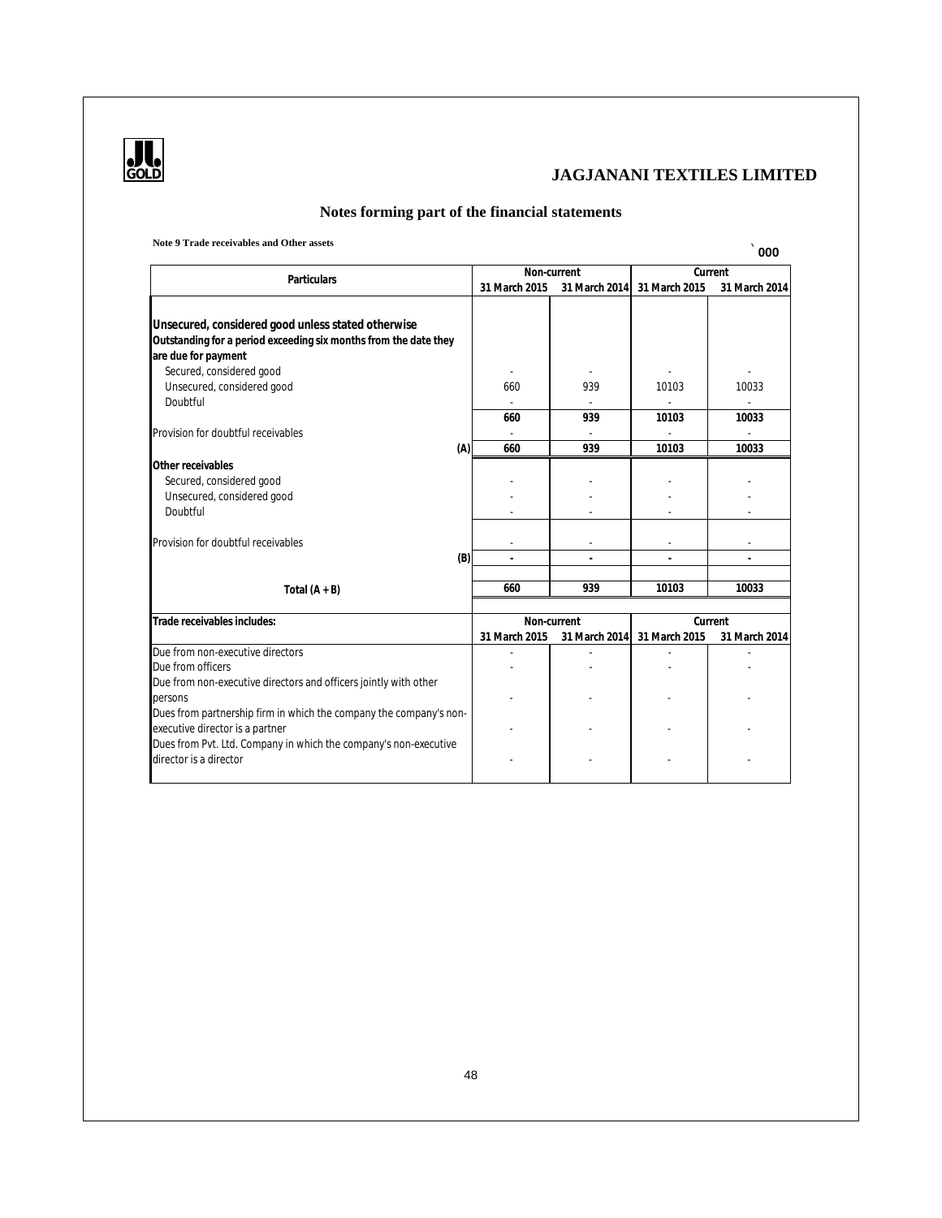## JAGJANANI TEXTILES LIMITED

### Notes forming part of the financial statements

**Note 9 Trade receivables and Other assets**

` 000

| Particulars | Non-current | | Current | |
|---|---|---|---|---|
| | 31 March 2015 | 31 March 2014 | 31 March 2015 | 31 March 2014 |
| **Unsecured, considered good unless stated otherwise** | | | | |
| **Outstanding for a period exceeding six months from the date they are due for payment** | | | | |
| Secured, considered good | - | - | - | - |
| Unsecured, considered good | 660 | 939 | 10103 | 10033 |
| Doubtful | - | - | - | - |
| | 660 | 939 | 10103 | 10033 |
| Provision for doubtful receivables | - | - | - | - |
| (A) | 660 | 939 | 10103 | 10033 |
| **Other receivables** | | | | |
| Secured, considered good | - | - | - | - |
| Unsecured, considered good | - | - | - | - |
| Doubtful | - | - | - | - |
| Provision for doubtful receivables | - | - | - | - |
| (B) | - | - | - | - |
| Total (A + B) | 660 | 939 | 10103 | 10033 |

| Trade receivables includes: | Non-current | | Current | |
|---|---|---|---|---|
| | 31 March 2015 | 31 March 2014 | 31 March 2015 | 31 March 2014 |
| Due from non-executive directors | - | - | - | - |
| Due from officers | - | - | - | - |
| Due from non-executive directors and officers jointly with other persons | - | - | - | - |
| Dues from partnership firm in which the company the company's non-executive director is a partner | - | - | - | - |
| Dues from Pvt. Ltd. Company in which the company's non-executive director is a director | - | - | - | - |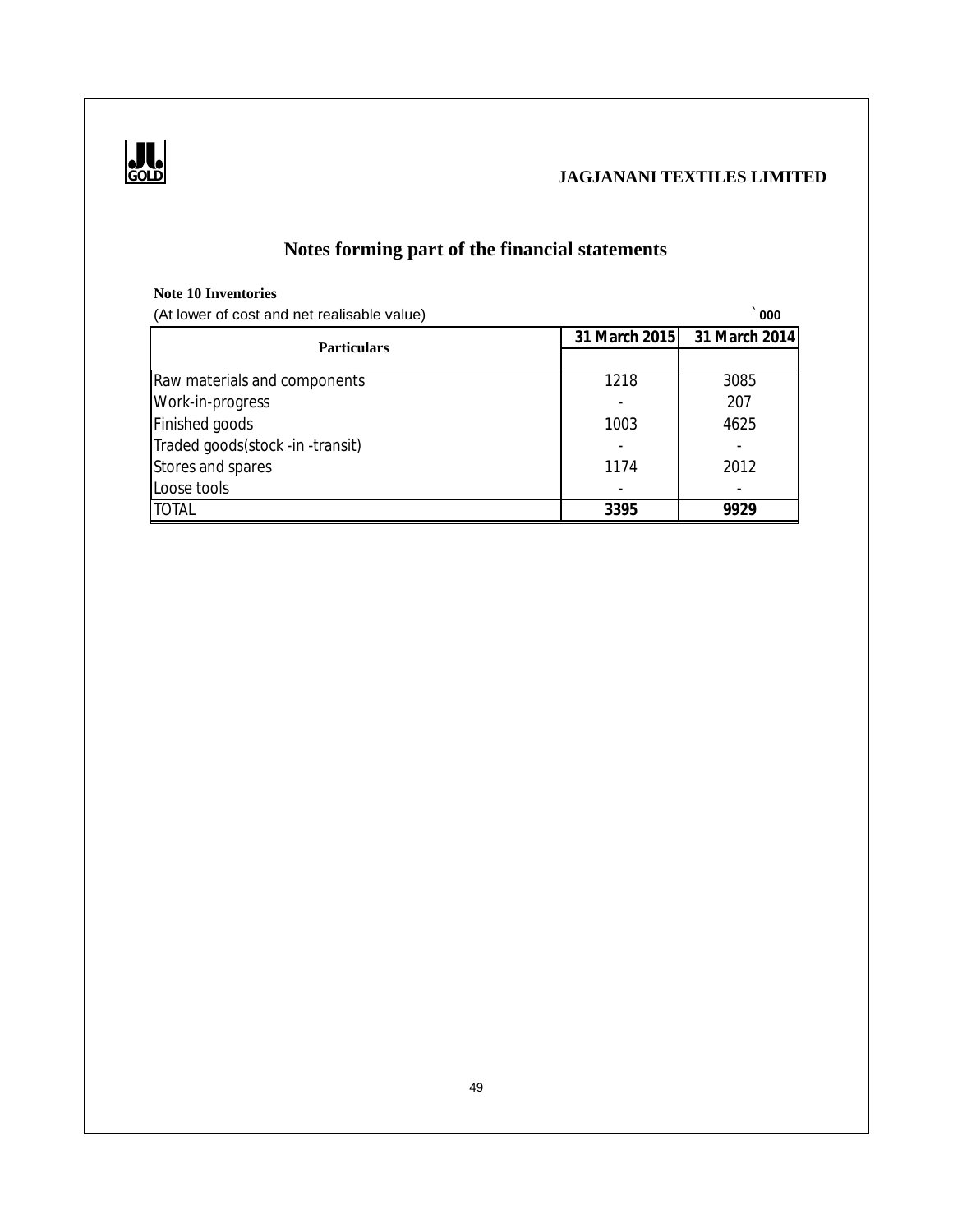# Notes forming part of the financial statements

**Note 10 Inventories**

(At lower of cost and net realisable value) ` 000

| Particulars | 31 March 2015 | 31 March 2014 |
|---|---|---|
| Raw materials and components | 1218 | 3085 |
| Work-in-progress | - | 207 |
| Finished goods | 1003 | 4625 |
| Traded goods(stock -in -transit) | - | - |
| Stores and spares | 1174 | 2012 |
| Loose tools | - | - |
| TOTAL | **3395** | **9929** |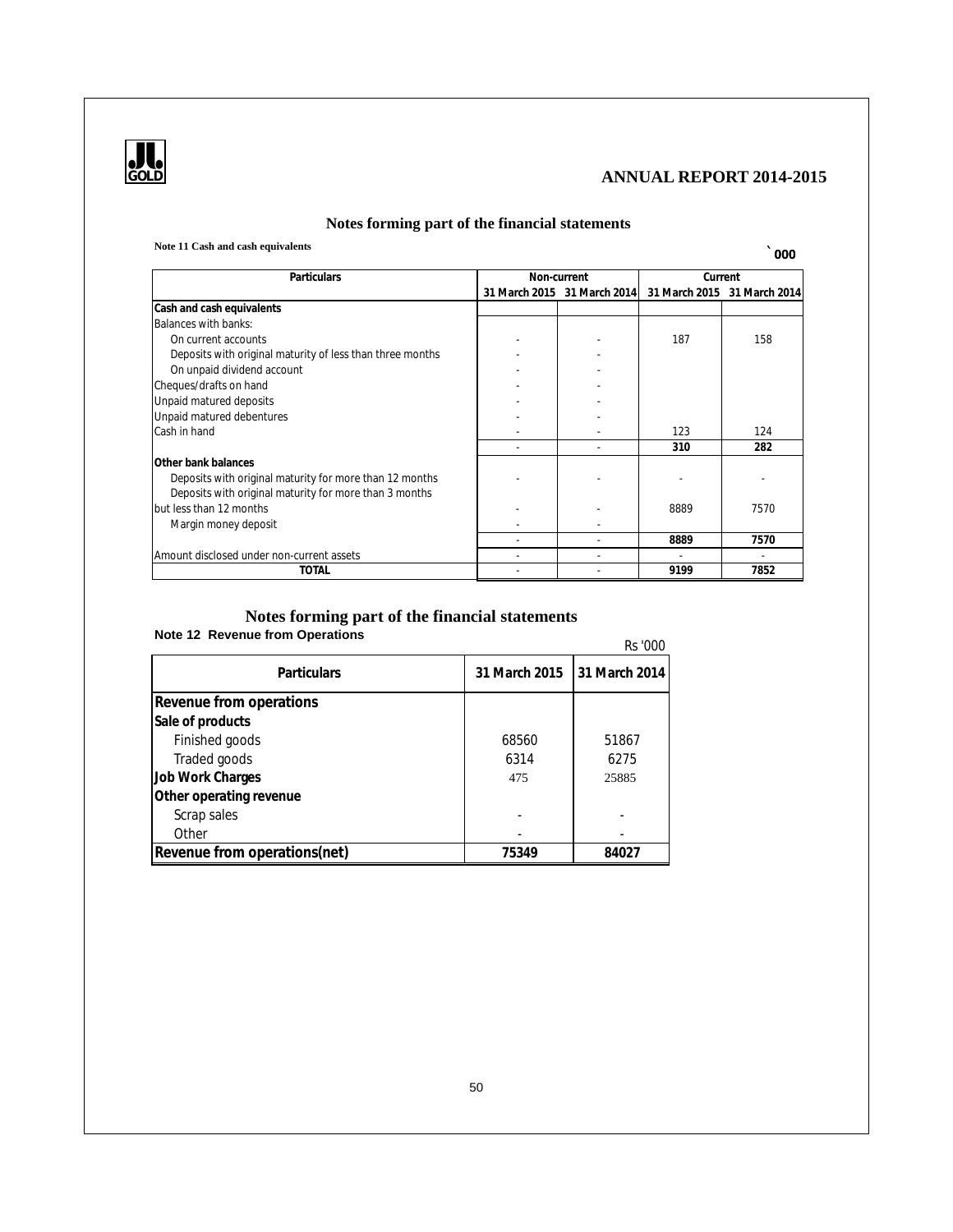## Notes forming part of the financial statements

**Note 11 Cash and cash equivalents**

` 000

| Particulars | Non-current | | Current | |
|---|---|---|---|---|
| | 31 March 2015 | 31 March 2014 | 31 March 2015 | 31 March 2014 |
| **Cash and cash equivalents** | | | | |
| Balances with banks: | | | | |
| On current accounts | - | - | 187 | 158 |
| Deposits with original maturity of less than three months | - | - | | |
| On unpaid dividend account | - | - | | |
| Cheques/drafts on hand | - | - | | |
| Unpaid matured deposits | - | - | | |
| Unpaid matured debentures | - | - | | |
| Cash in hand | - | - | 123 | 124 |
| | - | - | **310** | **282** |
| **Other bank balances** | | | | |
| Deposits with original maturity for more than 12 months | - | - | - | - |
| Deposits with original maturity for more than 3 months but less than 12 months | - | - | 8889 | 7570 |
| Margin money deposit | - | - | | |
| | - | - | **8889** | **7570** |
| Amount disclosed under non-current assets | - | - | - | - |
| **TOTAL** | - | - | **9199** | **7852** |

## Notes forming part of the financial statements

**Note 12 Revenue from Operations**

Rs '000

| Particulars | 31 March 2015 | 31 March 2014 |
|---|---|---|
| **Revenue from operations** | | |
| **Sale of products** | | |
| Finished goods | 68560 | 51867 |
| Traded goods | 6314 | 6275 |
| **Job Work Charges** | 475 | 25885 |
| **Other operating revenue** | | |
| Scrap sales | - | - |
| Other | - | - |
| **Revenue from operations(net)** | **75349** | **84027** |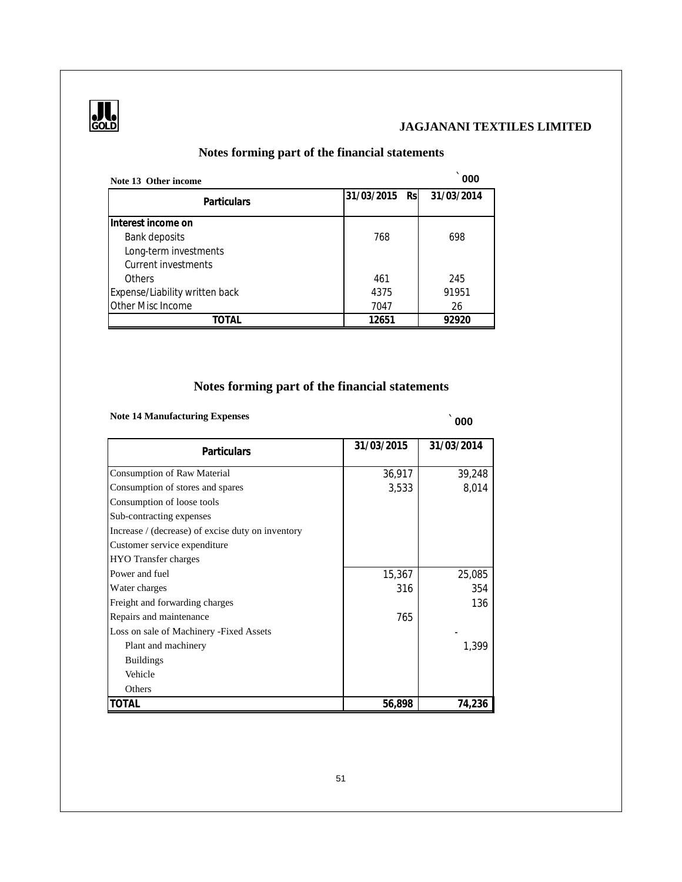## Notes forming part of the financial statements

**Note 13 Other income** ` 000

| Particulars | 31/03/2015 Rs | 31/03/2014 |
|---|---|---|
| Interest income on | | |
| Bank deposits | 768 | 698 |
| Long-term investments | | |
| Current investments | | |
| Others | 461 | 245 |
| Expense/Liability written back | 4375 | 91951 |
| Other Misc Income | 7047 | 26 |
| **TOTAL** | **12651** | **92920** |

## Notes forming part of the financial statements

**Note 14 Manufacturing Expenses** ` 000

| Particulars | 31/03/2015 | 31/03/2014 |
|---|---|---|
| Consumption of Raw Material | 36,917 | 39,248 |
| Consumption of stores and spares | 3,533 | 8,014 |
| Consumption of loose tools | | |
| Sub-contracting expenses | | |
| Increase / (decrease) of excise duty on inventory | | |
| Customer service expenditure | | |
| HYO Transfer charges | | |
| Power and fuel | 15,367 | 25,085 |
| Water charges | 316 | 354 |
| Freight and forwarding charges | | 136 |
| Repairs and maintenance | 765 | |
| Loss on sale of Machinery -Fixed Assets | | - |
| Plant and machinery | | 1,399 |
| Buildings | | |
| Vehicle | | |
| Others | | |
| **TOTAL** | **56,898** | **74,236** |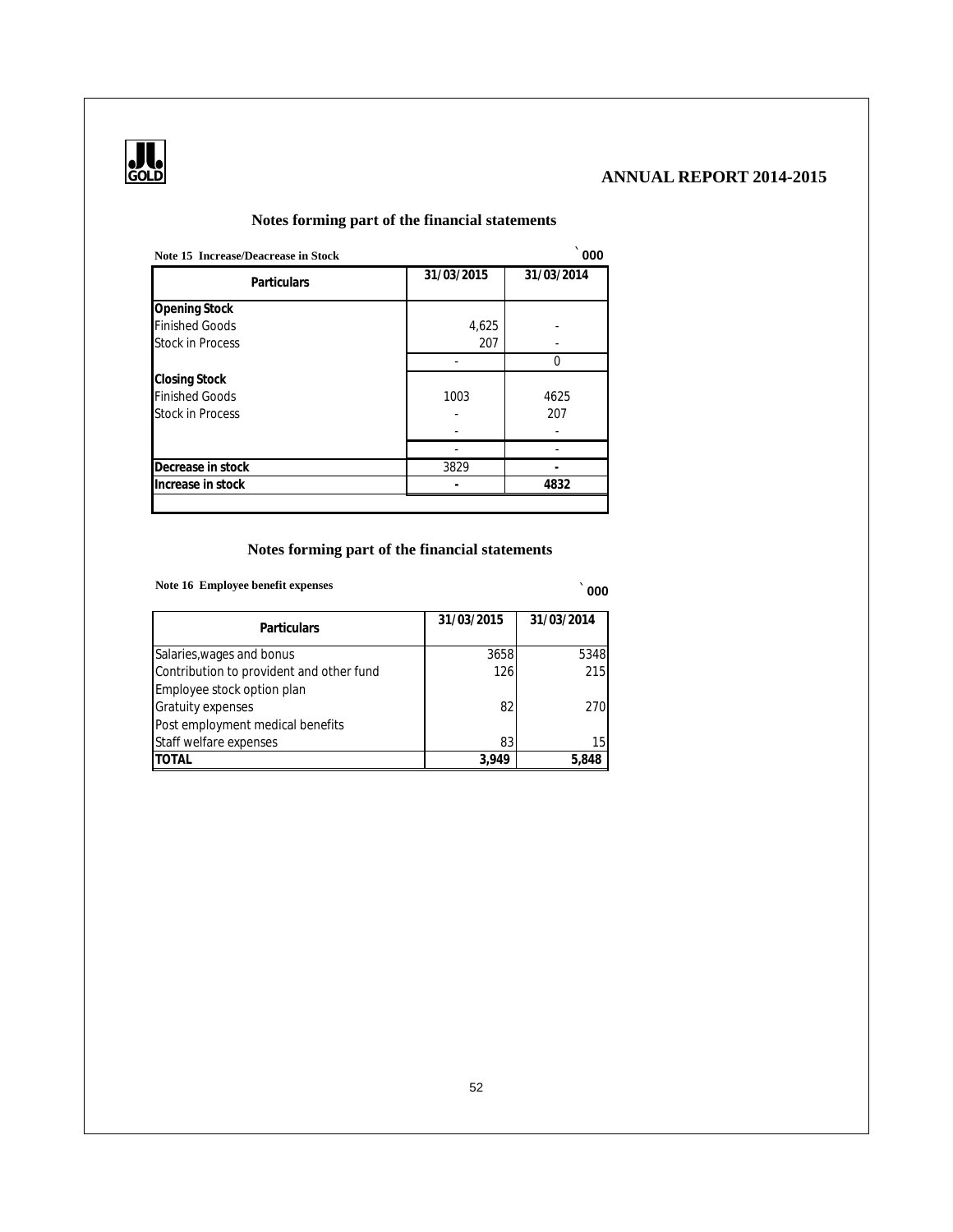## Notes forming part of the financial statements

**Note 15 Increase/Deacrease in Stock** ` 000

| Particulars | 31/03/2015 | 31/03/2014 |
|---|---|---|
| **Opening Stock** | | |
| Finished Goods | 4,625 | - |
| Stock in Process | 207 | - |
| | - | 0 |
| **Closing Stock** | | |
| Finished Goods | 1003 | 4625 |
| Stock in Process | - | 207 |
| | - | - |
| | - | - |
| **Decrease in stock** | 3829 | - |
| **Increase in stock** | - | 4832 |

## Notes forming part of the financial statements

**Note 16 Employee benefit expenses** ` 000

| Particulars | 31/03/2015 | 31/03/2014 |
|---|---|---|
| Salaries,wages and bonus | 3658 | 5348 |
| Contribution to provident and other fund | 126 | 215 |
| Employee stock option plan | | |
| Gratuity expenses | 82 | 270 |
| Post employment medical benefits | | |
| Staff welfare expenses | 83 | 15 |
| **TOTAL** | **3,949** | **5,848** |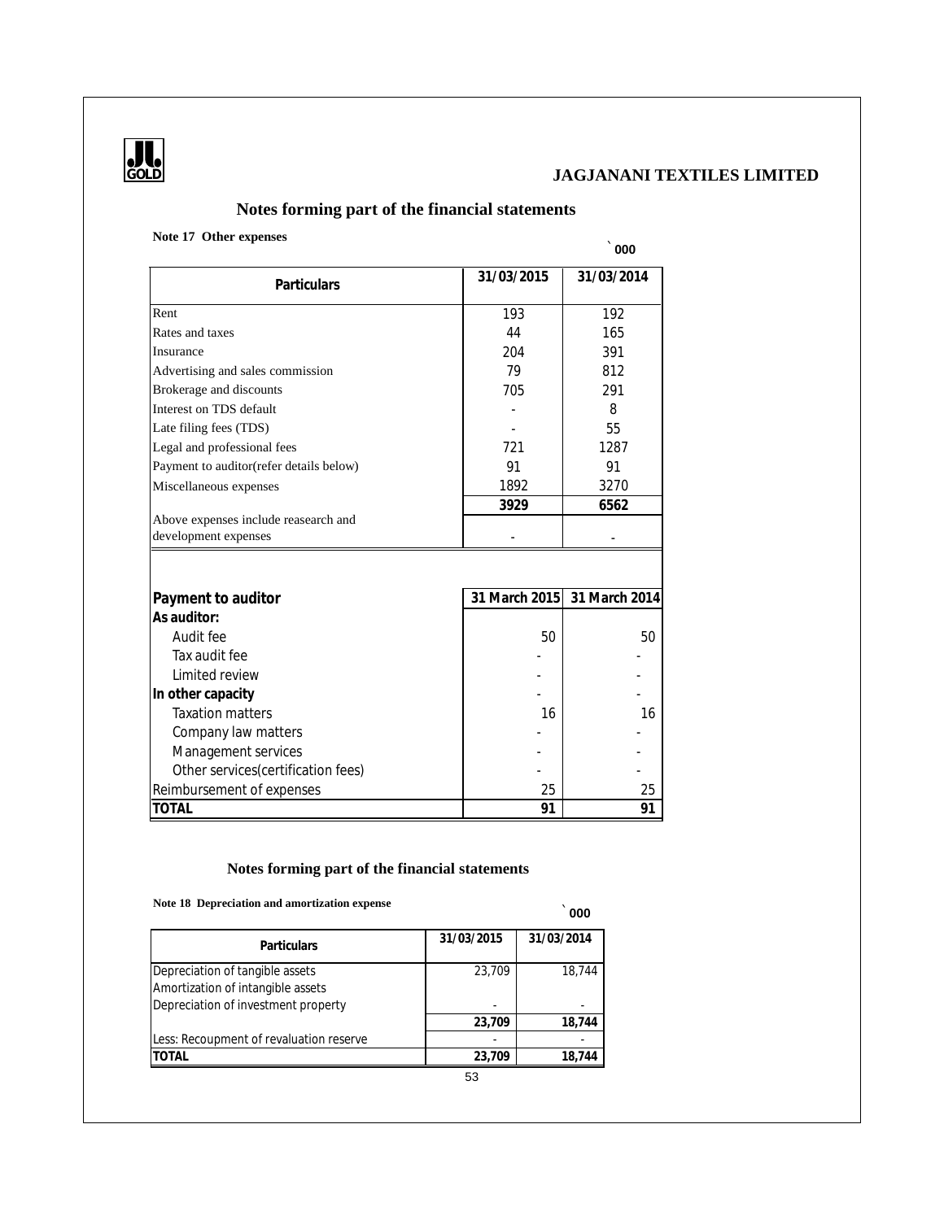**JAGJANANI TEXTILES LIMITED**

## Notes forming part of the financial statements

**Note 17 Other expenses**

` 000

| Particulars | 31/03/2015 | 31/03/2014 |
|---|---|---|
| Rent | 193 | 192 |
| Rates and taxes | 44 | 165 |
| Insurance | 204 | 391 |
| Advertising and sales commission | 79 | 812 |
| Brokerage and discounts | 705 | 291 |
| Interest on TDS default | - | 8 |
| Late filing fees (TDS) | - | 55 |
| Legal and professional fees | 721 | 1287 |
| Payment to auditor(refer details below) | 91 | 91 |
| Miscellaneous expenses | 1892 | 3270 |
| | **3929** | **6562** |
| Above expenses include reasearch and development expenses | - | - |

| **Payment to auditor** | **31 March 2015** | **31 March 2014** |
|---|---|---|
| **As auditor:** | | |
| Audit fee | 50 | 50 |
| Tax audit fee | - | - |
| Limited review | - | - |
| **In other capacity** | - | - |
| Taxation matters | 16 | 16 |
| Company law matters | - | - |
| Management services | - | - |
| Other services(certification fees) | - | - |
| Reimbursement of expenses | 25 | 25 |
| **TOTAL** | **91** | **91** |

## Notes forming part of the financial statements

**Note 18 Depreciation and amortization expense**

` 000

| Particulars | 31/03/2015 | 31/03/2014 |
|---|---|---|
| Depreciation of tangible assets | 23,709 | 18,744 |
| Amortization of intangible assets | | |
| Depreciation of investment property | - | - |
| | **23,709** | **18,744** |
| Less: Recoupment of revaluation reserve | - | - |
| **TOTAL** | **23,709** | **18,744** |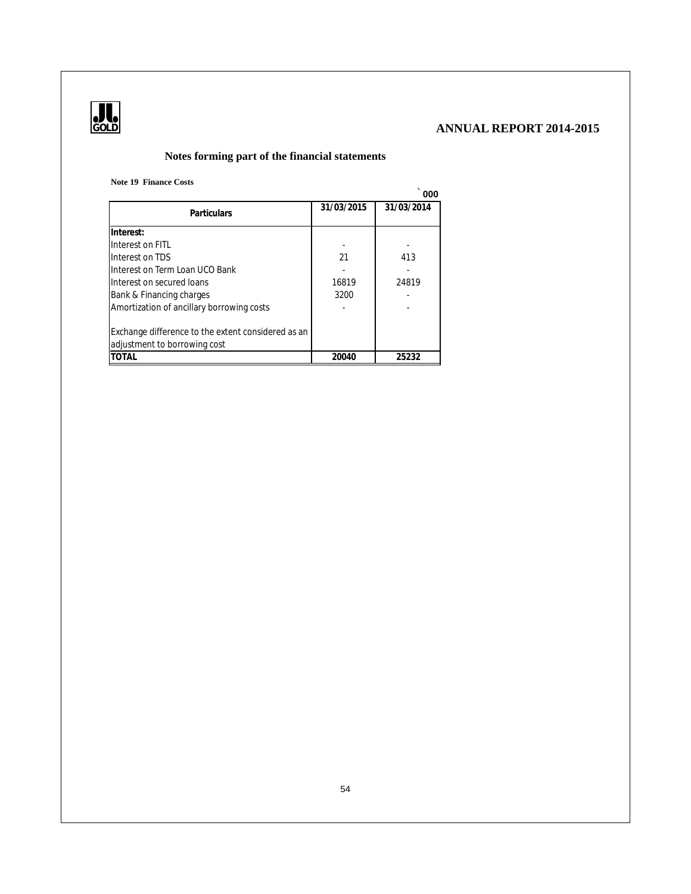## Notes forming part of the financial statements

**Note 19 Finance Costs**

` 000

| Particulars | 31/03/2015 | 31/03/2014 |
|---|---|---|
| **Interest:** | | |
| Interest on FITL | - | - |
| Interest on TDS | 21 | 413 |
| Interest on Term Loan UCO Bank | - | - |
| Interest on secured loans | 16819 | 24819 |
| Bank & Financing charges | 3200 | - |
| Amortization of ancillary borrowing costs | - | - |
| Exchange difference to the extent considered as an adjustment to borrowing cost | | |
| **TOTAL** | **20040** | **25232** |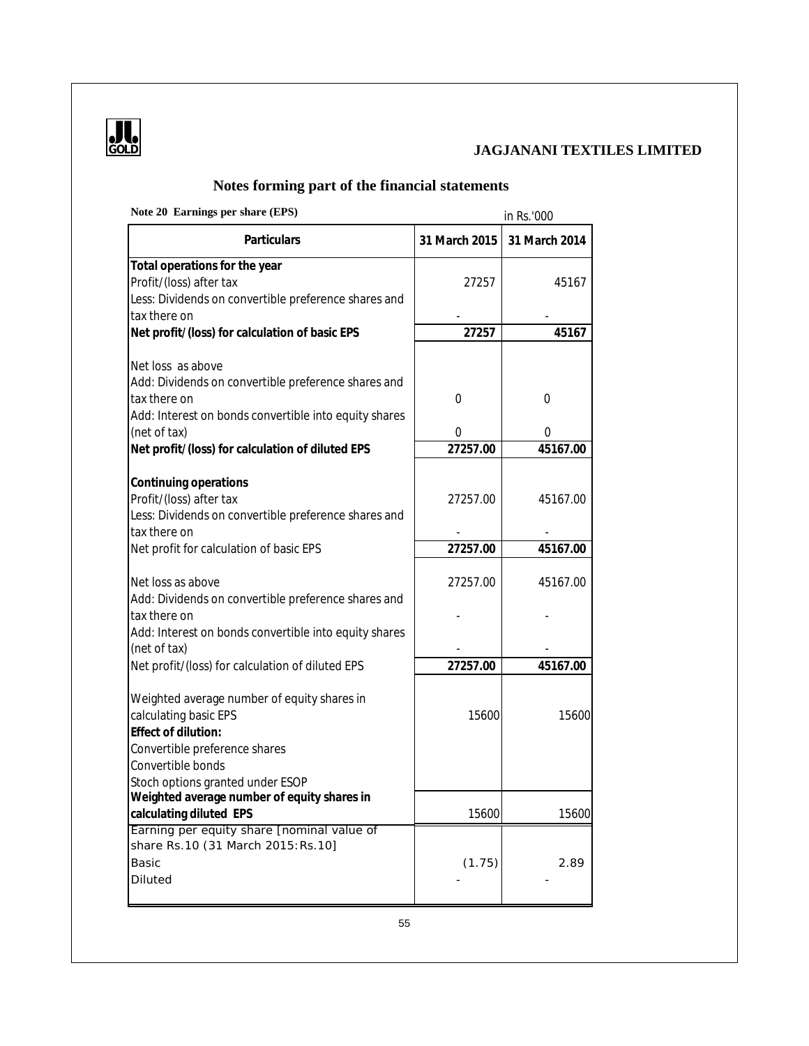## Notes forming part of the financial statements

**Note 20 Earnings per share (EPS)**

in Rs.'000

| Particulars | 31 March 2015 | 31 March 2014 |
|---|---|---|
| **Total operations for the year** | | |
| Profit/(loss) after tax | 27257 | 45167 |
| Less: Dividends on convertible preference shares and tax there on | - | - |
| **Net profit/(loss) for calculation of basic EPS** | **27257** | **45167** |
| Net loss as above | | |
| Add: Dividends on convertible preference shares and tax there on | 0 | 0 |
| Add: Interest on bonds convertible into equity shares (net of tax) | 0 | 0 |
| **Net profit/(loss) for calculation of diluted EPS** | **27257.00** | **45167.00** |
| **Continuing operations** | | |
| Profit/(loss) after tax | 27257.00 | 45167.00 |
| Less: Dividends on convertible preference shares and tax there on | - | - |
| Net profit for calculation of basic EPS | **27257.00** | **45167.00** |
| Net loss as above | 27257.00 | 45167.00 |
| Add: Dividends on convertible preference shares and tax there on | - | - |
| Add: Interest on bonds convertible into equity shares (net of tax) | - | - |
| Net profit/(loss) for calculation of diluted EPS | **27257.00** | **45167.00** |
| Weighted average number of equity shares in calculating basic EPS | 15600 | 15600 |
| **Effect of dilution:** | | |
| Convertible preference shares | | |
| Convertible bonds | | |
| Stoch options granted under ESOP | | |
| **Weighted average number of equity shares in calculating diluted EPS** | 15600 | 15600 |
| Earning per equity share [nominal value of share Rs.10 (31 March 2015: Rs.10] | | |
| Basic | (1.75) | 2.89 |
| Diluted | - | - |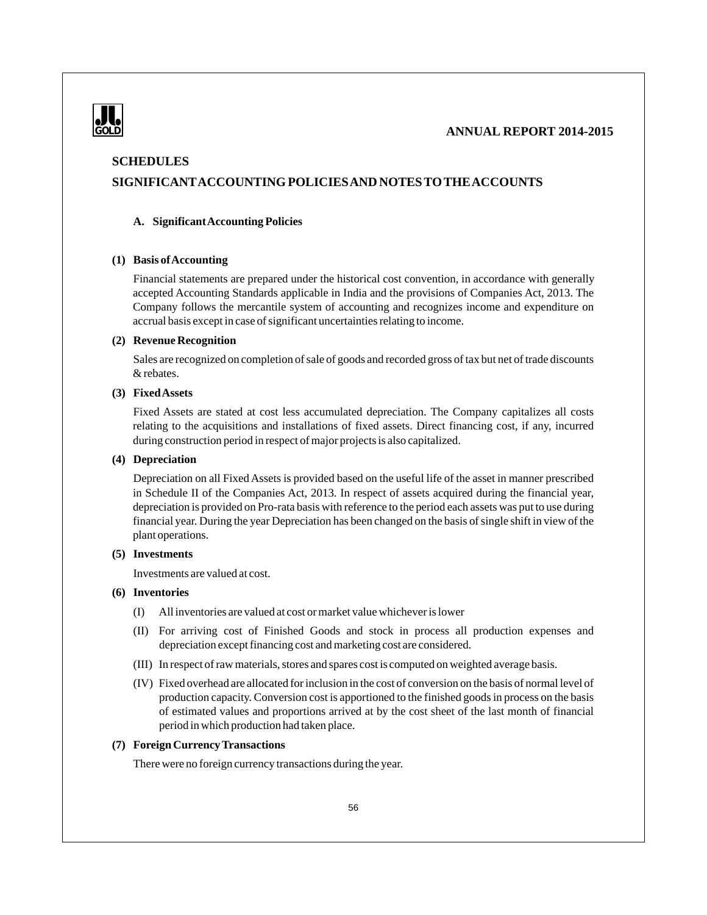## SCHEDULES

## SIGNIFICANT ACCOUNTING POLICIES AND NOTES TO THE ACCOUNTS

### A. Significant Accounting Policies

**(1) Basis of Accounting**

Financial statements are prepared under the historical cost convention, in accordance with generally accepted Accounting Standards applicable in India and the provisions of Companies Act, 2013. The Company follows the mercantile system of accounting and recognizes income and expenditure on accrual basis except in case of significant uncertainties relating to income.

**(2) Revenue Recognition**

Sales are recognized on completion of sale of goods and recorded gross of tax but net of trade discounts & rebates.

**(3) Fixed Assets**

Fixed Assets are stated at cost less accumulated depreciation. The Company capitalizes all costs relating to the acquisitions and installations of fixed assets. Direct financing cost, if any, incurred during construction period in respect of major projects is also capitalized.

**(4) Depreciation**

Depreciation on all Fixed Assets is provided based on the useful life of the asset in manner prescribed in Schedule II of the Companies Act, 2013. In respect of assets acquired during the financial year, depreciation is provided on Pro-rata basis with reference to the period each assets was put to use during financial year. During the year Depreciation has been changed on the basis of single shift in view of the plant operations.

**(5) Investments**

Investments are valued at cost.

**(6) Inventories**

(I) All inventories are valued at cost or market value whichever is lower

(II) For arriving cost of Finished Goods and stock in process all production expenses and depreciation except financing cost and marketing cost are considered.

(III) In respect of raw materials, stores and spares cost is computed on weighted average basis.

(IV) Fixed overhead are allocated for inclusion in the cost of conversion on the basis of normal level of production capacity. Conversion cost is apportioned to the finished goods in process on the basis of estimated values and proportions arrived at by the cost sheet of the last month of financial period in which production had taken place.

**(7) Foreign Currency Transactions**

There were no foreign currency transactions during the year.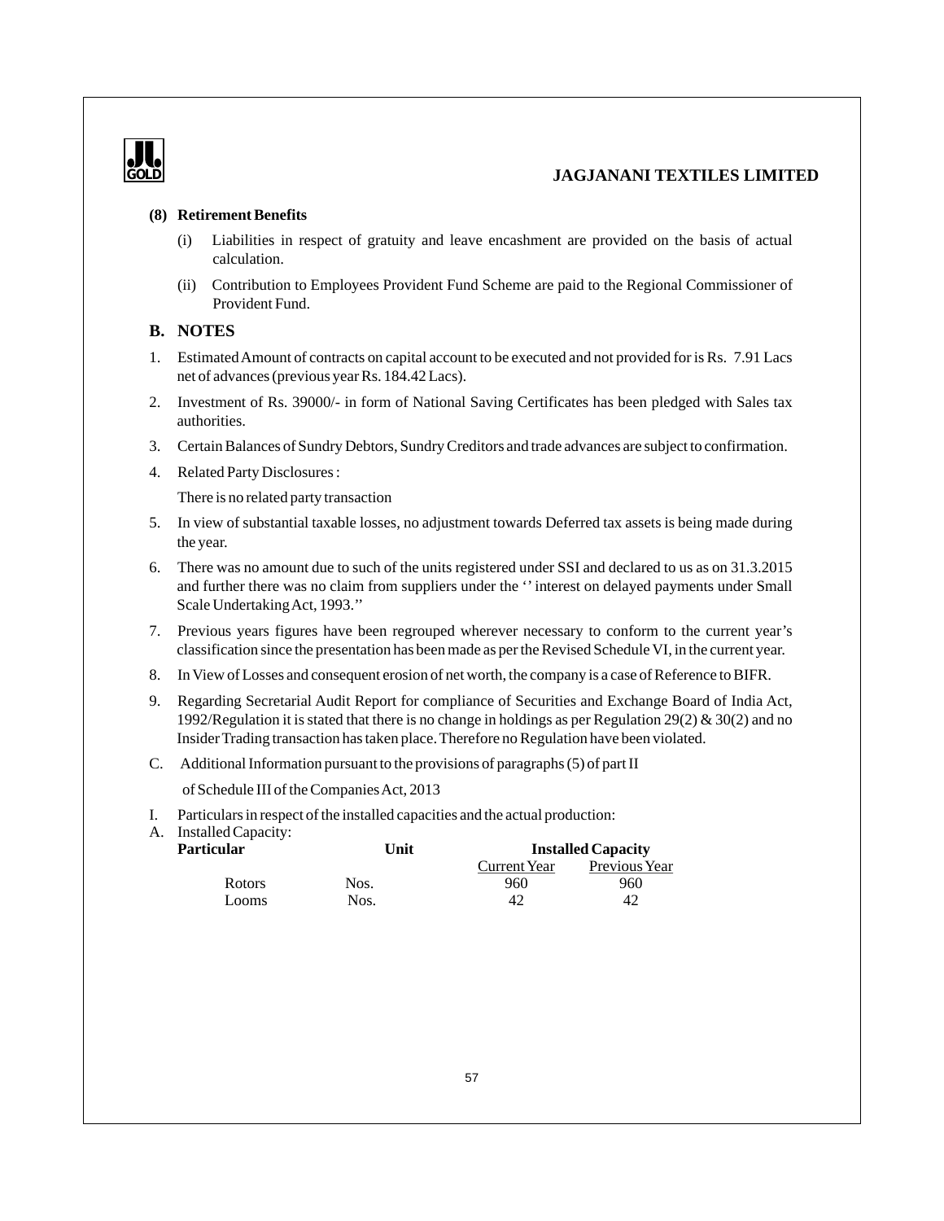**(8) Retirement Benefits**

(i) Liabilities in respect of gratuity and leave encashment are provided on the basis of actual calculation.

(ii) Contribution to Employees Provident Fund Scheme are paid to the Regional Commissioner of Provident Fund.

## B. NOTES

1. Estimated Amount of contracts on capital account to be executed and not provided for is Rs. 7.91 Lacs net of advances (previous year Rs. 184.42 Lacs).
2. Investment of Rs. 39000/- in form of National Saving Certificates has been pledged with Sales tax authorities.
3. Certain Balances of Sundry Debtors, Sundry Creditors and trade advances are subject to confirmation.
4. Related Party Disclosures :

   There is no related party transaction
5. In view of substantial taxable losses, no adjustment towards Deferred tax assets is being made during the year.
6. There was no amount due to such of the units registered under SSI and declared to us as on 31.3.2015 and further there was no claim from suppliers under the '' interest on delayed payments under Small Scale Undertaking Act, 1993.''
7. Previous years figures have been regrouped wherever necessary to conform to the current year's classification since the presentation has been made as per the Revised Schedule VI, in the current year.
8. In View of Losses and consequent erosion of net worth, the company is a case of Reference to BIFR.
9. Regarding Secretarial Audit Report for compliance of Securities and Exchange Board of India Act, 1992/Regulation it is stated that there is no change in holdings as per Regulation 29(2) & 30(2) and no Insider Trading transaction has taken place. Therefore no Regulation have been violated.

C. Additional Information pursuant to the provisions of paragraphs (5) of part II of Schedule III of the Companies Act, 2013

I. Particulars in respect of the installed capacities and the actual production:

A. Installed Capacity:

| **Particular** | **Unit** | **Installed Capacity** | |
|---|---|---|---|
| | | Current Year | Previous Year |
| Rotors | Nos. | 960 | 960 |
| Looms | Nos. | 42 | 42 |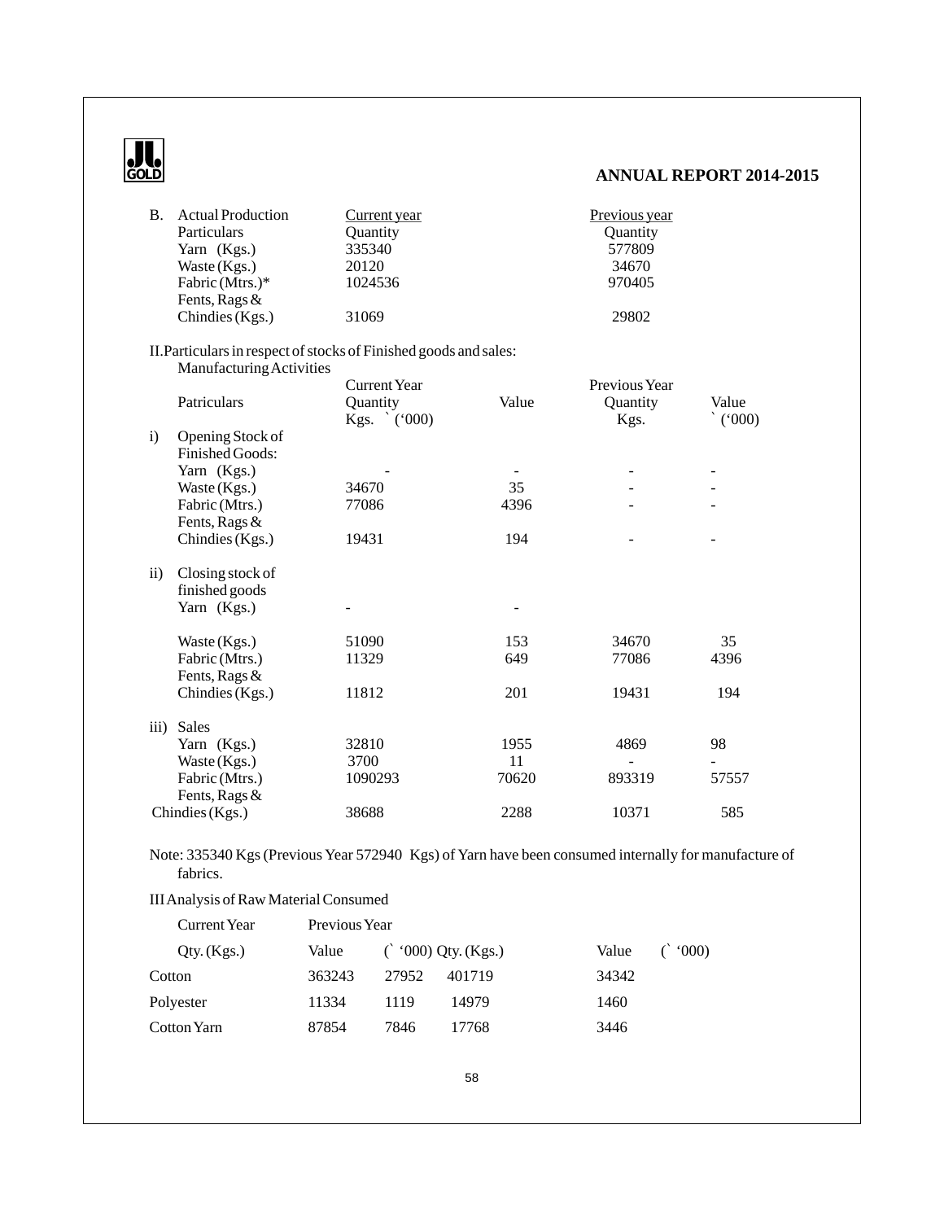B. Actual Production

| Particulars | Current year Quantity | Previous year Quantity |
|---|---|---|
| Yarn (Kgs.) | 335340 | 577809 |
| Waste (Kgs.) | 20120 | 34670 |
| Fabric (Mtrs.)* | 1024536 | 970405 |
| Fents, Rags & Chindies (Kgs.) | 31069 | 29802 |

II. Particulars in respect of stocks of Finished goods and sales:

Manufacturing Activities

| | Patriculars | Current Year Quantity Kgs. | Value ` ('000) | Previous Year Quantity Kgs. | Value ` ('000) |
|---|---|---|---|---|---|
| i) | Opening Stock of Finished Goods: | | | | |
| | Yarn (Kgs.) | - | - | - | - |
| | Waste (Kgs.) | 34670 | 35 | - | - |
| | Fabric (Mtrs.) | 77086 | 4396 | - | - |
| | Fents, Rags & Chindies (Kgs.) | 19431 | 194 | - | - |
| ii) | Closing stock of finished goods | | | | |
| | Yarn (Kgs.) | - | - | | |
| | Waste (Kgs.) | 51090 | 153 | 34670 | 35 |
| | Fabric (Mtrs.) | 11329 | 649 | 77086 | 4396 |
| | Fents, Rags & Chindies (Kgs.) | 11812 | 201 | 19431 | 194 |
| iii) | Sales | | | | |
| | Yarn (Kgs.) | 32810 | 1955 | 4869 | 98 |
| | Waste (Kgs.) | 3700 | 11 | - | - |
| | Fabric (Mtrs.) | 1090293 | 70620 | 893319 | 57557 |
| | Fents, Rags & Chindies (Kgs.) | 38688 | 2288 | 10371 | 585 |

Note: 335340 Kgs (Previous Year 572940 Kgs) of Yarn have been consumed internally for manufacture of fabrics.

III Analysis of Raw Material Consumed

| | Current Year Qty. (Kgs.) | Value (` '000) | Previous Year Qty. (Kgs.) | Value (` '000) |
|---|---|---|---|---|
| Cotton | 363243 | 27952 | 401719 | 34342 |
| Polyester | 11334 | 1119 | 14979 | 1460 |
| Cotton Yarn | 87854 | 7846 | 17768 | 3446 |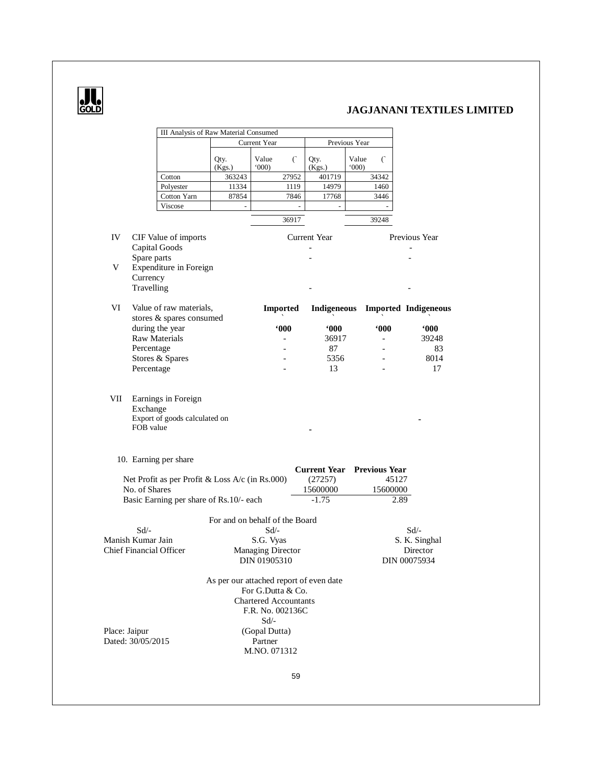**JAGJANANI TEXTILES LIMITED**

| III Analysis of Raw Material Consumed | Current Year | | Previous Year | |
|---|---|---|---|---|
| | Qty. (Kgs.) | Value (` '000) | Qty. (Kgs.) | Value (` '000) |
| Cotton | 363243 | 27952 | 401719 | 34342 |
| Polyester | 11334 | 1119 | 14979 | 1460 |
| Cotton Yarn | 87854 | 7846 | 17768 | 3446 |
| Viscose | - | - | - | - |
| | | 36917 | | 39248 |

| | | Current Year | Previous Year |
|---|---|---|---|
| IV | CIF Value of imports | | |
| | Capital Goods | - | - |
| | Spare parts | - | - |
| V | Expenditure in Foreign Currency | | |
| | Travelling | - | - |

| VI | Value of raw materials, stores & spares consumed during the year | Imported ` '000 | Indigeneous ` '000 | Imported ` '000 | Indigeneous ` '000 |
|---|---|---|---|---|---|
| | Raw Materials | - | 36917 | - | 39248 |
| | Percentage | - | 87 | - | 83 |
| | Stores & Spares | - | 5356 | - | 8014 |
| | Percentage | - | 13 | - | 17 |

| VII | Earnings in Foreign Exchange | | |
|---|---|---|---|
| | Export of goods calculated on FOB value | - | - |

10. Earning per share

| | Current Year | Previous Year |
|---|---|---|
| Net Profit as per Profit & Loss A/c (in Rs.000) | (27257) | 45127 |
| No. of Shares | 15600000 | 15600000 |
| Basic Earning per share of Rs.10/- each | -1.75 | 2.89 |

For and on behalf of the Board

| Sd/- | Sd/- | Sd/- |
|---|---|---|
| Manish Kumar Jain | S.G. Vyas | S. K. Singhal |
| Chief Financial Officer | Managing Director | Director |
| | DIN 01905310 | DIN 00075934 |

As per our attached report of even date
For G.Dutta & Co.
Chartered Accountants
F.R. No. 002136C
Sd/-
(Gopal Dutta)
Partner
M.NO. 071312

Place: Jaipur
Dated: 30/05/2015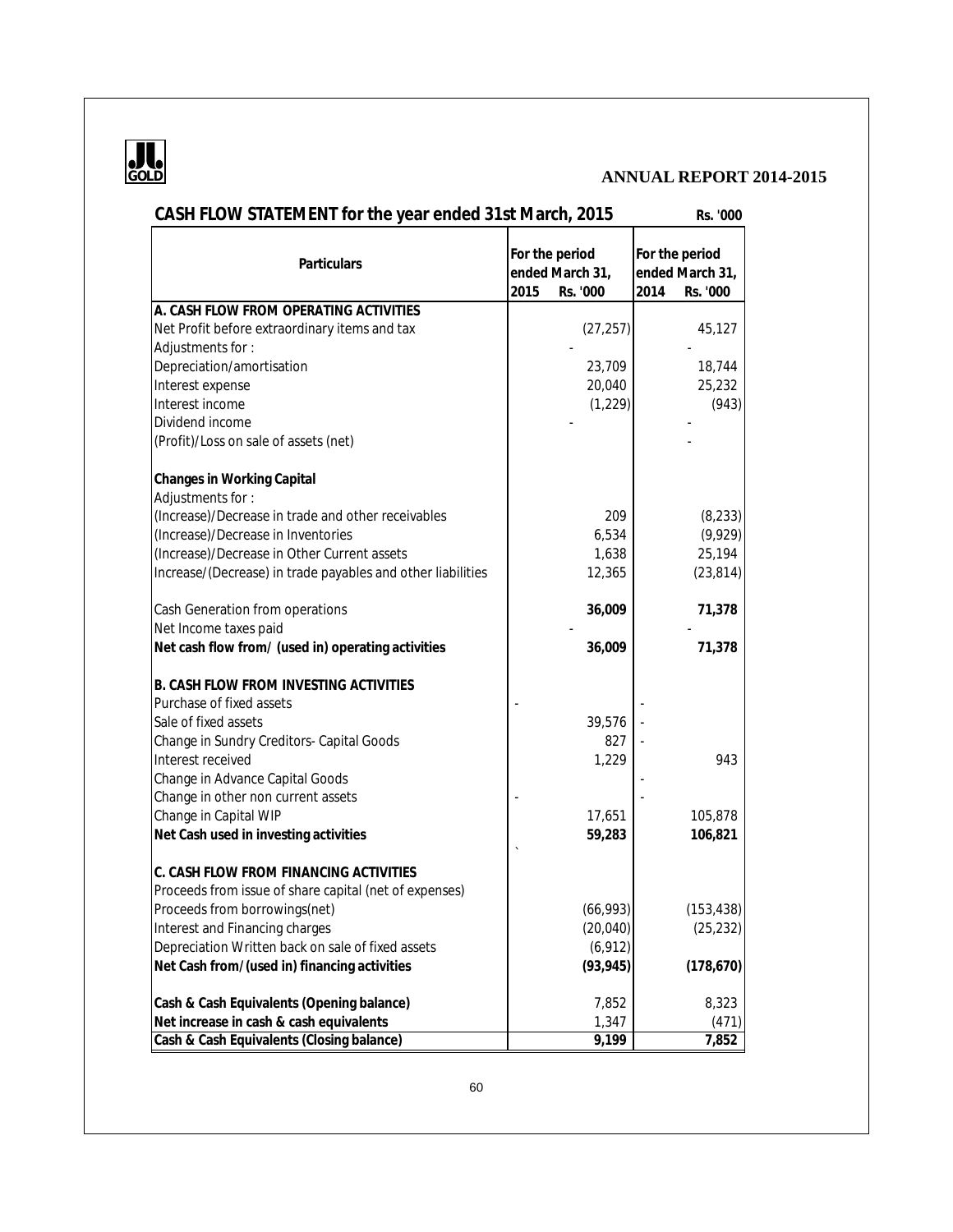## CASH FLOW STATEMENT for the year ended 31st March, 2015

Rs. '000

| Particulars | For the period ended March 31, 2015 Rs. '000 | For the period ended March 31, 2014 Rs. '000 |
|---|---|---|
| **A. CASH FLOW FROM OPERATING ACTIVITIES** | | |
| Net Profit before extraordinary items and tax | (27,257) | 45,127 |
| Adjustments for : | - | - |
| Depreciation/amortisation | 23,709 | 18,744 |
| Interest expense | 20,040 | 25,232 |
| Interest income | (1,229) | (943) |
| Dividend income | - | - |
| (Profit)/Loss on sale of assets (net) | | - |
| **Changes in Working Capital** | | |
| Adjustments for : | | |
| (Increase)/Decrease in trade and other receivables | 209 | (8,233) |
| (Increase)/Decrease in Inventories | 6,534 | (9,929) |
| (Increase)/Decrease in Other Current assets | 1,638 | 25,194 |
| Increase/(Decrease) in trade payables and other liabilities | 12,365 | (23,814) |
| Cash Generation from operations | **36,009** | **71,378** |
| Net Income taxes paid | - | - |
| **Net cash flow from/ (used in) operating activities** | **36,009** | **71,378** |
| **B. CASH FLOW FROM INVESTING ACTIVITIES** | | |
| Purchase of fixed assets | - | - |
| Sale of fixed assets | 39,576 | - |
| Change in Sundry Creditors- Capital Goods | 827 | - |
| Interest received | 1,229 | 943 |
| Change in Advance Capital Goods | | - |
| Change in other non current assets | - | - |
| Change in Capital WIP | 17,651 | 105,878 |
| **Net Cash used in investing activities** | **59,283** | **106,821** |
| **C. CASH FLOW FROM FINANCING ACTIVITIES** | | |
| Proceeds from issue of share capital (net of expenses) | | |
| Proceeds from borrowings(net) | (66,993) | (153,438) |
| Interest and Financing charges | (20,040) | (25,232) |
| Depreciation Written back on sale of fixed assets | (6,912) | |
| **Net Cash from/(used in) financing activities** | **(93,945)** | **(178,670)** |
| **Cash & Cash Equivalents (Opening balance)** | 7,852 | 8,323 |
| **Net increase in cash & cash equivalents** | 1,347 | (471) |
| **Cash & Cash Equivalents (Closing balance)** | **9,199** | **7,852** |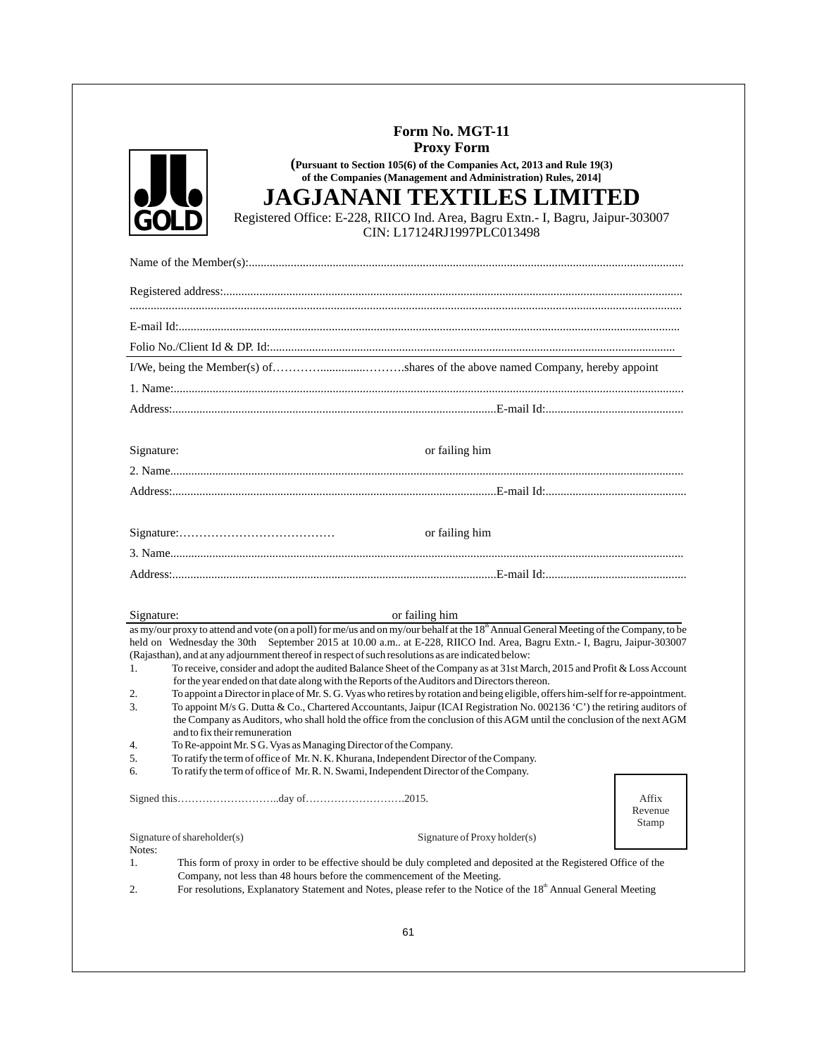**Form No. MGT-11**
**Proxy Form**

**(Pursuant to Section 105(6) of the Companies Act, 2013 and Rule 19(3) of the Companies (Management and Administration) Rules, 2014]**

# JAGJANANI TEXTILES LIMITED

Registered Office: E-228, RIICO Ind. Area, Bagru Extn.- I, Bagru, Jaipur-303007
CIN: L17124RJ1997PLC013498

Name of the Member(s):................................................................................................................................................

Registered address:.......................................................................................................................................................
..........................................................................................................................................................................................

E-mail Id:.......................................................................................................................................................................

Folio No./Client Id & DP. Id:......................................................................................................................................

I/We, being the Member(s) of…………..............……….shares of the above named Company, hereby appoint

1. Name:..........................................................................................................................................................................

Address:............................................................................................................E-mail Id:.............................................

Signature: or failing him

2. Name...........................................................................................................................................................................

Address:............................................................................................................E-mail Id:..............................................

Signature:………………………………… or failing him

3. Name...........................................................................................................................................................................

Address:............................................................................................................E-mail Id:..............................................

Signature: or failing him

as my/our proxy to attend and vote (on a poll) for me/us and on my/our behalf at the 18th Annual General Meeting of the Company, to be held on Wednesday the 30th September 2015 at 10.00 a.m.. at E-228, RIICO Ind. Area, Bagru Extn.- I, Bagru, Jaipur-303007 (Rajasthan), and at any adjournment thereof in respect of such resolutions as are indicated below:

1. To receive, consider and adopt the audited Balance Sheet of the Company as at 31st March, 2015 and Profit & Loss Account for the year ended on that date along with the Reports of the Auditors and Directors thereon.
2. To appoint a Director in place of Mr. S. G. Vyas who retires by rotation and being eligible, offers him-self for re-appointment.
3. To appoint M/s G. Dutta & Co., Chartered Accountants, Jaipur (ICAI Registration No. 002136 'C') the retiring auditors of the Company as Auditors, who shall hold the office from the conclusion of this AGM until the conclusion of the next AGM and to fix their remuneration
4. To Re-appoint Mr. S G. Vyas as Managing Director of the Company.
5. To ratify the term of office of Mr. N. K. Khurana, Independent Director of the Company.
6. To ratify the term of office of Mr. R. N. Swami, Independent Director of the Company.

Signed this………………………..day of……………………….2015.

Affix Revenue Stamp

Signature of shareholder(s) Signature of Proxy holder(s)

Notes:

1. This form of proxy in order to be effective should be duly completed and deposited at the Registered Office of the Company, not less than 48 hours before the commencement of the Meeting.
2. For resolutions, Explanatory Statement and Notes, please refer to the Notice of the 18th Annual General Meeting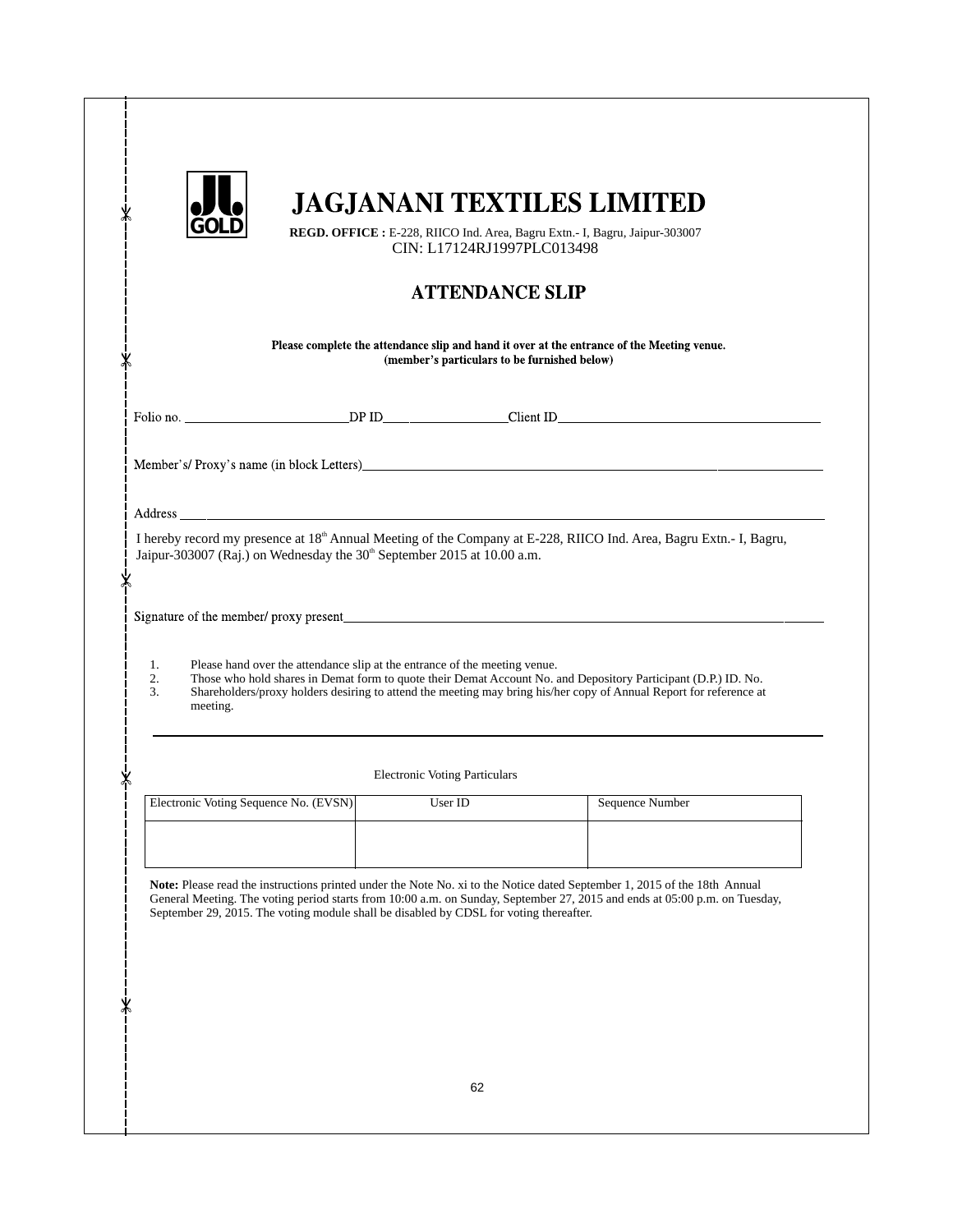# JAGJANANI TEXTILES LIMITED

**REGD. OFFICE :** E-228, RIICO Ind. Area, Bagru Extn.- I, Bagru, Jaipur-303007
CIN: L17124RJ1997PLC013498

## ATTENDANCE SLIP

**Please complete the attendance slip and hand it over at the entrance of the Meeting venue.**
**(member's particulars to be furnished below)**

Folio no. ________________________DP ID________________Client ID________________________________________

Member's/ Proxy's name (in block Letters)________________________________________________________________

Address ____________________________________________________________________________________________

I hereby record my presence at 18th Annual Meeting of the Company at E-228, RIICO Ind. Area, Bagru Extn.- I, Bagru, Jaipur-303007 (Raj.) on Wednesday the 30th September 2015 at 10.00 a.m.

Signature of the member/ proxy present_____________________________________________________________________

1. Please hand over the attendance slip at the entrance of the meeting venue.
2. Those who hold shares in Demat form to quote their Demat Account No. and Depository Participant (D.P.) ID. No.
3. Shareholders/proxy holders desiring to attend the meeting may bring his/her copy of Annual Report for reference at meeting.

---

Electronic Voting Particulars

| Electronic Voting Sequence No. (EVSN) | User ID | Sequence Number |
|---|---|---|
| | | |

**Note:** Please read the instructions printed under the Note No. xi to the Notice dated September 1, 2015 of the 18th Annual General Meeting. The voting period starts from 10:00 a.m. on Sunday, September 27, 2015 and ends at 05:00 p.m. on Tuesday, September 29, 2015. The voting module shall be disabled by CDSL for voting thereafter.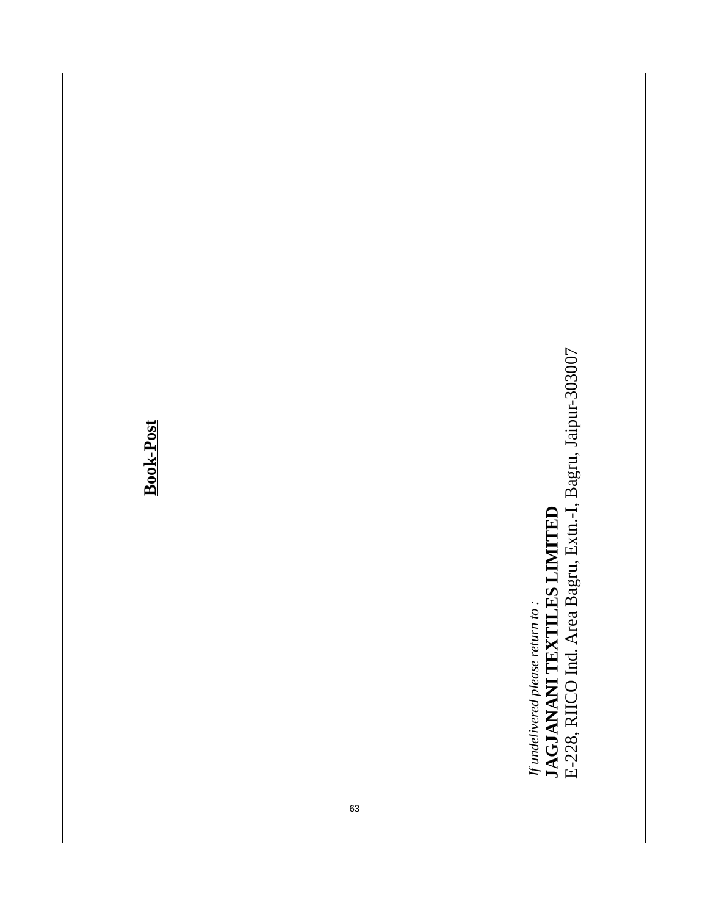**<u>Book-Post</u>**

*If undelivered please return to :*

**JAGJANANI TEXTILES LIMITED**

E-228, RIICO Ind. Area Bagru, Extn.-I, Bagru, Jaipur-303007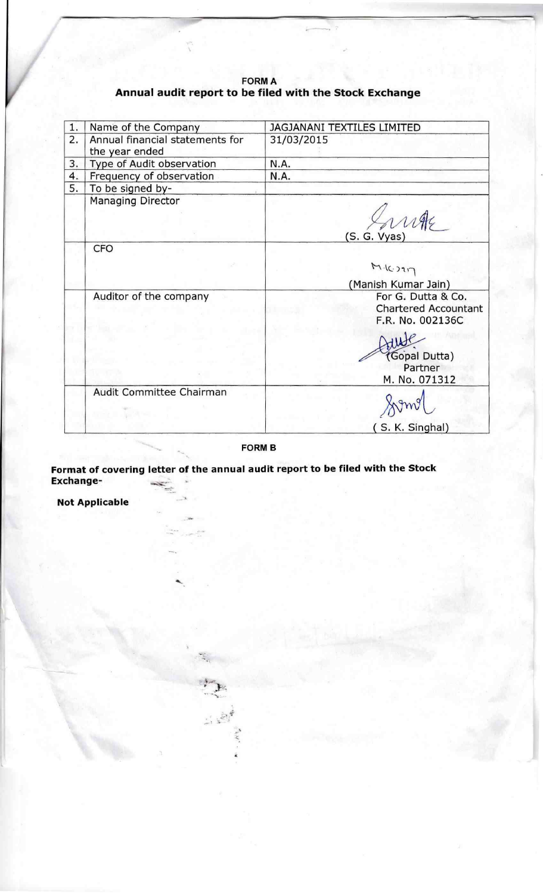**FORM A**

**Annual audit report to be filed with the Stock Exchange**

| | | |
|---|---|---|
| 1. | Name of the Company | JAGJANANI TEXTILES LIMITED |
| 2. | Annual financial statements for the year ended | 31/03/2015 |
| 3. | Type of Audit observation | N.A. |
| 4. | Frequency of observation | N.A. |
| 5. | To be signed by- | |
| | Managing Director | (S. G. Vyas) |
| | CFO | (Manish Kumar Jain) |
| | Auditor of the company | For G. Dutta & Co. Chartered Accountant F.R. No. 002136C (Gopal Dutta) Partner M. No. 071312 |
| | Audit Committee Chairman | ( S. K. Singhal) |

**FORM B**

**Format of covering letter of the annual audit report to be filed with the Stock Exchange-**

**Not Applicable**